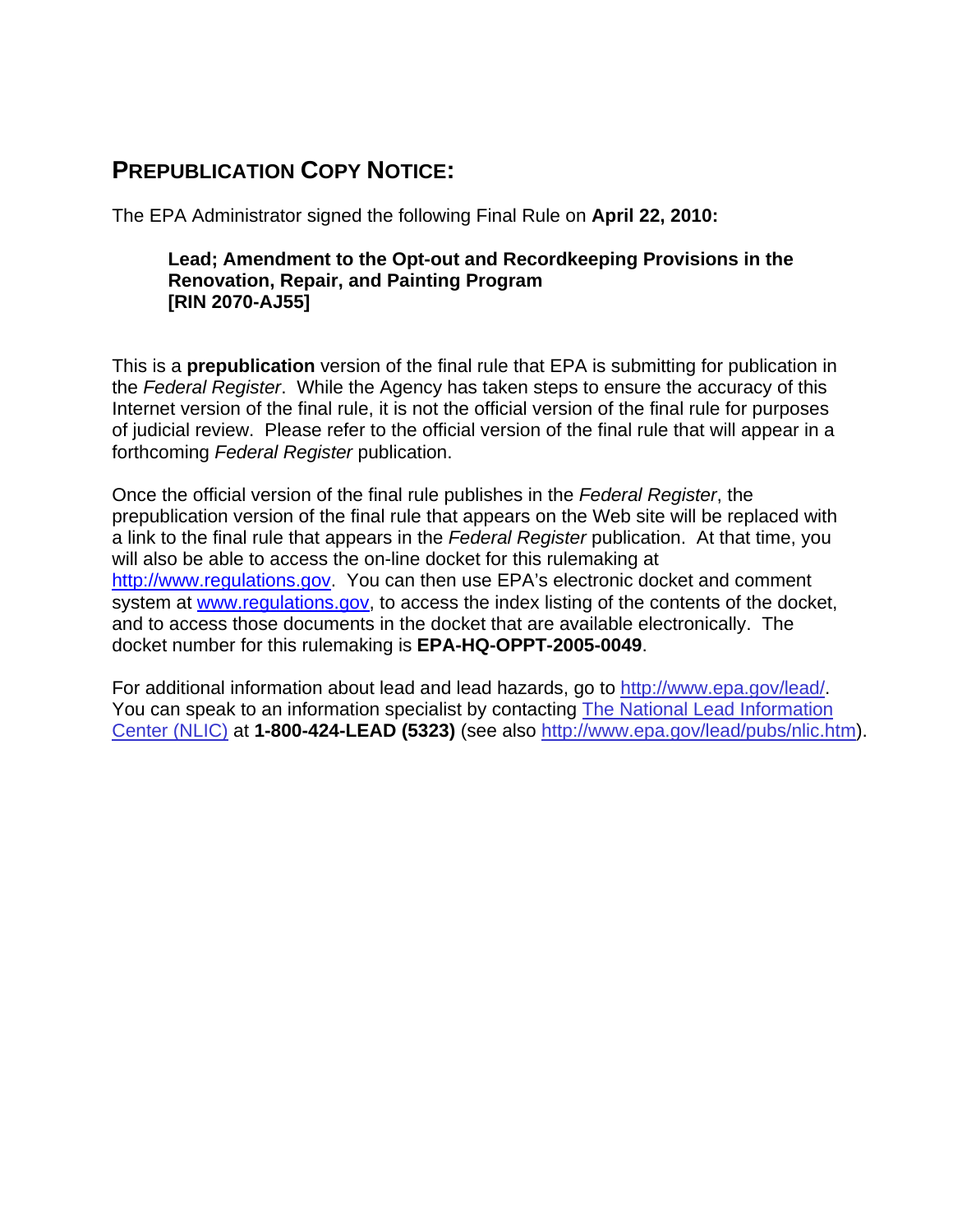## PREPUBLICATION COPY NOTICE:

The EPA Administrator signed the following Final Rule on **April 22, 2010:**

> **Lead; Amendment to the Opt-out and Recordkeeping Provisions in the Renovation, Repair, and Painting Program**
> **[RIN 2070-AJ55]**

This is a **prepublication** version of the final rule that EPA is submitting for publication in the *Federal Register*. While the Agency has taken steps to ensure the accuracy of this Internet version of the final rule, it is not the official version of the final rule for purposes of judicial review. Please refer to the official version of the final rule that will appear in a forthcoming *Federal Register* publication.

Once the official version of the final rule publishes in the *Federal Register*, the prepublication version of the final rule that appears on the Web site will be replaced with a link to the final rule that appears in the *Federal Register* publication. At that time, you will also be able to access the on-line docket for this rulemaking at http://www.regulations.gov. You can then use EPA's electronic docket and comment system at www.regulations.gov, to access the index listing of the contents of the docket, and to access those documents in the docket that are available electronically. The docket number for this rulemaking is **EPA-HQ-OPPT-2005-0049**.

For additional information about lead and lead hazards, go to http://www.epa.gov/lead/. You can speak to an information specialist by contacting The National Lead Information Center (NLIC) at **1-800-424-LEAD (5323)** (see also http://www.epa.gov/lead/pubs/nlic.htm).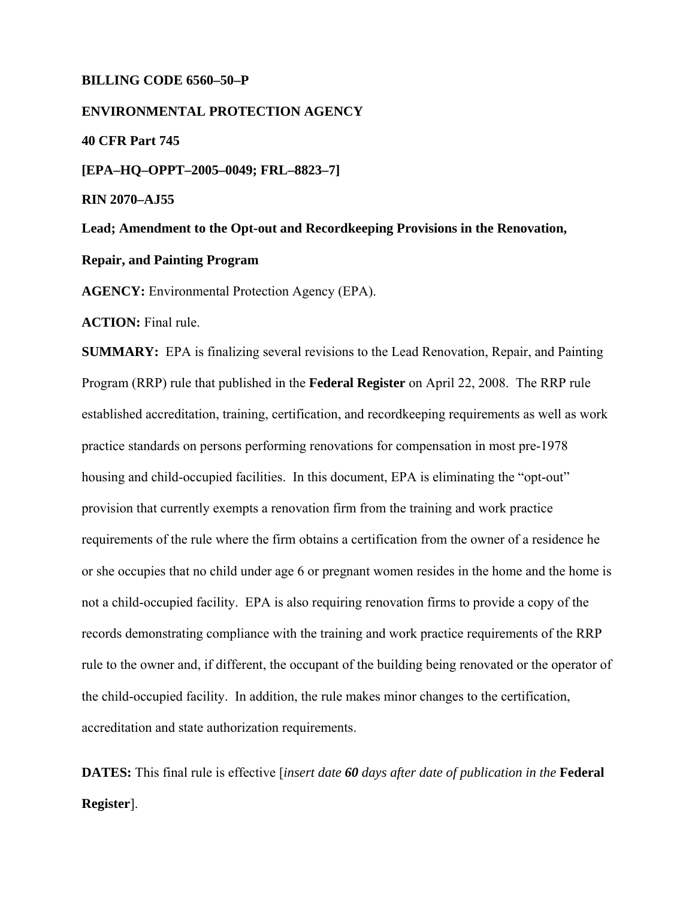**BILLING CODE 6560–50–P**

**ENVIRONMENTAL PROTECTION AGENCY**

**40 CFR Part 745**

**[EPA–HQ–OPPT–2005–0049; FRL–8823–7]**

**RIN 2070–AJ55**

**Lead; Amendment to the Opt-out and Recordkeeping Provisions in the Renovation, Repair, and Painting Program**

**AGENCY:** Environmental Protection Agency (EPA).

**ACTION:** Final rule.

**SUMMARY:** EPA is finalizing several revisions to the Lead Renovation, Repair, and Painting Program (RRP) rule that published in the **Federal Register** on April 22, 2008. The RRP rule established accreditation, training, certification, and recordkeeping requirements as well as work practice standards on persons performing renovations for compensation in most pre-1978 housing and child-occupied facilities. In this document, EPA is eliminating the "opt-out" provision that currently exempts a renovation firm from the training and work practice requirements of the rule where the firm obtains a certification from the owner of a residence he or she occupies that no child under age 6 or pregnant women resides in the home and the home is not a child-occupied facility. EPA is also requiring renovation firms to provide a copy of the records demonstrating compliance with the training and work practice requirements of the RRP rule to the owner and, if different, the occupant of the building being renovated or the operator of the child-occupied facility. In addition, the rule makes minor changes to the certification, accreditation and state authorization requirements.

**DATES:** This final rule is effective [*insert date **60** days after date of publication in the* **Federal Register**].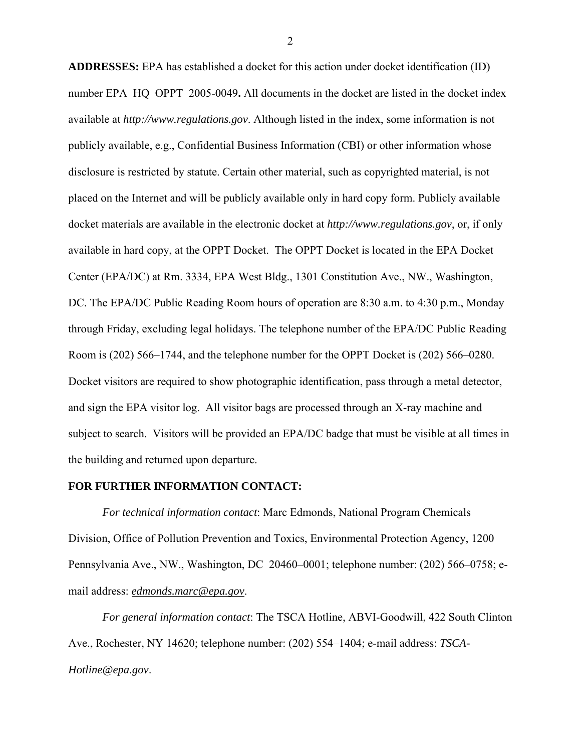**ADDRESSES:** EPA has established a docket for this action under docket identification (ID) number EPA–HQ–OPPT–2005-0049**.** All documents in the docket are listed in the docket index available at *http://www.regulations.gov*. Although listed in the index, some information is not publicly available, e.g., Confidential Business Information (CBI) or other information whose disclosure is restricted by statute. Certain other material, such as copyrighted material, is not placed on the Internet and will be publicly available only in hard copy form. Publicly available docket materials are available in the electronic docket at *http://www.regulations.gov*, or, if only available in hard copy, at the OPPT Docket. The OPPT Docket is located in the EPA Docket Center (EPA/DC) at Rm. 3334, EPA West Bldg., 1301 Constitution Ave., NW., Washington, DC. The EPA/DC Public Reading Room hours of operation are 8:30 a.m. to 4:30 p.m., Monday through Friday, excluding legal holidays. The telephone number of the EPA/DC Public Reading Room is (202) 566–1744, and the telephone number for the OPPT Docket is (202) 566–0280. Docket visitors are required to show photographic identification, pass through a metal detector, and sign the EPA visitor log. All visitor bags are processed through an X-ray machine and subject to search. Visitors will be provided an EPA/DC badge that must be visible at all times in the building and returned upon departure.

**FOR FURTHER INFORMATION CONTACT:**

*For technical information contact*: Marc Edmonds, National Program Chemicals Division, Office of Pollution Prevention and Toxics, Environmental Protection Agency, 1200 Pennsylvania Ave., NW., Washington, DC 20460–0001; telephone number: (202) 566–0758; e-mail address: *edmonds.marc@epa.gov*.

*For general information contact*: The TSCA Hotline, ABVI-Goodwill, 422 South Clinton Ave., Rochester, NY 14620; telephone number: (202) 554–1404; e-mail address: *TSCA-Hotline@epa.gov*.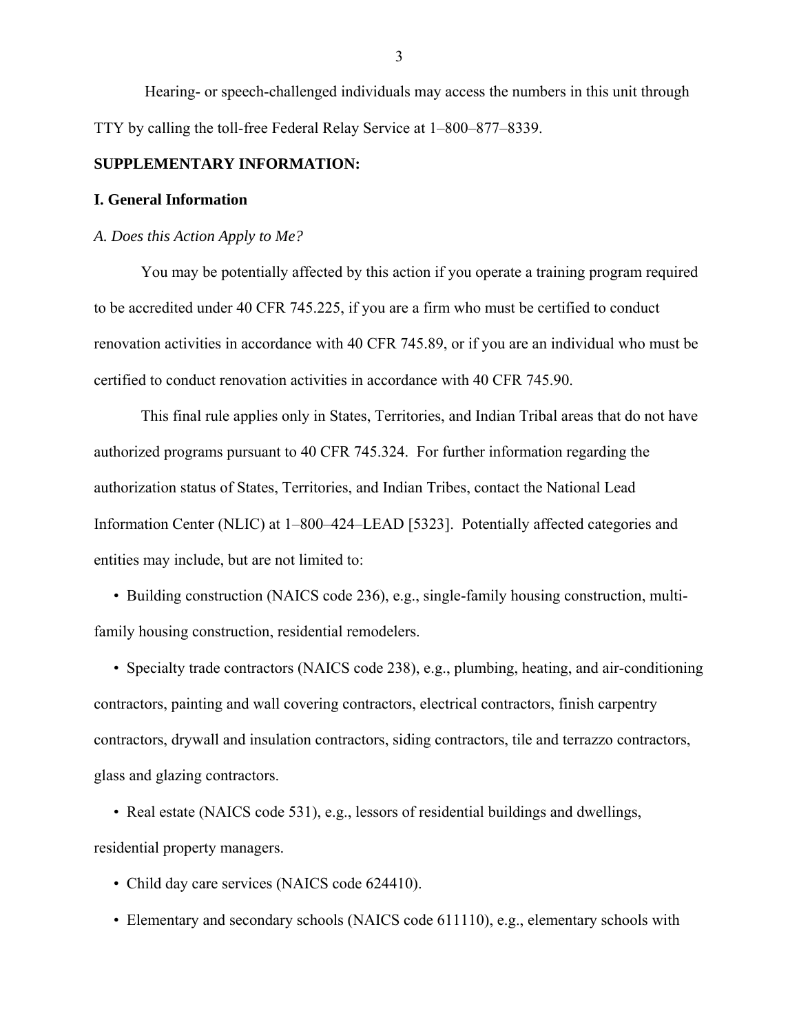Hearing- or speech-challenged individuals may access the numbers in this unit through TTY by calling the toll-free Federal Relay Service at 1–800–877–8339.

**SUPPLEMENTARY INFORMATION:**

## I. General Information

### *A. Does this Action Apply to Me?*

You may be potentially affected by this action if you operate a training program required to be accredited under 40 CFR 745.225, if you are a firm who must be certified to conduct renovation activities in accordance with 40 CFR 745.89, or if you are an individual who must be certified to conduct renovation activities in accordance with 40 CFR 745.90.

This final rule applies only in States, Territories, and Indian Tribal areas that do not have authorized programs pursuant to 40 CFR 745.324. For further information regarding the authorization status of States, Territories, and Indian Tribes, contact the National Lead Information Center (NLIC) at 1–800–424–LEAD [5323]. Potentially affected categories and entities may include, but are not limited to:

- Building construction (NAICS code 236), e.g., single-family housing construction, multi-family housing construction, residential remodelers.
- Specialty trade contractors (NAICS code 238), e.g., plumbing, heating, and air-conditioning contractors, painting and wall covering contractors, electrical contractors, finish carpentry contractors, drywall and insulation contractors, siding contractors, tile and terrazzo contractors, glass and glazing contractors.
- Real estate (NAICS code 531), e.g., lessors of residential buildings and dwellings, residential property managers.
- Child day care services (NAICS code 624410).
- Elementary and secondary schools (NAICS code 611110), e.g., elementary schools with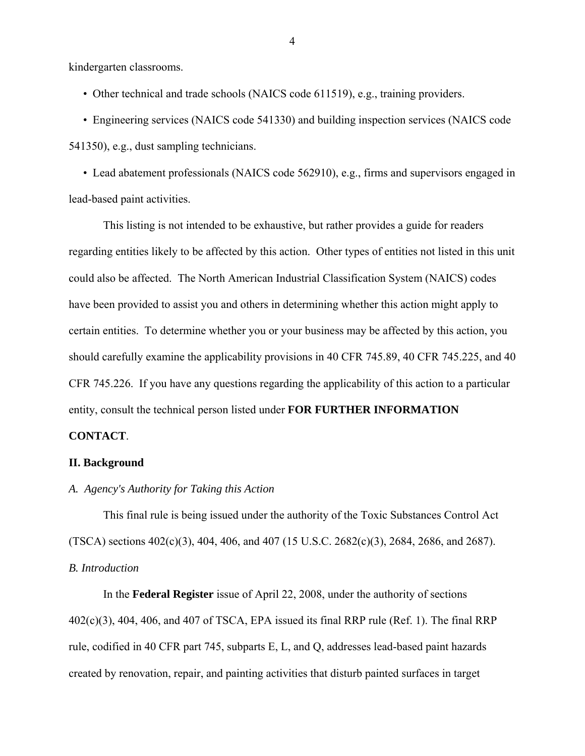kindergarten classrooms.

- Other technical and trade schools (NAICS code 611519), e.g., training providers.
- Engineering services (NAICS code 541330) and building inspection services (NAICS code 541350), e.g., dust sampling technicians.
- Lead abatement professionals (NAICS code 562910), e.g., firms and supervisors engaged in lead-based paint activities.

This listing is not intended to be exhaustive, but rather provides a guide for readers regarding entities likely to be affected by this action. Other types of entities not listed in this unit could also be affected. The North American Industrial Classification System (NAICS) codes have been provided to assist you and others in determining whether this action might apply to certain entities. To determine whether you or your business may be affected by this action, you should carefully examine the applicability provisions in 40 CFR 745.89, 40 CFR 745.225, and 40 CFR 745.226. If you have any questions regarding the applicability of this action to a particular entity, consult the technical person listed under **FOR FURTHER INFORMATION CONTACT**.

## II. Background

### *A. Agency's Authority for Taking this Action*

This final rule is being issued under the authority of the Toxic Substances Control Act (TSCA) sections 402(c)(3), 404, 406, and 407 (15 U.S.C. 2682(c)(3), 2684, 2686, and 2687).

### *B. Introduction*

In the **Federal Register** issue of April 22, 2008, under the authority of sections 402(c)(3), 404, 406, and 407 of TSCA, EPA issued its final RRP rule (Ref. 1). The final RRP rule, codified in 40 CFR part 745, subparts E, L, and Q, addresses lead-based paint hazards created by renovation, repair, and painting activities that disturb painted surfaces in target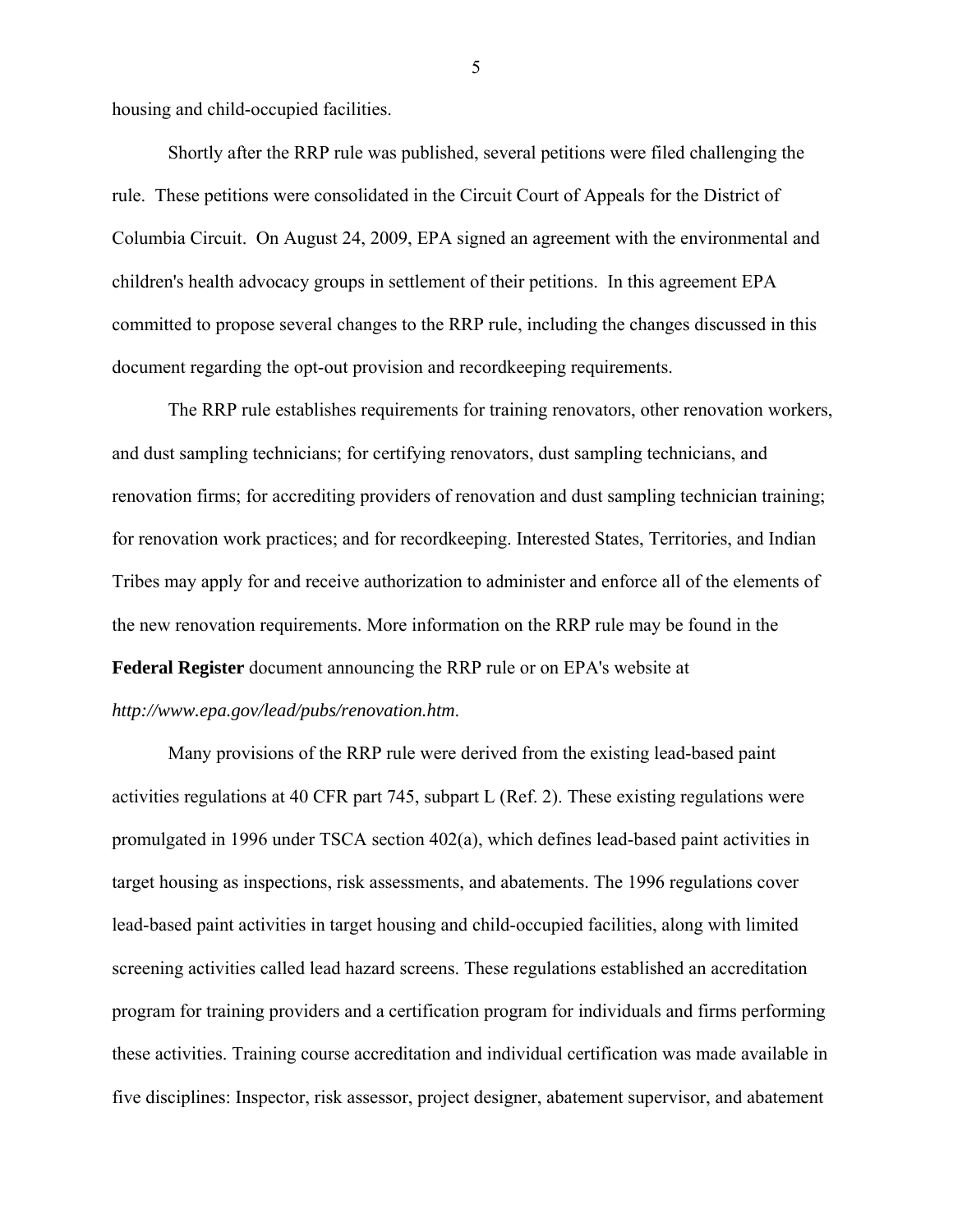housing and child-occupied facilities.

Shortly after the RRP rule was published, several petitions were filed challenging the rule. These petitions were consolidated in the Circuit Court of Appeals for the District of Columbia Circuit. On August 24, 2009, EPA signed an agreement with the environmental and children's health advocacy groups in settlement of their petitions. In this agreement EPA committed to propose several changes to the RRP rule, including the changes discussed in this document regarding the opt-out provision and recordkeeping requirements.

The RRP rule establishes requirements for training renovators, other renovation workers, and dust sampling technicians; for certifying renovators, dust sampling technicians, and renovation firms; for accrediting providers of renovation and dust sampling technician training; for renovation work practices; and for recordkeeping. Interested States, Territories, and Indian Tribes may apply for and receive authorization to administer and enforce all of the elements of the new renovation requirements. More information on the RRP rule may be found in the **Federal Register** document announcing the RRP rule or on EPA's website at *http://www.epa.gov/lead/pubs/renovation.htm*.

Many provisions of the RRP rule were derived from the existing lead-based paint activities regulations at 40 CFR part 745, subpart L (Ref. 2). These existing regulations were promulgated in 1996 under TSCA section 402(a), which defines lead-based paint activities in target housing as inspections, risk assessments, and abatements. The 1996 regulations cover lead-based paint activities in target housing and child-occupied facilities, along with limited screening activities called lead hazard screens. These regulations established an accreditation program for training providers and a certification program for individuals and firms performing these activities. Training course accreditation and individual certification was made available in five disciplines: Inspector, risk assessor, project designer, abatement supervisor, and abatement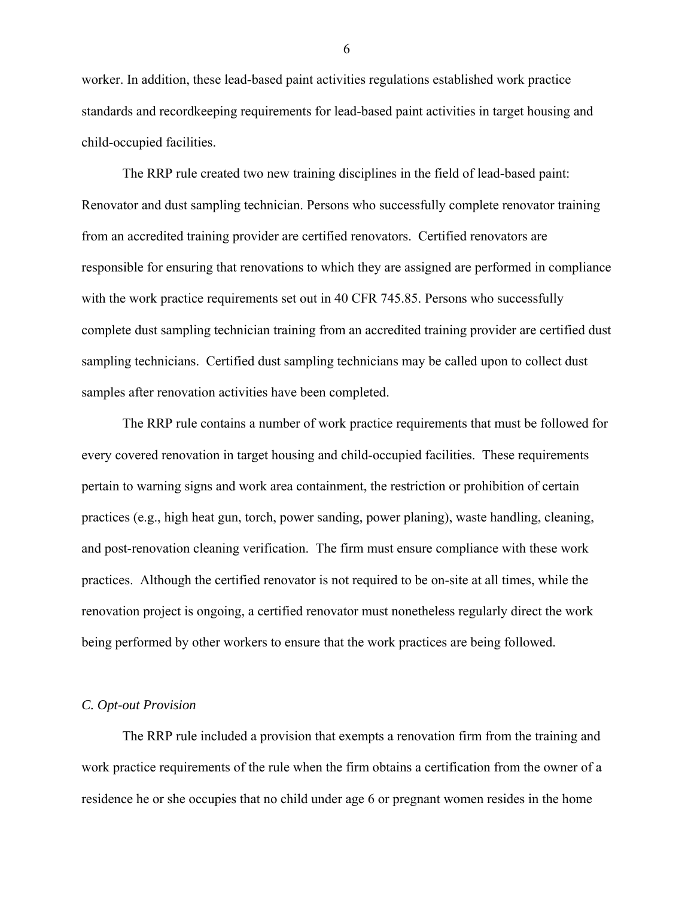worker. In addition, these lead-based paint activities regulations established work practice standards and recordkeeping requirements for lead-based paint activities in target housing and child-occupied facilities.

The RRP rule created two new training disciplines in the field of lead-based paint: Renovator and dust sampling technician. Persons who successfully complete renovator training from an accredited training provider are certified renovators. Certified renovators are responsible for ensuring that renovations to which they are assigned are performed in compliance with the work practice requirements set out in 40 CFR 745.85. Persons who successfully complete dust sampling technician training from an accredited training provider are certified dust sampling technicians. Certified dust sampling technicians may be called upon to collect dust samples after renovation activities have been completed.

The RRP rule contains a number of work practice requirements that must be followed for every covered renovation in target housing and child-occupied facilities. These requirements pertain to warning signs and work area containment, the restriction or prohibition of certain practices (e.g., high heat gun, torch, power sanding, power planing), waste handling, cleaning, and post-renovation cleaning verification. The firm must ensure compliance with these work practices. Although the certified renovator is not required to be on-site at all times, while the renovation project is ongoing, a certified renovator must nonetheless regularly direct the work being performed by other workers to ensure that the work practices are being followed.

*C. Opt-out Provision*

The RRP rule included a provision that exempts a renovation firm from the training and work practice requirements of the rule when the firm obtains a certification from the owner of a residence he or she occupies that no child under age 6 or pregnant women resides in the home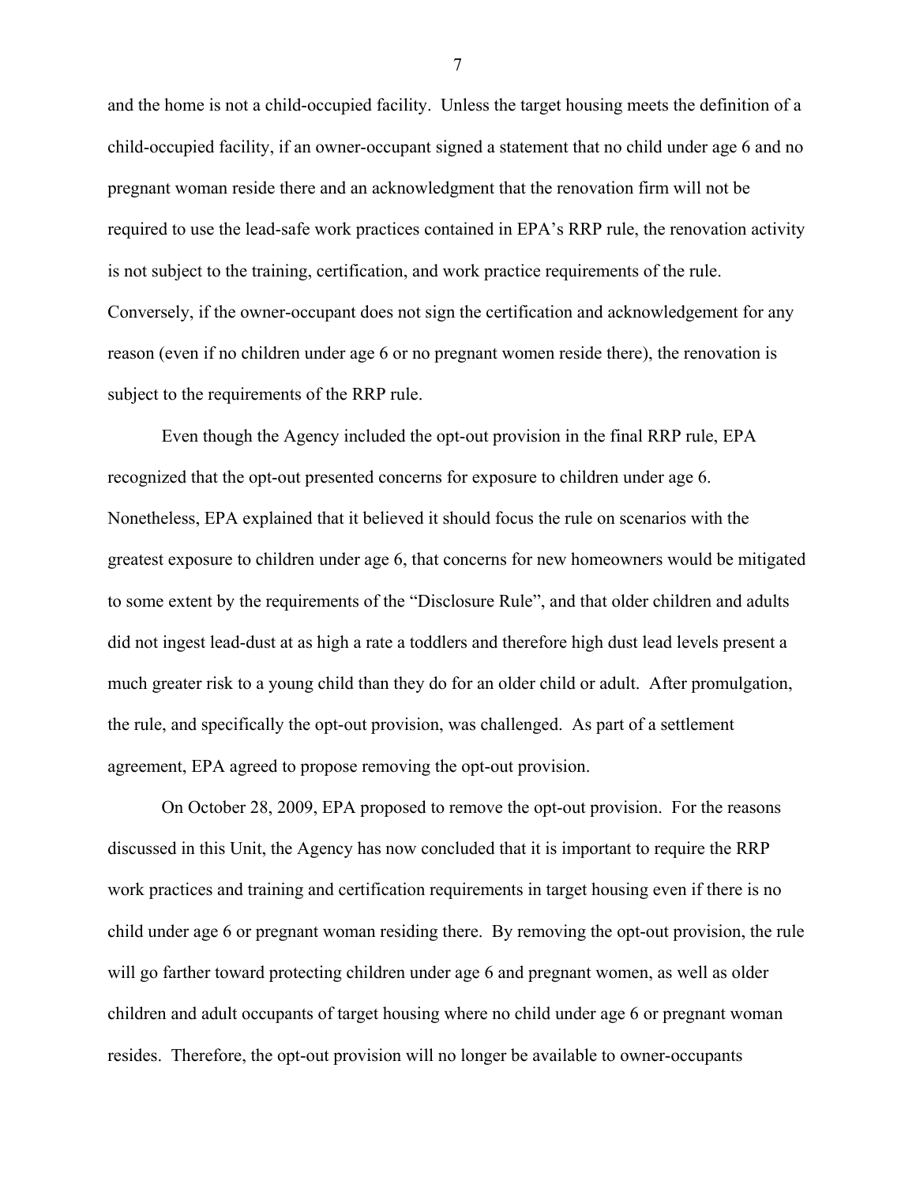and the home is not a child-occupied facility. Unless the target housing meets the definition of a child-occupied facility, if an owner-occupant signed a statement that no child under age 6 and no pregnant woman reside there and an acknowledgment that the renovation firm will not be required to use the lead-safe work practices contained in EPA's RRP rule, the renovation activity is not subject to the training, certification, and work practice requirements of the rule. Conversely, if the owner-occupant does not sign the certification and acknowledgement for any reason (even if no children under age 6 or no pregnant women reside there), the renovation is subject to the requirements of the RRP rule.

Even though the Agency included the opt-out provision in the final RRP rule, EPA recognized that the opt-out presented concerns for exposure to children under age 6. Nonetheless, EPA explained that it believed it should focus the rule on scenarios with the greatest exposure to children under age 6, that concerns for new homeowners would be mitigated to some extent by the requirements of the "Disclosure Rule", and that older children and adults did not ingest lead-dust at as high a rate a toddlers and therefore high dust lead levels present a much greater risk to a young child than they do for an older child or adult. After promulgation, the rule, and specifically the opt-out provision, was challenged. As part of a settlement agreement, EPA agreed to propose removing the opt-out provision.

On October 28, 2009, EPA proposed to remove the opt-out provision. For the reasons discussed in this Unit, the Agency has now concluded that it is important to require the RRP work practices and training and certification requirements in target housing even if there is no child under age 6 or pregnant woman residing there. By removing the opt-out provision, the rule will go farther toward protecting children under age 6 and pregnant women, as well as older children and adult occupants of target housing where no child under age 6 or pregnant woman resides. Therefore, the opt-out provision will no longer be available to owner-occupants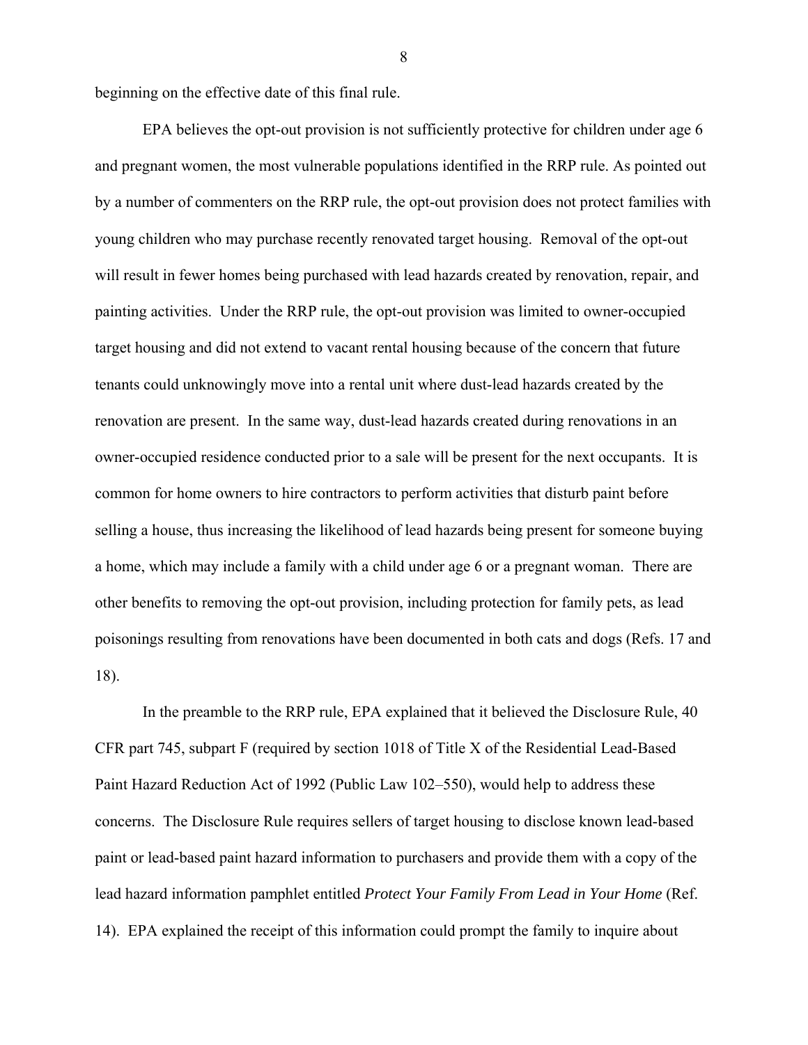beginning on the effective date of this final rule.

EPA believes the opt-out provision is not sufficiently protective for children under age 6 and pregnant women, the most vulnerable populations identified in the RRP rule. As pointed out by a number of commenters on the RRP rule, the opt-out provision does not protect families with young children who may purchase recently renovated target housing. Removal of the opt-out will result in fewer homes being purchased with lead hazards created by renovation, repair, and painting activities. Under the RRP rule, the opt-out provision was limited to owner-occupied target housing and did not extend to vacant rental housing because of the concern that future tenants could unknowingly move into a rental unit where dust-lead hazards created by the renovation are present. In the same way, dust-lead hazards created during renovations in an owner-occupied residence conducted prior to a sale will be present for the next occupants. It is common for home owners to hire contractors to perform activities that disturb paint before selling a house, thus increasing the likelihood of lead hazards being present for someone buying a home, which may include a family with a child under age 6 or a pregnant woman. There are other benefits to removing the opt-out provision, including protection for family pets, as lead poisonings resulting from renovations have been documented in both cats and dogs (Refs. 17 and 18).

In the preamble to the RRP rule, EPA explained that it believed the Disclosure Rule, 40 CFR part 745, subpart F (required by section 1018 of Title X of the Residential Lead-Based Paint Hazard Reduction Act of 1992 (Public Law 102–550), would help to address these concerns. The Disclosure Rule requires sellers of target housing to disclose known lead-based paint or lead-based paint hazard information to purchasers and provide them with a copy of the lead hazard information pamphlet entitled *Protect Your Family From Lead in Your Home* (Ref. 14). EPA explained the receipt of this information could prompt the family to inquire about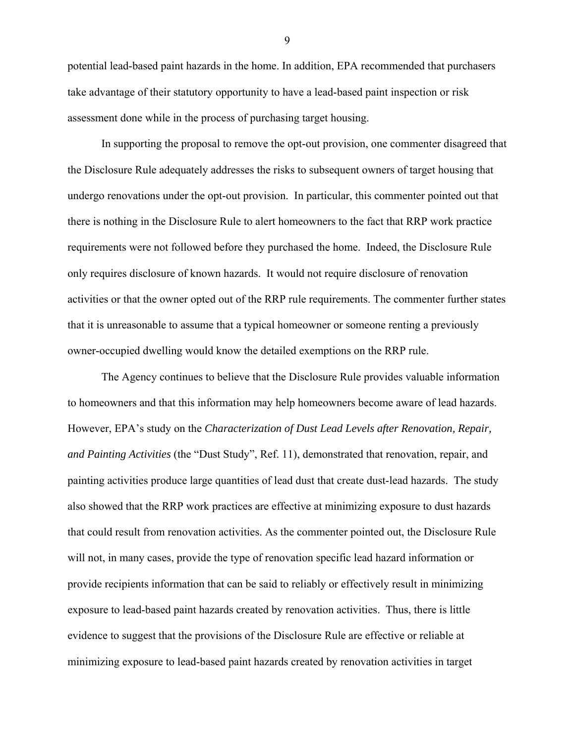potential lead-based paint hazards in the home. In addition, EPA recommended that purchasers take advantage of their statutory opportunity to have a lead-based paint inspection or risk assessment done while in the process of purchasing target housing.

In supporting the proposal to remove the opt-out provision, one commenter disagreed that the Disclosure Rule adequately addresses the risks to subsequent owners of target housing that undergo renovations under the opt-out provision. In particular, this commenter pointed out that there is nothing in the Disclosure Rule to alert homeowners to the fact that RRP work practice requirements were not followed before they purchased the home. Indeed, the Disclosure Rule only requires disclosure of known hazards. It would not require disclosure of renovation activities or that the owner opted out of the RRP rule requirements. The commenter further states that it is unreasonable to assume that a typical homeowner or someone renting a previously owner-occupied dwelling would know the detailed exemptions on the RRP rule.

The Agency continues to believe that the Disclosure Rule provides valuable information to homeowners and that this information may help homeowners become aware of lead hazards. However, EPA's study on the *Characterization of Dust Lead Levels after Renovation, Repair, and Painting Activities* (the "Dust Study", Ref. 11), demonstrated that renovation, repair, and painting activities produce large quantities of lead dust that create dust-lead hazards. The study also showed that the RRP work practices are effective at minimizing exposure to dust hazards that could result from renovation activities. As the commenter pointed out, the Disclosure Rule will not, in many cases, provide the type of renovation specific lead hazard information or provide recipients information that can be said to reliably or effectively result in minimizing exposure to lead-based paint hazards created by renovation activities. Thus, there is little evidence to suggest that the provisions of the Disclosure Rule are effective or reliable at minimizing exposure to lead-based paint hazards created by renovation activities in target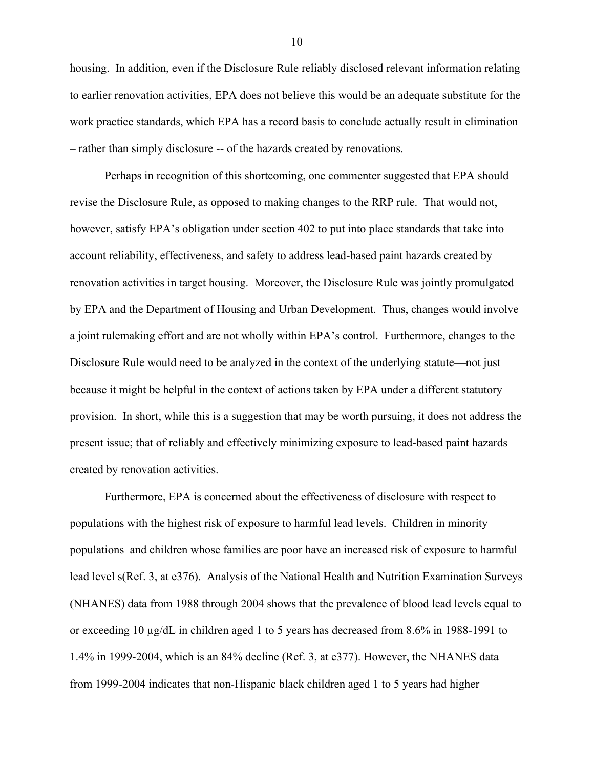housing. In addition, even if the Disclosure Rule reliably disclosed relevant information relating to earlier renovation activities, EPA does not believe this would be an adequate substitute for the work practice standards, which EPA has a record basis to conclude actually result in elimination – rather than simply disclosure -- of the hazards created by renovations.

Perhaps in recognition of this shortcoming, one commenter suggested that EPA should revise the Disclosure Rule, as opposed to making changes to the RRP rule. That would not, however, satisfy EPA's obligation under section 402 to put into place standards that take into account reliability, effectiveness, and safety to address lead-based paint hazards created by renovation activities in target housing. Moreover, the Disclosure Rule was jointly promulgated by EPA and the Department of Housing and Urban Development. Thus, changes would involve a joint rulemaking effort and are not wholly within EPA's control. Furthermore, changes to the Disclosure Rule would need to be analyzed in the context of the underlying statute—not just because it might be helpful in the context of actions taken by EPA under a different statutory provision. In short, while this is a suggestion that may be worth pursuing, it does not address the present issue; that of reliably and effectively minimizing exposure to lead-based paint hazards created by renovation activities.

Furthermore, EPA is concerned about the effectiveness of disclosure with respect to populations with the highest risk of exposure to harmful lead levels. Children in minority populations and children whose families are poor have an increased risk of exposure to harmful lead level s(Ref. 3, at e376). Analysis of the National Health and Nutrition Examination Surveys (NHANES) data from 1988 through 2004 shows that the prevalence of blood lead levels equal to or exceeding 10 µg/dL in children aged 1 to 5 years has decreased from 8.6% in 1988-1991 to 1.4% in 1999-2004, which is an 84% decline (Ref. 3, at e377). However, the NHANES data from 1999-2004 indicates that non-Hispanic black children aged 1 to 5 years had higher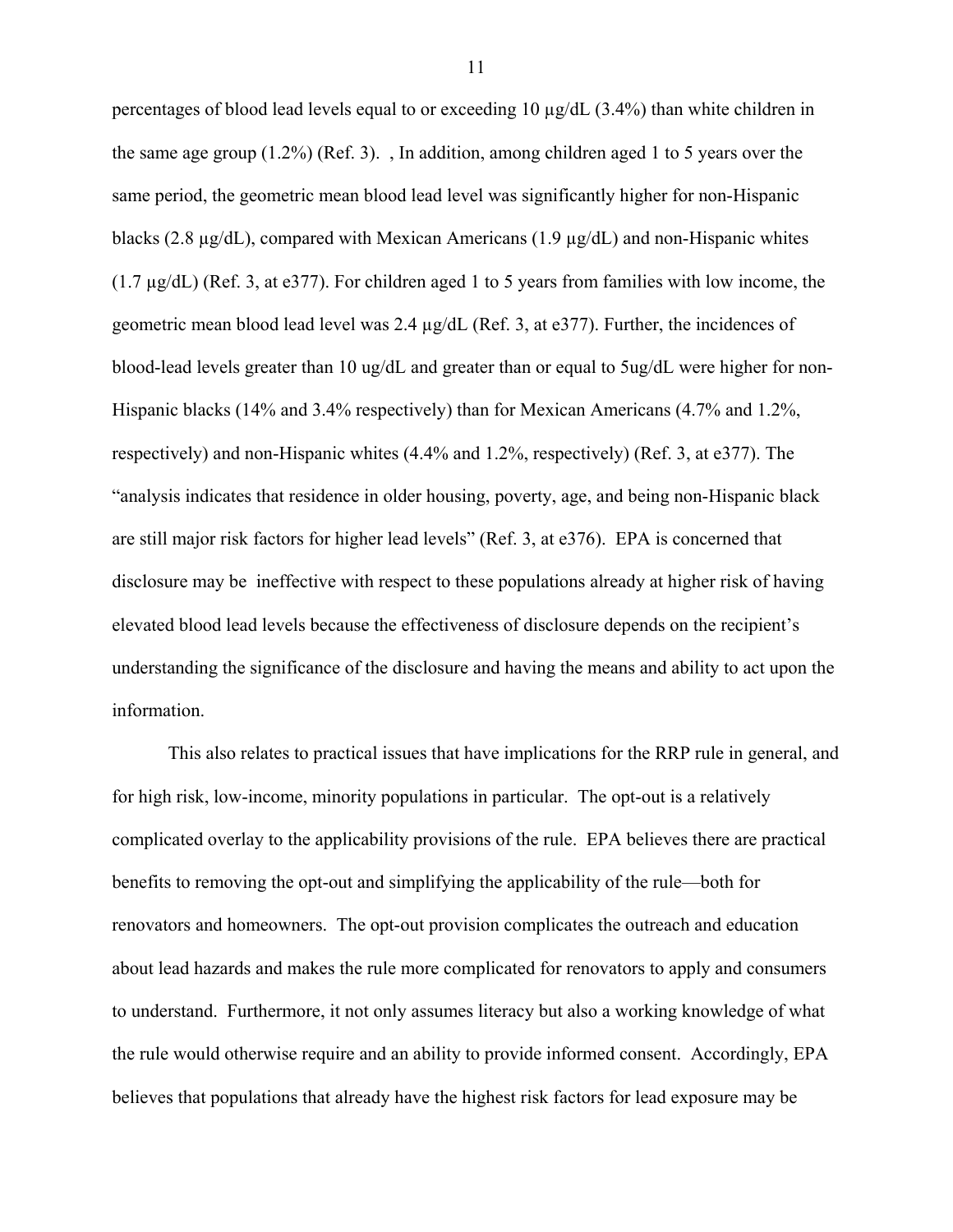percentages of blood lead levels equal to or exceeding 10 µg/dL (3.4%) than white children in the same age group (1.2%) (Ref. 3).  , In addition, among children aged 1 to 5 years over the same period, the geometric mean blood lead level was significantly higher for non-Hispanic blacks (2.8 µg/dL), compared with Mexican Americans (1.9 µg/dL) and non-Hispanic whites (1.7 µg/dL) (Ref. 3, at e377). For children aged 1 to 5 years from families with low income, the geometric mean blood lead level was 2.4 µg/dL (Ref. 3, at e377). Further, the incidences of blood-lead levels greater than 10 ug/dL and greater than or equal to 5ug/dL were higher for non-Hispanic blacks (14% and 3.4% respectively) than for Mexican Americans (4.7% and 1.2%, respectively) and non-Hispanic whites (4.4% and 1.2%, respectively) (Ref. 3, at e377). The "analysis indicates that residence in older housing, poverty, age, and being non-Hispanic black are still major risk factors for higher lead levels" (Ref. 3, at e376).  EPA is concerned that disclosure may be  ineffective with respect to these populations already at higher risk of having elevated blood lead levels because the effectiveness of disclosure depends on the recipient's understanding the significance of the disclosure and having the means and ability to act upon the information.

This also relates to practical issues that have implications for the RRP rule in general, and for high risk, low-income, minority populations in particular.  The opt-out is a relatively complicated overlay to the applicability provisions of the rule.  EPA believes there are practical benefits to removing the opt-out and simplifying the applicability of the rule—both for renovators and homeowners.  The opt-out provision complicates the outreach and education about lead hazards and makes the rule more complicated for renovators to apply and consumers to understand.  Furthermore, it not only assumes literacy but also a working knowledge of what the rule would otherwise require and an ability to provide informed consent.  Accordingly, EPA believes that populations that already have the highest risk factors for lead exposure may be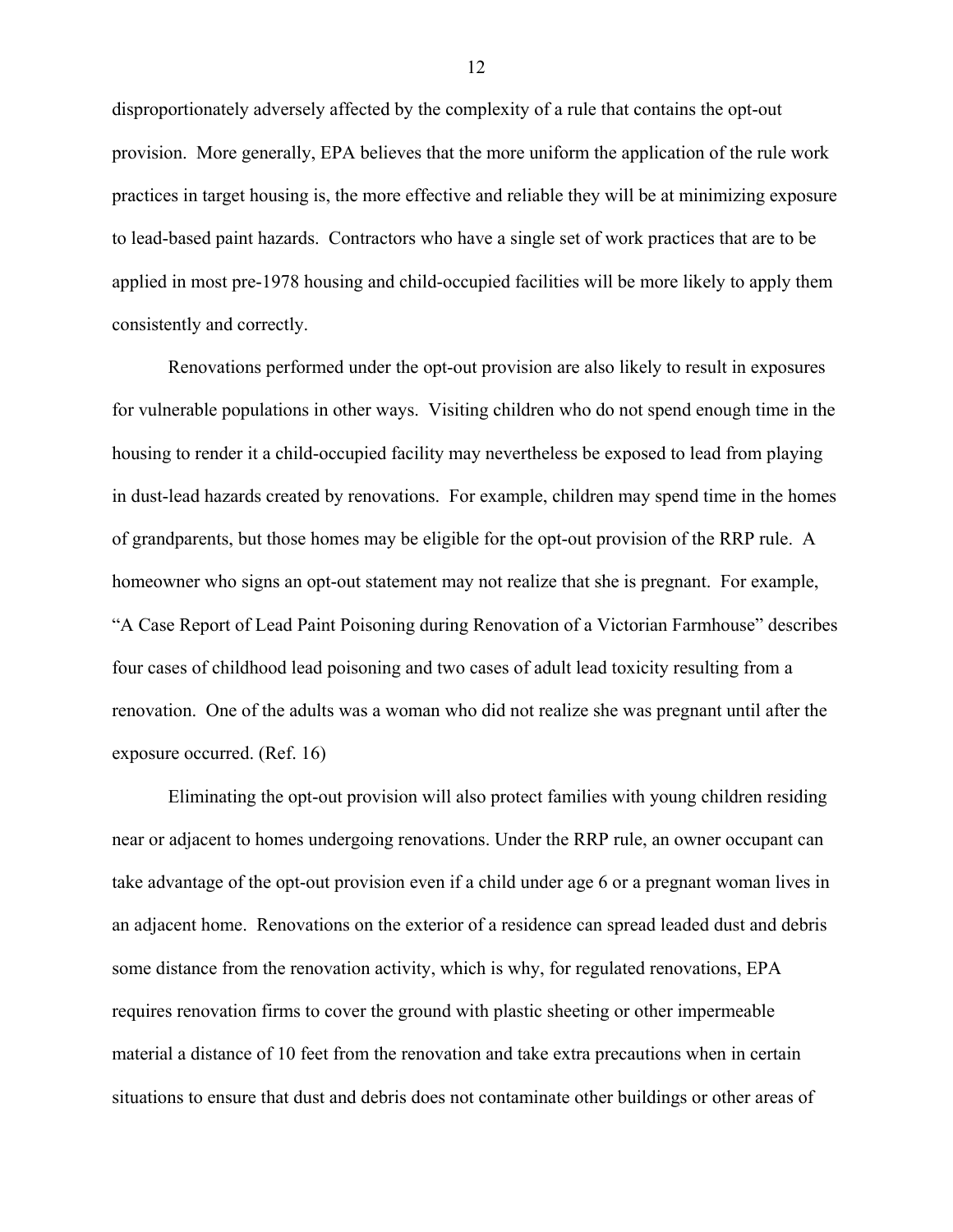disproportionately adversely affected by the complexity of a rule that contains the opt-out provision. More generally, EPA believes that the more uniform the application of the rule work practices in target housing is, the more effective and reliable they will be at minimizing exposure to lead-based paint hazards. Contractors who have a single set of work practices that are to be applied in most pre-1978 housing and child-occupied facilities will be more likely to apply them consistently and correctly.

Renovations performed under the opt-out provision are also likely to result in exposures for vulnerable populations in other ways. Visiting children who do not spend enough time in the housing to render it a child-occupied facility may nevertheless be exposed to lead from playing in dust-lead hazards created by renovations. For example, children may spend time in the homes of grandparents, but those homes may be eligible for the opt-out provision of the RRP rule. A homeowner who signs an opt-out statement may not realize that she is pregnant. For example, "A Case Report of Lead Paint Poisoning during Renovation of a Victorian Farmhouse" describes four cases of childhood lead poisoning and two cases of adult lead toxicity resulting from a renovation. One of the adults was a woman who did not realize she was pregnant until after the exposure occurred. (Ref. 16)

Eliminating the opt-out provision will also protect families with young children residing near or adjacent to homes undergoing renovations. Under the RRP rule, an owner occupant can take advantage of the opt-out provision even if a child under age 6 or a pregnant woman lives in an adjacent home. Renovations on the exterior of a residence can spread leaded dust and debris some distance from the renovation activity, which is why, for regulated renovations, EPA requires renovation firms to cover the ground with plastic sheeting or other impermeable material a distance of 10 feet from the renovation and take extra precautions when in certain situations to ensure that dust and debris does not contaminate other buildings or other areas of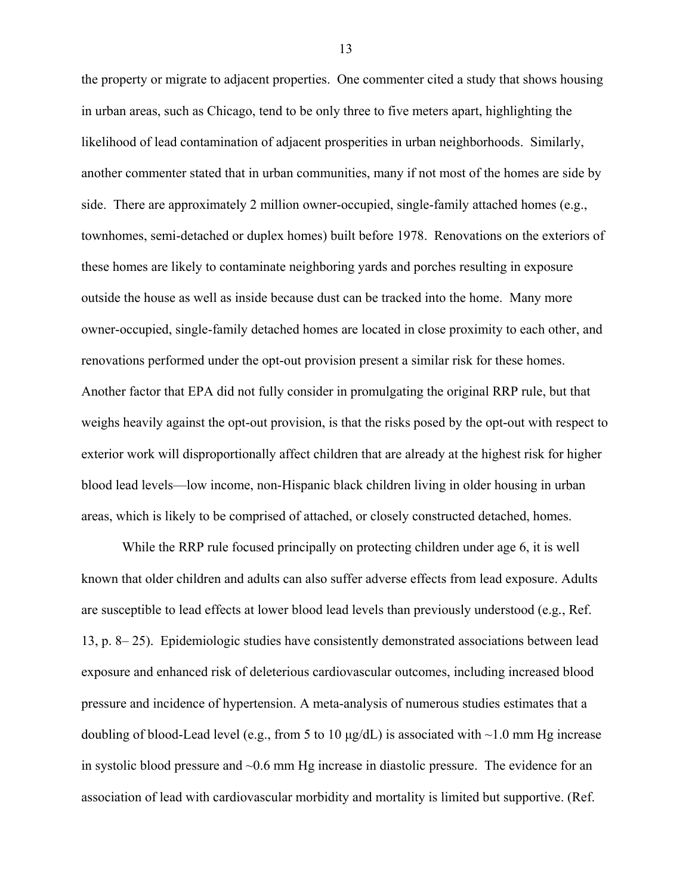the property or migrate to adjacent properties. One commenter cited a study that shows housing in urban areas, such as Chicago, tend to be only three to five meters apart, highlighting the likelihood of lead contamination of adjacent prosperities in urban neighborhoods. Similarly, another commenter stated that in urban communities, many if not most of the homes are side by side. There are approximately 2 million owner-occupied, single-family attached homes (e.g., townhomes, semi-detached or duplex homes) built before 1978. Renovations on the exteriors of these homes are likely to contaminate neighboring yards and porches resulting in exposure outside the house as well as inside because dust can be tracked into the home. Many more owner-occupied, single-family detached homes are located in close proximity to each other, and renovations performed under the opt-out provision present a similar risk for these homes. Another factor that EPA did not fully consider in promulgating the original RRP rule, but that weighs heavily against the opt-out provision, is that the risks posed by the opt-out with respect to exterior work will disproportionally affect children that are already at the highest risk for higher blood lead levels—low income, non-Hispanic black children living in older housing in urban areas, which is likely to be comprised of attached, or closely constructed detached, homes.

While the RRP rule focused principally on protecting children under age 6, it is well known that older children and adults can also suffer adverse effects from lead exposure. Adults are susceptible to lead effects at lower blood lead levels than previously understood (e.g., Ref. 13, p. 8– 25). Epidemiologic studies have consistently demonstrated associations between lead exposure and enhanced risk of deleterious cardiovascular outcomes, including increased blood pressure and incidence of hypertension. A meta-analysis of numerous studies estimates that a doubling of blood-Lead level (e.g., from 5 to 10 μg/dL) is associated with ~1.0 mm Hg increase in systolic blood pressure and ~0.6 mm Hg increase in diastolic pressure. The evidence for an association of lead with cardiovascular morbidity and mortality is limited but supportive. (Ref.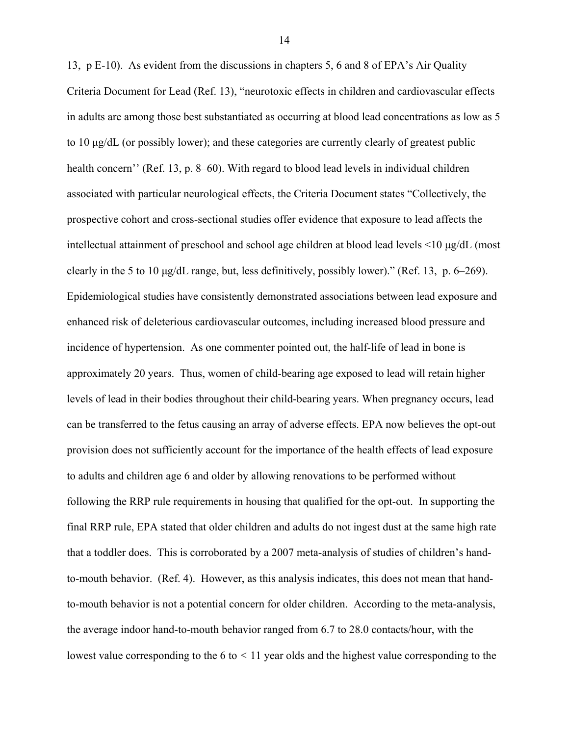13, p E-10). As evident from the discussions in chapters 5, 6 and 8 of EPA's Air Quality Criteria Document for Lead (Ref. 13), "neurotoxic effects in children and cardiovascular effects in adults are among those best substantiated as occurring at blood lead concentrations as low as 5 to 10 µg/dL (or possibly lower); and these categories are currently clearly of greatest public health concern'' (Ref. 13, p. 8–60). With regard to blood lead levels in individual children associated with particular neurological effects, the Criteria Document states "Collectively, the prospective cohort and cross-sectional studies offer evidence that exposure to lead affects the intellectual attainment of preschool and school age children at blood lead levels <10 µg/dL (most clearly in the 5 to 10 µg/dL range, but, less definitively, possibly lower)." (Ref. 13, p. 6–269). Epidemiological studies have consistently demonstrated associations between lead exposure and enhanced risk of deleterious cardiovascular outcomes, including increased blood pressure and incidence of hypertension. As one commenter pointed out, the half-life of lead in bone is approximately 20 years. Thus, women of child-bearing age exposed to lead will retain higher levels of lead in their bodies throughout their child-bearing years. When pregnancy occurs, lead can be transferred to the fetus causing an array of adverse effects. EPA now believes the opt-out provision does not sufficiently account for the importance of the health effects of lead exposure to adults and children age 6 and older by allowing renovations to be performed without following the RRP rule requirements in housing that qualified for the opt-out. In supporting the final RRP rule, EPA stated that older children and adults do not ingest dust at the same high rate that a toddler does. This is corroborated by a 2007 meta-analysis of studies of children's hand-to-mouth behavior. (Ref. 4). However, as this analysis indicates, this does not mean that hand-to-mouth behavior is not a potential concern for older children. According to the meta-analysis, the average indoor hand-to-mouth behavior ranged from 6.7 to 28.0 contacts/hour, with the lowest value corresponding to the 6 to < 11 year olds and the highest value corresponding to the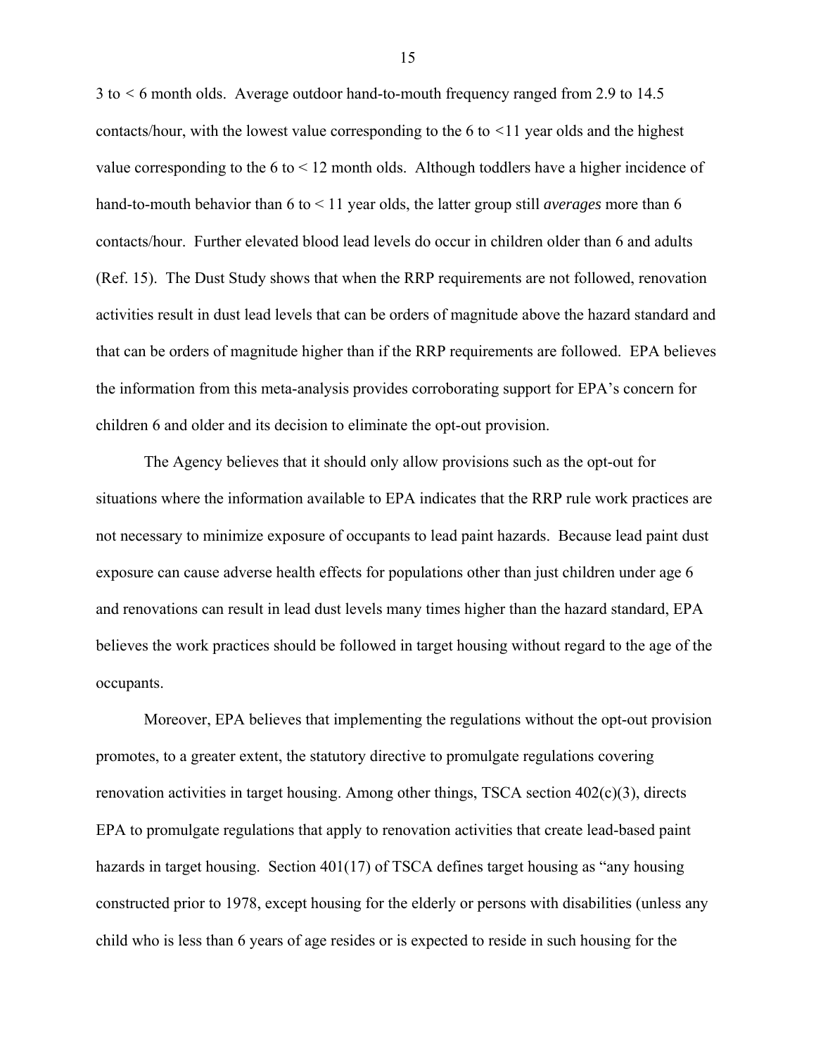3 to < 6 month olds. Average outdoor hand-to-mouth frequency ranged from 2.9 to 14.5 contacts/hour, with the lowest value corresponding to the 6 to <11 year olds and the highest value corresponding to the 6 to < 12 month olds. Although toddlers have a higher incidence of hand-to-mouth behavior than 6 to < 11 year olds, the latter group still *averages* more than 6 contacts/hour. Further elevated blood lead levels do occur in children older than 6 and adults (Ref. 15). The Dust Study shows that when the RRP requirements are not followed, renovation activities result in dust lead levels that can be orders of magnitude above the hazard standard and that can be orders of magnitude higher than if the RRP requirements are followed. EPA believes the information from this meta-analysis provides corroborating support for EPA's concern for children 6 and older and its decision to eliminate the opt-out provision.

The Agency believes that it should only allow provisions such as the opt-out for situations where the information available to EPA indicates that the RRP rule work practices are not necessary to minimize exposure of occupants to lead paint hazards. Because lead paint dust exposure can cause adverse health effects for populations other than just children under age 6 and renovations can result in lead dust levels many times higher than the hazard standard, EPA believes the work practices should be followed in target housing without regard to the age of the occupants.

Moreover, EPA believes that implementing the regulations without the opt-out provision promotes, to a greater extent, the statutory directive to promulgate regulations covering renovation activities in target housing. Among other things, TSCA section 402(c)(3), directs EPA to promulgate regulations that apply to renovation activities that create lead-based paint hazards in target housing. Section 401(17) of TSCA defines target housing as "any housing constructed prior to 1978, except housing for the elderly or persons with disabilities (unless any child who is less than 6 years of age resides or is expected to reside in such housing for the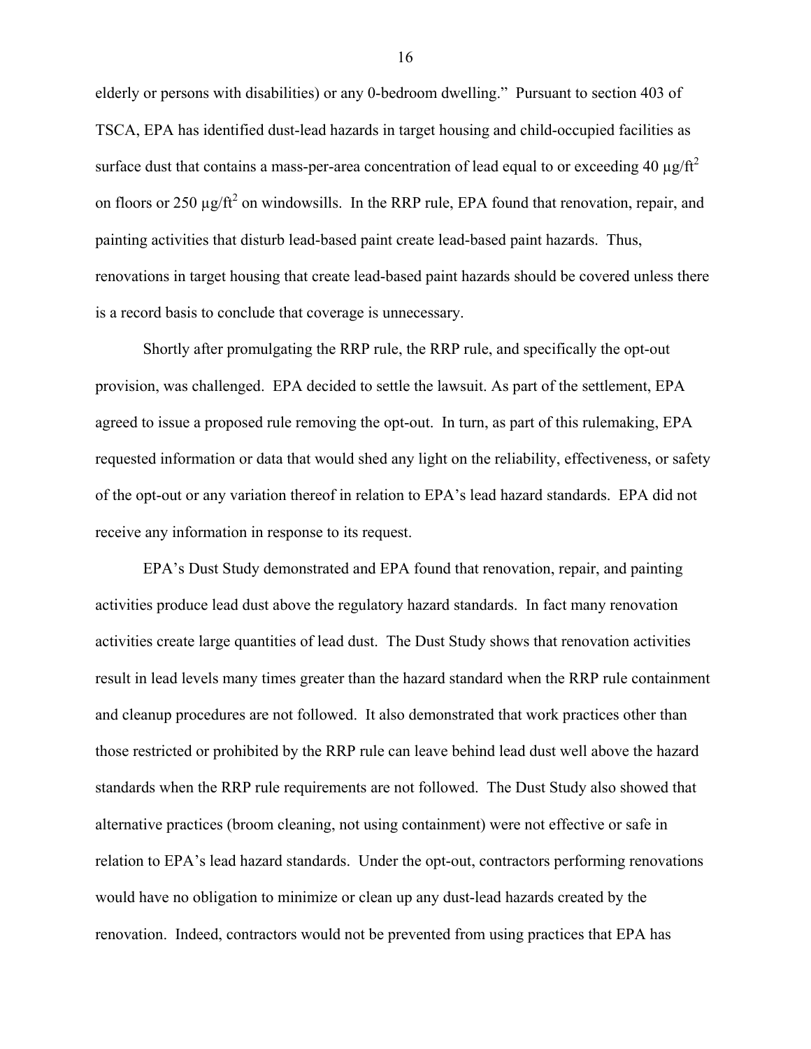elderly or persons with disabilities) or any 0-bedroom dwelling." Pursuant to section 403 of TSCA, EPA has identified dust-lead hazards in target housing and child-occupied facilities as surface dust that contains a mass-per-area concentration of lead equal to or exceeding 40 $\mu g/ft^2$ on floors or 250 $\mu g/ft^2$ on windowsills. In the RRP rule, EPA found that renovation, repair, and painting activities that disturb lead-based paint create lead-based paint hazards. Thus, renovations in target housing that create lead-based paint hazards should be covered unless there is a record basis to conclude that coverage is unnecessary.

Shortly after promulgating the RRP rule, the RRP rule, and specifically the opt-out provision, was challenged. EPA decided to settle the lawsuit. As part of the settlement, EPA agreed to issue a proposed rule removing the opt-out. In turn, as part of this rulemaking, EPA requested information or data that would shed any light on the reliability, effectiveness, or safety of the opt-out or any variation thereof in relation to EPA's lead hazard standards. EPA did not receive any information in response to its request.

EPA's Dust Study demonstrated and EPA found that renovation, repair, and painting activities produce lead dust above the regulatory hazard standards. In fact many renovation activities create large quantities of lead dust. The Dust Study shows that renovation activities result in lead levels many times greater than the hazard standard when the RRP rule containment and cleanup procedures are not followed. It also demonstrated that work practices other than those restricted or prohibited by the RRP rule can leave behind lead dust well above the hazard standards when the RRP rule requirements are not followed. The Dust Study also showed that alternative practices (broom cleaning, not using containment) were not effective or safe in relation to EPA's lead hazard standards. Under the opt-out, contractors performing renovations would have no obligation to minimize or clean up any dust-lead hazards created by the renovation. Indeed, contractors would not be prevented from using practices that EPA has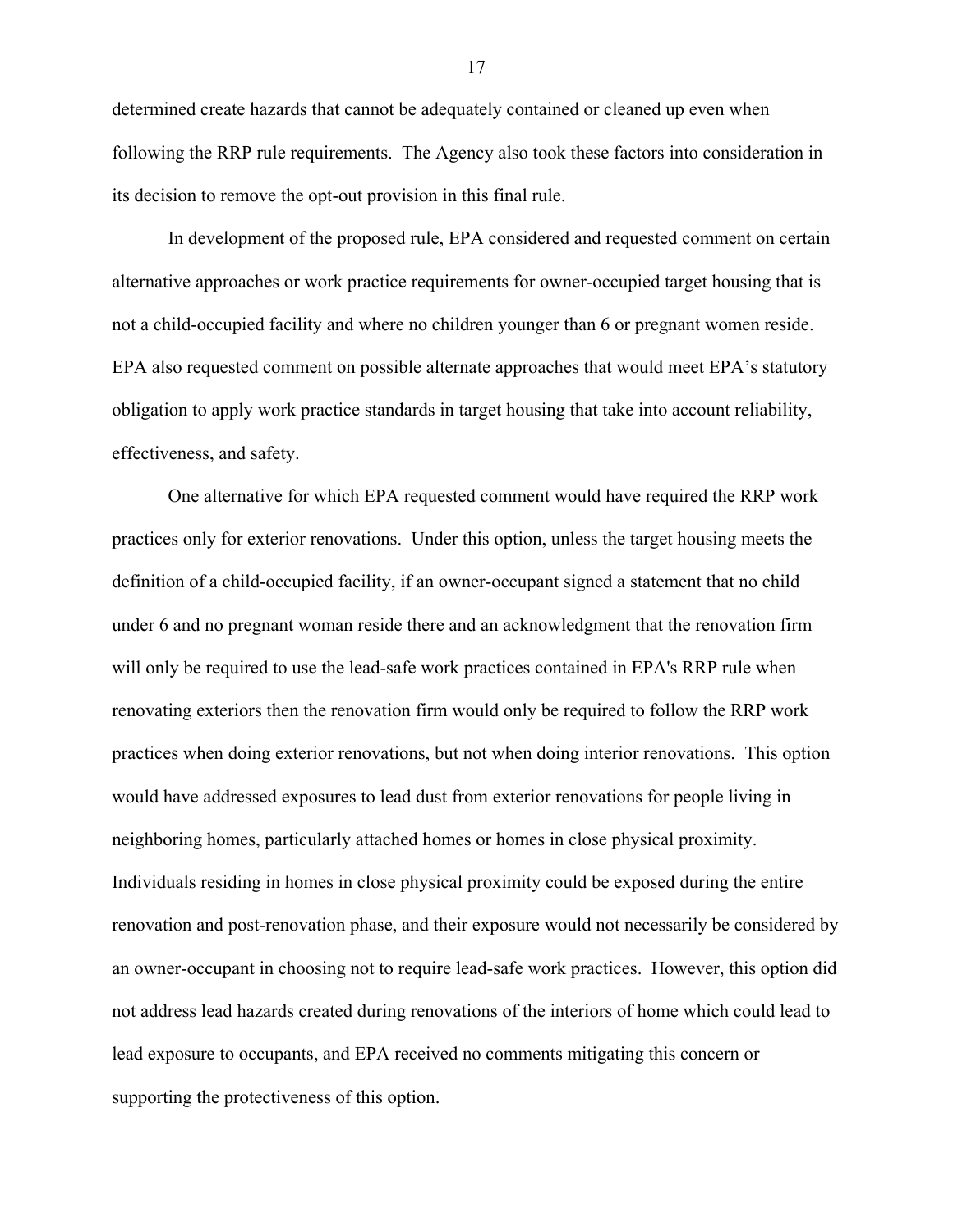determined create hazards that cannot be adequately contained or cleaned up even when following the RRP rule requirements. The Agency also took these factors into consideration in its decision to remove the opt-out provision in this final rule.

In development of the proposed rule, EPA considered and requested comment on certain alternative approaches or work practice requirements for owner-occupied target housing that is not a child-occupied facility and where no children younger than 6 or pregnant women reside. EPA also requested comment on possible alternate approaches that would meet EPA's statutory obligation to apply work practice standards in target housing that take into account reliability, effectiveness, and safety.

One alternative for which EPA requested comment would have required the RRP work practices only for exterior renovations. Under this option, unless the target housing meets the definition of a child-occupied facility, if an owner-occupant signed a statement that no child under 6 and no pregnant woman reside there and an acknowledgment that the renovation firm will only be required to use the lead-safe work practices contained in EPA's RRP rule when renovating exteriors then the renovation firm would only be required to follow the RRP work practices when doing exterior renovations, but not when doing interior renovations. This option would have addressed exposures to lead dust from exterior renovations for people living in neighboring homes, particularly attached homes or homes in close physical proximity. Individuals residing in homes in close physical proximity could be exposed during the entire renovation and post-renovation phase, and their exposure would not necessarily be considered by an owner-occupant in choosing not to require lead-safe work practices. However, this option did not address lead hazards created during renovations of the interiors of home which could lead to lead exposure to occupants, and EPA received no comments mitigating this concern or supporting the protectiveness of this option.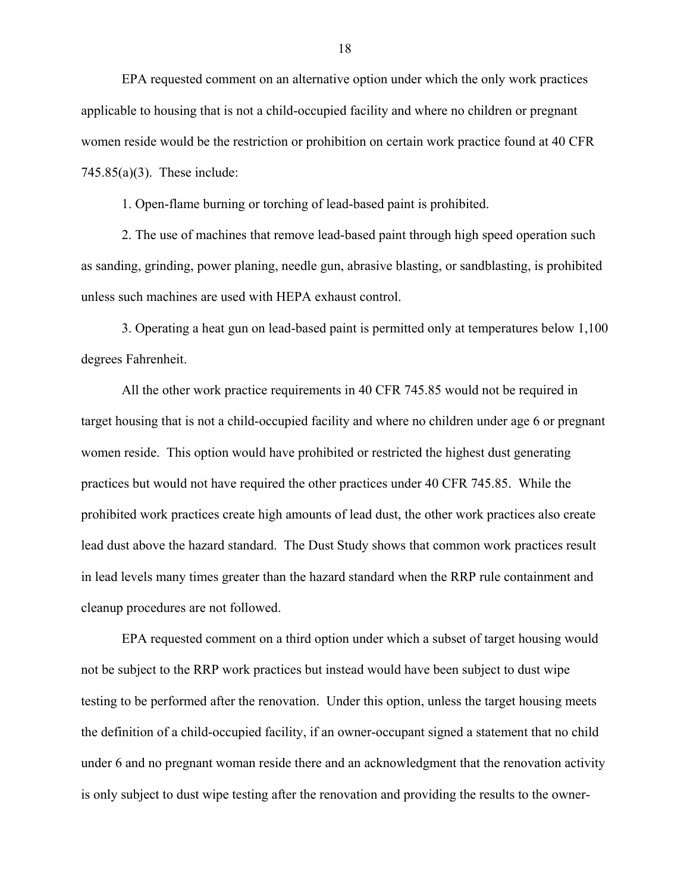EPA requested comment on an alternative option under which the only work practices applicable to housing that is not a child-occupied facility and where no children or pregnant women reside would be the restriction or prohibition on certain work practice found at 40 CFR 745.85(a)(3). These include:

1. Open-flame burning or torching of lead-based paint is prohibited.

2. The use of machines that remove lead-based paint through high speed operation such as sanding, grinding, power planing, needle gun, abrasive blasting, or sandblasting, is prohibited unless such machines are used with HEPA exhaust control.

3. Operating a heat gun on lead-based paint is permitted only at temperatures below 1,100 degrees Fahrenheit.

All the other work practice requirements in 40 CFR 745.85 would not be required in target housing that is not a child-occupied facility and where no children under age 6 or pregnant women reside. This option would have prohibited or restricted the highest dust generating practices but would not have required the other practices under 40 CFR 745.85. While the prohibited work practices create high amounts of lead dust, the other work practices also create lead dust above the hazard standard. The Dust Study shows that common work practices result in lead levels many times greater than the hazard standard when the RRP rule containment and cleanup procedures are not followed.

EPA requested comment on a third option under which a subset of target housing would not be subject to the RRP work practices but instead would have been subject to dust wipe testing to be performed after the renovation. Under this option, unless the target housing meets the definition of a child-occupied facility, if an owner-occupant signed a statement that no child under 6 and no pregnant woman reside there and an acknowledgment that the renovation activity is only subject to dust wipe testing after the renovation and providing the results to the owner-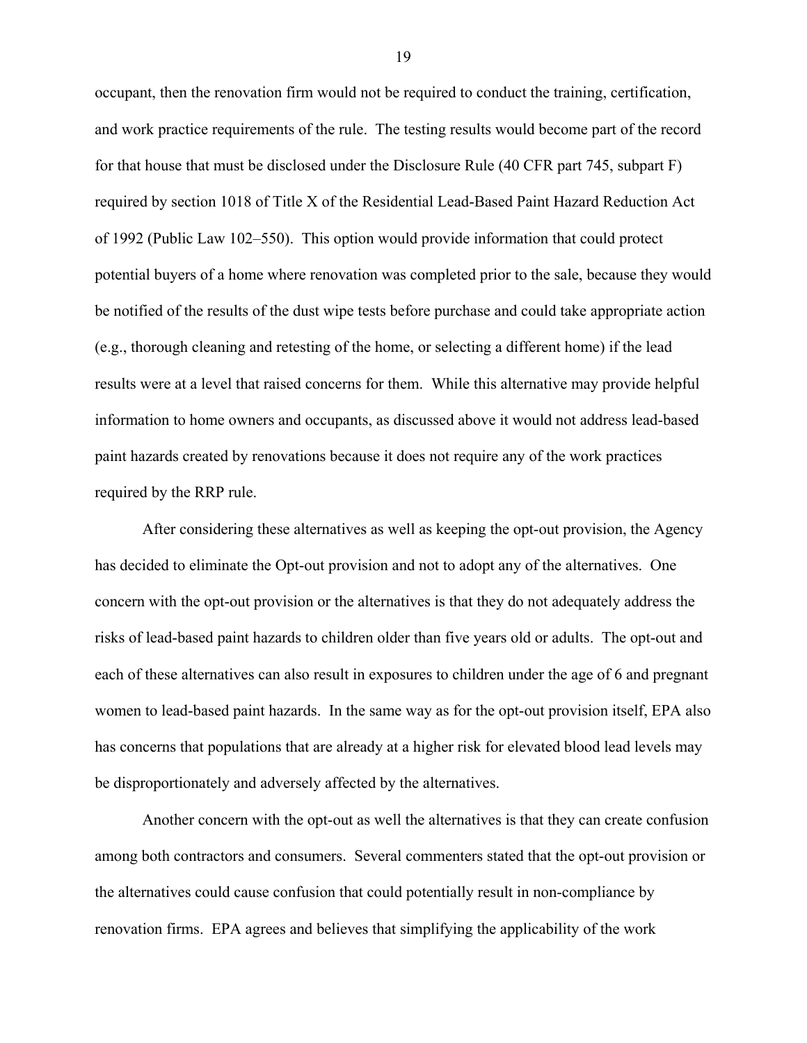occupant, then the renovation firm would not be required to conduct the training, certification, and work practice requirements of the rule. The testing results would become part of the record for that house that must be disclosed under the Disclosure Rule (40 CFR part 745, subpart F) required by section 1018 of Title X of the Residential Lead-Based Paint Hazard Reduction Act of 1992 (Public Law 102–550). This option would provide information that could protect potential buyers of a home where renovation was completed prior to the sale, because they would be notified of the results of the dust wipe tests before purchase and could take appropriate action (e.g., thorough cleaning and retesting of the home, or selecting a different home) if the lead results were at a level that raised concerns for them. While this alternative may provide helpful information to home owners and occupants, as discussed above it would not address lead-based paint hazards created by renovations because it does not require any of the work practices required by the RRP rule.

After considering these alternatives as well as keeping the opt-out provision, the Agency has decided to eliminate the Opt-out provision and not to adopt any of the alternatives. One concern with the opt-out provision or the alternatives is that they do not adequately address the risks of lead-based paint hazards to children older than five years old or adults. The opt-out and each of these alternatives can also result in exposures to children under the age of 6 and pregnant women to lead-based paint hazards. In the same way as for the opt-out provision itself, EPA also has concerns that populations that are already at a higher risk for elevated blood lead levels may be disproportionately and adversely affected by the alternatives.

Another concern with the opt-out as well the alternatives is that they can create confusion among both contractors and consumers. Several commenters stated that the opt-out provision or the alternatives could cause confusion that could potentially result in non-compliance by renovation firms. EPA agrees and believes that simplifying the applicability of the work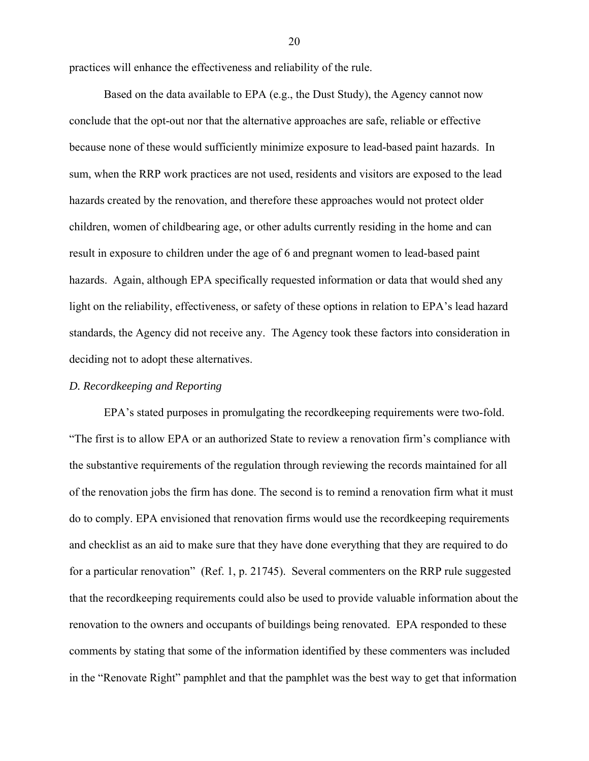practices will enhance the effectiveness and reliability of the rule.

Based on the data available to EPA (e.g., the Dust Study), the Agency cannot now conclude that the opt-out nor that the alternative approaches are safe, reliable or effective because none of these would sufficiently minimize exposure to lead-based paint hazards. In sum, when the RRP work practices are not used, residents and visitors are exposed to the lead hazards created by the renovation, and therefore these approaches would not protect older children, women of childbearing age, or other adults currently residing in the home and can result in exposure to children under the age of 6 and pregnant women to lead-based paint hazards. Again, although EPA specifically requested information or data that would shed any light on the reliability, effectiveness, or safety of these options in relation to EPA's lead hazard standards, the Agency did not receive any. The Agency took these factors into consideration in deciding not to adopt these alternatives.

*D. Recordkeeping and Reporting*

EPA's stated purposes in promulgating the recordkeeping requirements were two-fold. "The first is to allow EPA or an authorized State to review a renovation firm's compliance with the substantive requirements of the regulation through reviewing the records maintained for all of the renovation jobs the firm has done. The second is to remind a renovation firm what it must do to comply. EPA envisioned that renovation firms would use the recordkeeping requirements and checklist as an aid to make sure that they have done everything that they are required to do for a particular renovation" (Ref. 1, p. 21745). Several commenters on the RRP rule suggested that the recordkeeping requirements could also be used to provide valuable information about the renovation to the owners and occupants of buildings being renovated. EPA responded to these comments by stating that some of the information identified by these commenters was included in the "Renovate Right" pamphlet and that the pamphlet was the best way to get that information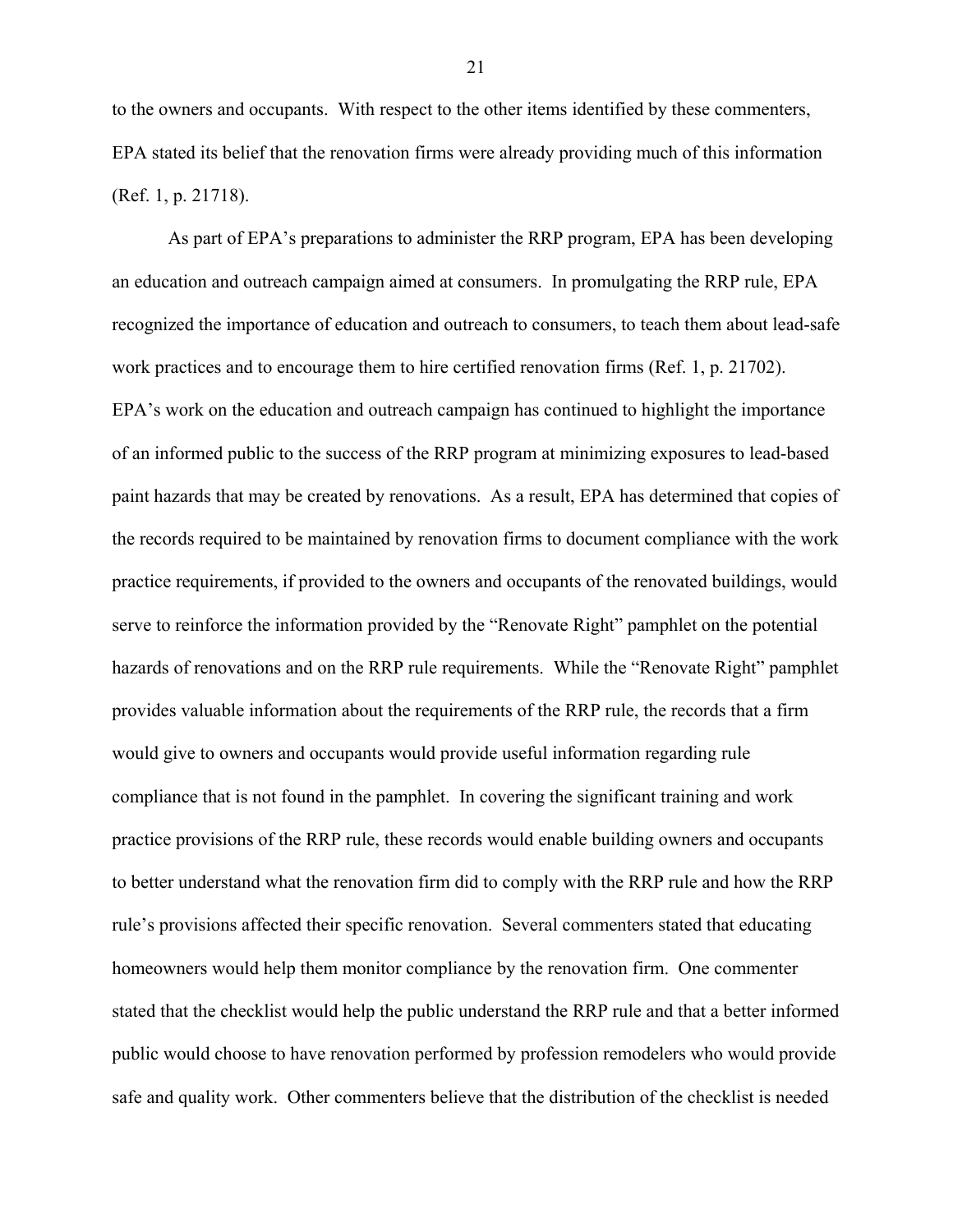to the owners and occupants. With respect to the other items identified by these commenters, EPA stated its belief that the renovation firms were already providing much of this information (Ref. 1, p. 21718).

As part of EPA's preparations to administer the RRP program, EPA has been developing an education and outreach campaign aimed at consumers. In promulgating the RRP rule, EPA recognized the importance of education and outreach to consumers, to teach them about lead-safe work practices and to encourage them to hire certified renovation firms (Ref. 1, p. 21702). EPA's work on the education and outreach campaign has continued to highlight the importance of an informed public to the success of the RRP program at minimizing exposures to lead-based paint hazards that may be created by renovations. As a result, EPA has determined that copies of the records required to be maintained by renovation firms to document compliance with the work practice requirements, if provided to the owners and occupants of the renovated buildings, would serve to reinforce the information provided by the "Renovate Right" pamphlet on the potential hazards of renovations and on the RRP rule requirements. While the "Renovate Right" pamphlet provides valuable information about the requirements of the RRP rule, the records that a firm would give to owners and occupants would provide useful information regarding rule compliance that is not found in the pamphlet. In covering the significant training and work practice provisions of the RRP rule, these records would enable building owners and occupants to better understand what the renovation firm did to comply with the RRP rule and how the RRP rule's provisions affected their specific renovation. Several commenters stated that educating homeowners would help them monitor compliance by the renovation firm. One commenter stated that the checklist would help the public understand the RRP rule and that a better informed public would choose to have renovation performed by profession remodelers who would provide safe and quality work. Other commenters believe that the distribution of the checklist is needed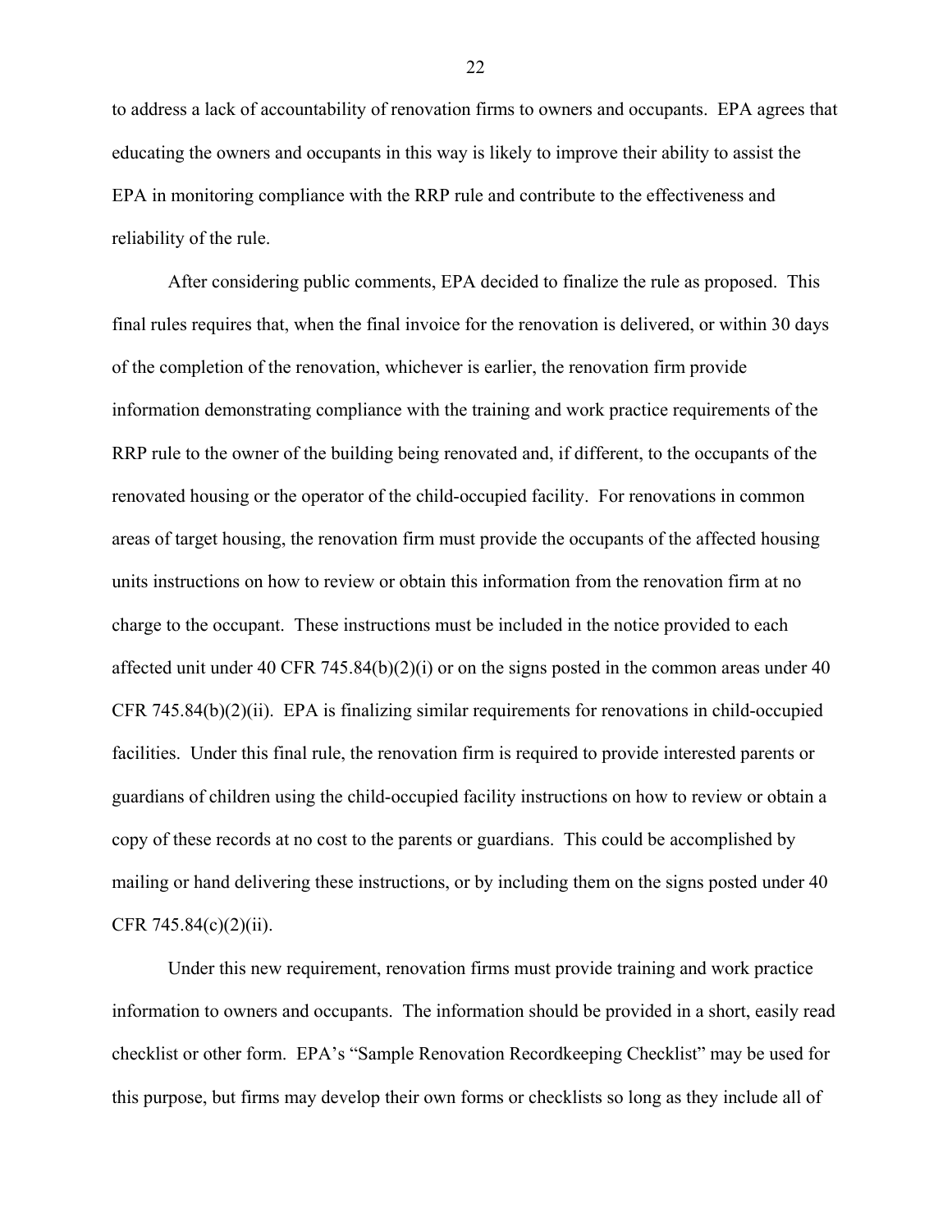to address a lack of accountability of renovation firms to owners and occupants. EPA agrees that educating the owners and occupants in this way is likely to improve their ability to assist the EPA in monitoring compliance with the RRP rule and contribute to the effectiveness and reliability of the rule.

After considering public comments, EPA decided to finalize the rule as proposed. This final rules requires that, when the final invoice for the renovation is delivered, or within 30 days of the completion of the renovation, whichever is earlier, the renovation firm provide information demonstrating compliance with the training and work practice requirements of the RRP rule to the owner of the building being renovated and, if different, to the occupants of the renovated housing or the operator of the child-occupied facility. For renovations in common areas of target housing, the renovation firm must provide the occupants of the affected housing units instructions on how to review or obtain this information from the renovation firm at no charge to the occupant. These instructions must be included in the notice provided to each affected unit under 40 CFR 745.84(b)(2)(i) or on the signs posted in the common areas under 40 CFR 745.84(b)(2)(ii). EPA is finalizing similar requirements for renovations in child-occupied facilities. Under this final rule, the renovation firm is required to provide interested parents or guardians of children using the child-occupied facility instructions on how to review or obtain a copy of these records at no cost to the parents or guardians. This could be accomplished by mailing or hand delivering these instructions, or by including them on the signs posted under 40 CFR 745.84(c)(2)(ii).

Under this new requirement, renovation firms must provide training and work practice information to owners and occupants. The information should be provided in a short, easily read checklist or other form. EPA's "Sample Renovation Recordkeeping Checklist" may be used for this purpose, but firms may develop their own forms or checklists so long as they include all of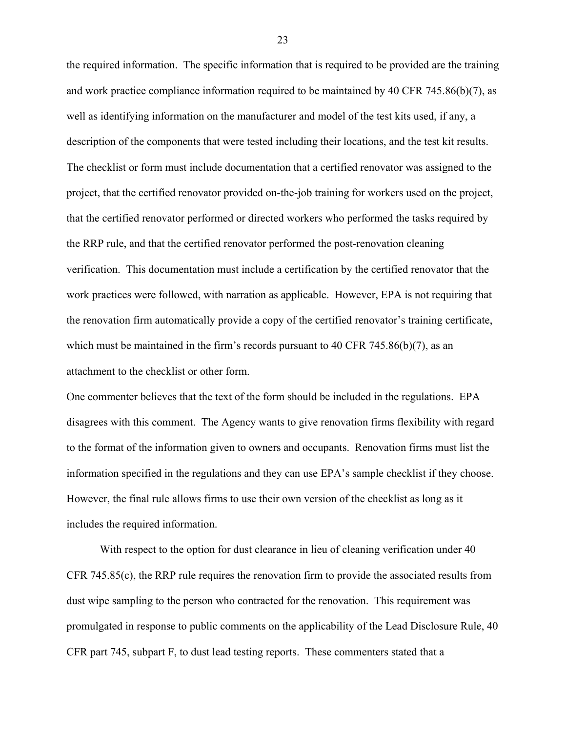the required information. The specific information that is required to be provided are the training and work practice compliance information required to be maintained by 40 CFR 745.86(b)(7), as well as identifying information on the manufacturer and model of the test kits used, if any, a description of the components that were tested including their locations, and the test kit results. The checklist or form must include documentation that a certified renovator was assigned to the project, that the certified renovator provided on-the-job training for workers used on the project, that the certified renovator performed or directed workers who performed the tasks required by the RRP rule, and that the certified renovator performed the post-renovation cleaning verification. This documentation must include a certification by the certified renovator that the work practices were followed, with narration as applicable. However, EPA is not requiring that the renovation firm automatically provide a copy of the certified renovator's training certificate, which must be maintained in the firm's records pursuant to 40 CFR 745.86(b)(7), as an attachment to the checklist or other form.

One commenter believes that the text of the form should be included in the regulations. EPA disagrees with this comment. The Agency wants to give renovation firms flexibility with regard to the format of the information given to owners and occupants. Renovation firms must list the information specified in the regulations and they can use EPA's sample checklist if they choose. However, the final rule allows firms to use their own version of the checklist as long as it includes the required information.

With respect to the option for dust clearance in lieu of cleaning verification under 40 CFR 745.85(c), the RRP rule requires the renovation firm to provide the associated results from dust wipe sampling to the person who contracted for the renovation. This requirement was promulgated in response to public comments on the applicability of the Lead Disclosure Rule, 40 CFR part 745, subpart F, to dust lead testing reports. These commenters stated that a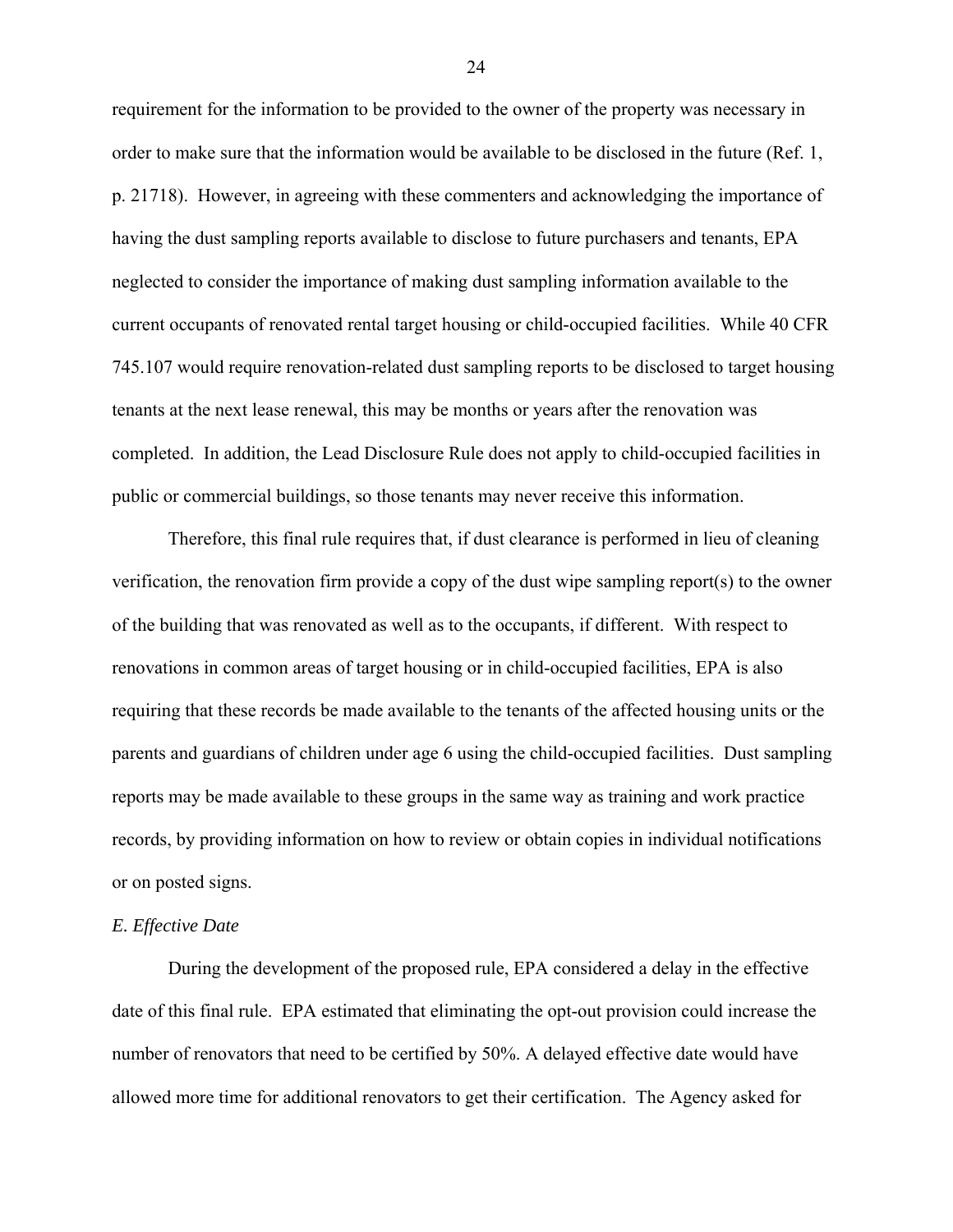requirement for the information to be provided to the owner of the property was necessary in order to make sure that the information would be available to be disclosed in the future (Ref. 1, p. 21718). However, in agreeing with these commenters and acknowledging the importance of having the dust sampling reports available to disclose to future purchasers and tenants, EPA neglected to consider the importance of making dust sampling information available to the current occupants of renovated rental target housing or child-occupied facilities. While 40 CFR 745.107 would require renovation-related dust sampling reports to be disclosed to target housing tenants at the next lease renewal, this may be months or years after the renovation was completed. In addition, the Lead Disclosure Rule does not apply to child-occupied facilities in public or commercial buildings, so those tenants may never receive this information.

Therefore, this final rule requires that, if dust clearance is performed in lieu of cleaning verification, the renovation firm provide a copy of the dust wipe sampling report(s) to the owner of the building that was renovated as well as to the occupants, if different. With respect to renovations in common areas of target housing or in child-occupied facilities, EPA is also requiring that these records be made available to the tenants of the affected housing units or the parents and guardians of children under age 6 using the child-occupied facilities. Dust sampling reports may be made available to these groups in the same way as training and work practice records, by providing information on how to review or obtain copies in individual notifications or on posted signs.

*E. Effective Date*

During the development of the proposed rule, EPA considered a delay in the effective date of this final rule. EPA estimated that eliminating the opt-out provision could increase the number of renovators that need to be certified by 50%. A delayed effective date would have allowed more time for additional renovators to get their certification. The Agency asked for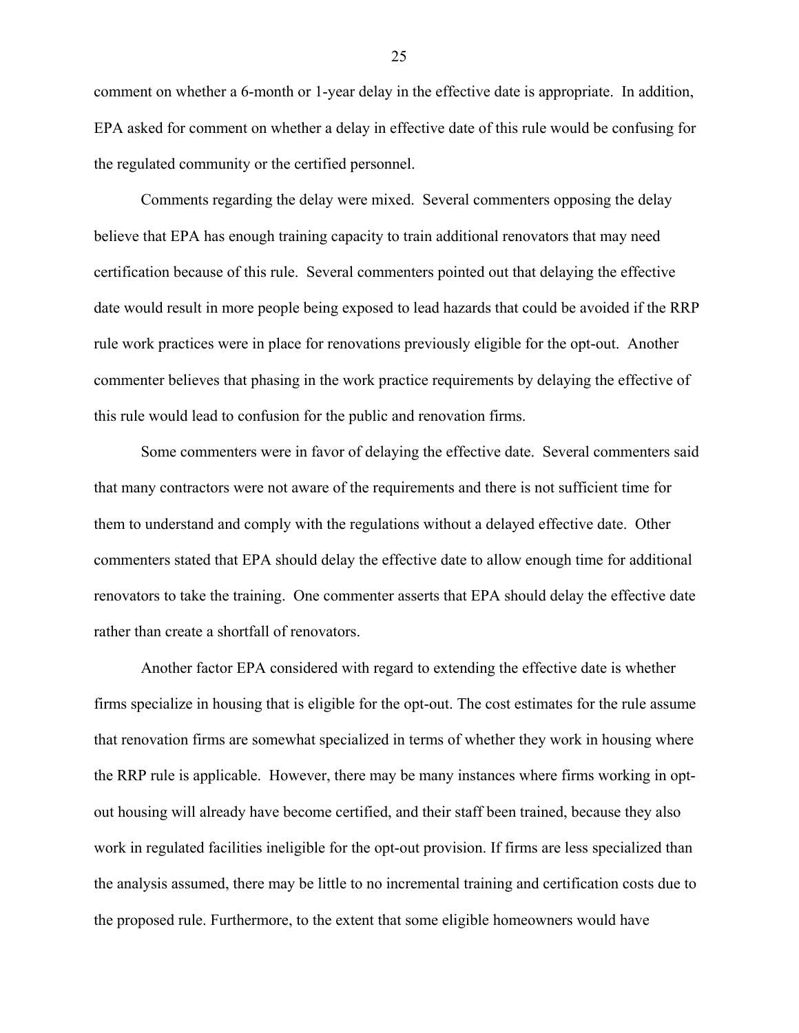comment on whether a 6-month or 1-year delay in the effective date is appropriate. In addition, EPA asked for comment on whether a delay in effective date of this rule would be confusing for the regulated community or the certified personnel.

Comments regarding the delay were mixed. Several commenters opposing the delay believe that EPA has enough training capacity to train additional renovators that may need certification because of this rule. Several commenters pointed out that delaying the effective date would result in more people being exposed to lead hazards that could be avoided if the RRP rule work practices were in place for renovations previously eligible for the opt-out. Another commenter believes that phasing in the work practice requirements by delaying the effective of this rule would lead to confusion for the public and renovation firms.

Some commenters were in favor of delaying the effective date. Several commenters said that many contractors were not aware of the requirements and there is not sufficient time for them to understand and comply with the regulations without a delayed effective date. Other commenters stated that EPA should delay the effective date to allow enough time for additional renovators to take the training. One commenter asserts that EPA should delay the effective date rather than create a shortfall of renovators.

Another factor EPA considered with regard to extending the effective date is whether firms specialize in housing that is eligible for the opt-out. The cost estimates for the rule assume that renovation firms are somewhat specialized in terms of whether they work in housing where the RRP rule is applicable. However, there may be many instances where firms working in opt-out housing will already have become certified, and their staff been trained, because they also work in regulated facilities ineligible for the opt-out provision. If firms are less specialized than the analysis assumed, there may be little to no incremental training and certification costs due to the proposed rule. Furthermore, to the extent that some eligible homeowners would have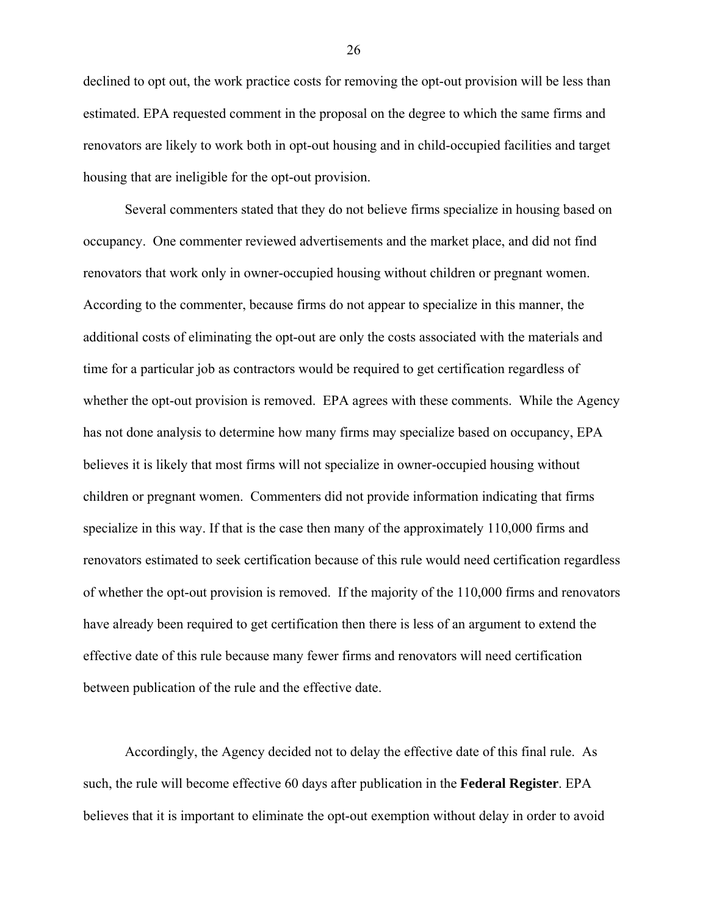declined to opt out, the work practice costs for removing the opt-out provision will be less than estimated. EPA requested comment in the proposal on the degree to which the same firms and renovators are likely to work both in opt-out housing and in child-occupied facilities and target housing that are ineligible for the opt-out provision.

Several commenters stated that they do not believe firms specialize in housing based on occupancy. One commenter reviewed advertisements and the market place, and did not find renovators that work only in owner-occupied housing without children or pregnant women. According to the commenter, because firms do not appear to specialize in this manner, the additional costs of eliminating the opt-out are only the costs associated with the materials and time for a particular job as contractors would be required to get certification regardless of whether the opt-out provision is removed. EPA agrees with these comments. While the Agency has not done analysis to determine how many firms may specialize based on occupancy, EPA believes it is likely that most firms will not specialize in owner-occupied housing without children or pregnant women. Commenters did not provide information indicating that firms specialize in this way. If that is the case then many of the approximately 110,000 firms and renovators estimated to seek certification because of this rule would need certification regardless of whether the opt-out provision is removed. If the majority of the 110,000 firms and renovators have already been required to get certification then there is less of an argument to extend the effective date of this rule because many fewer firms and renovators will need certification between publication of the rule and the effective date.

Accordingly, the Agency decided not to delay the effective date of this final rule. As such, the rule will become effective 60 days after publication in the **Federal Register**. EPA believes that it is important to eliminate the opt-out exemption without delay in order to avoid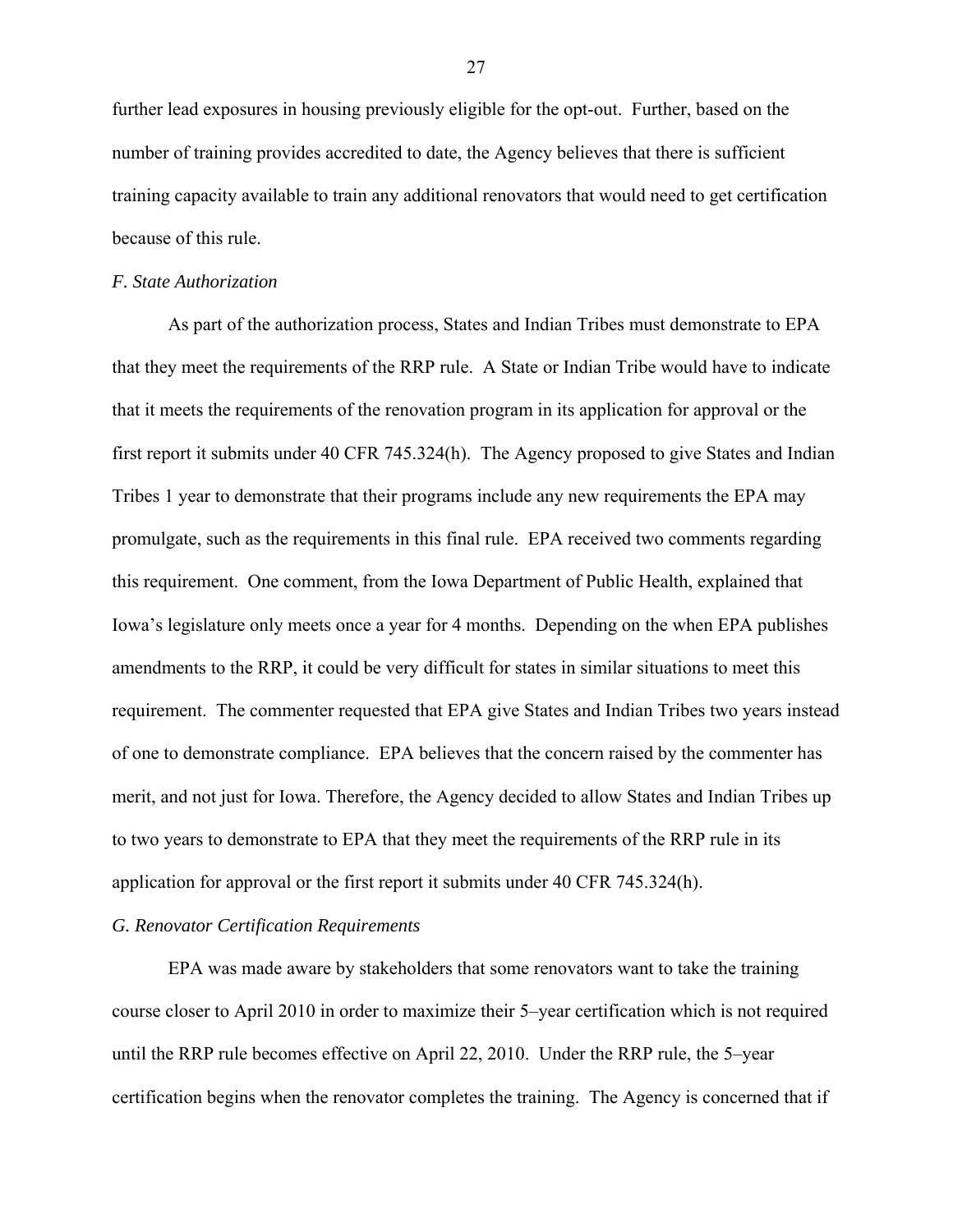further lead exposures in housing previously eligible for the opt-out. Further, based on the number of training provides accredited to date, the Agency believes that there is sufficient training capacity available to train any additional renovators that would need to get certification because of this rule.

*F. State Authorization*

As part of the authorization process, States and Indian Tribes must demonstrate to EPA that they meet the requirements of the RRP rule. A State or Indian Tribe would have to indicate that it meets the requirements of the renovation program in its application for approval or the first report it submits under 40 CFR 745.324(h). The Agency proposed to give States and Indian Tribes 1 year to demonstrate that their programs include any new requirements the EPA may promulgate, such as the requirements in this final rule. EPA received two comments regarding this requirement. One comment, from the Iowa Department of Public Health, explained that Iowa's legislature only meets once a year for 4 months. Depending on the when EPA publishes amendments to the RRP, it could be very difficult for states in similar situations to meet this requirement. The commenter requested that EPA give States and Indian Tribes two years instead of one to demonstrate compliance. EPA believes that the concern raised by the commenter has merit, and not just for Iowa. Therefore, the Agency decided to allow States and Indian Tribes up to two years to demonstrate to EPA that they meet the requirements of the RRP rule in its application for approval or the first report it submits under 40 CFR 745.324(h).

*G. Renovator Certification Requirements*

EPA was made aware by stakeholders that some renovators want to take the training course closer to April 2010 in order to maximize their 5–year certification which is not required until the RRP rule becomes effective on April 22, 2010. Under the RRP rule, the 5–year certification begins when the renovator completes the training. The Agency is concerned that if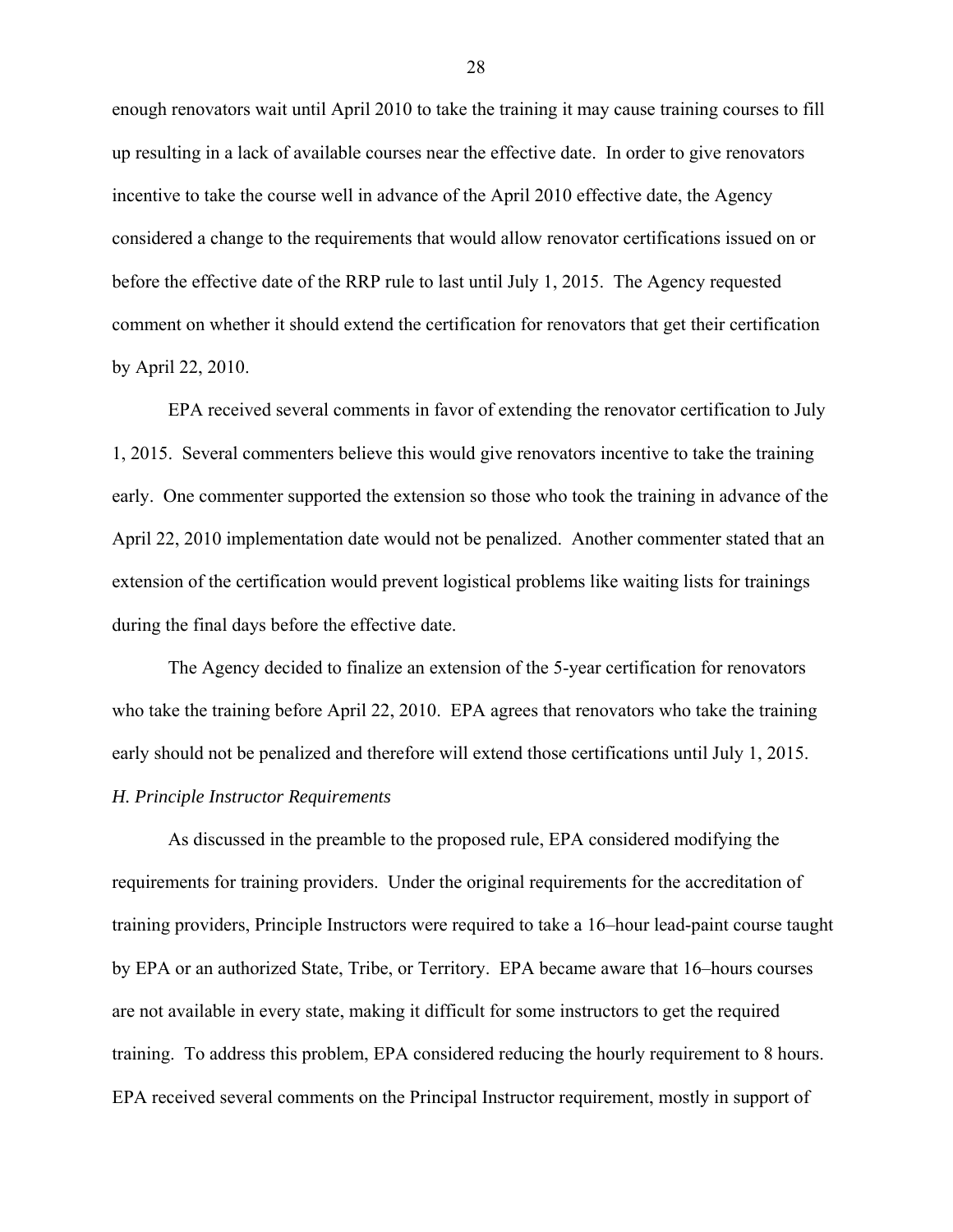enough renovators wait until April 2010 to take the training it may cause training courses to fill up resulting in a lack of available courses near the effective date. In order to give renovators incentive to take the course well in advance of the April 2010 effective date, the Agency considered a change to the requirements that would allow renovator certifications issued on or before the effective date of the RRP rule to last until July 1, 2015. The Agency requested comment on whether it should extend the certification for renovators that get their certification by April 22, 2010.

EPA received several comments in favor of extending the renovator certification to July 1, 2015. Several commenters believe this would give renovators incentive to take the training early. One commenter supported the extension so those who took the training in advance of the April 22, 2010 implementation date would not be penalized. Another commenter stated that an extension of the certification would prevent logistical problems like waiting lists for trainings during the final days before the effective date.

The Agency decided to finalize an extension of the 5-year certification for renovators who take the training before April 22, 2010. EPA agrees that renovators who take the training early should not be penalized and therefore will extend those certifications until July 1, 2015.

*H. Principle Instructor Requirements*

As discussed in the preamble to the proposed rule, EPA considered modifying the requirements for training providers. Under the original requirements for the accreditation of training providers, Principle Instructors were required to take a 16–hour lead-paint course taught by EPA or an authorized State, Tribe, or Territory. EPA became aware that 16–hours courses are not available in every state, making it difficult for some instructors to get the required training. To address this problem, EPA considered reducing the hourly requirement to 8 hours. EPA received several comments on the Principal Instructor requirement, mostly in support of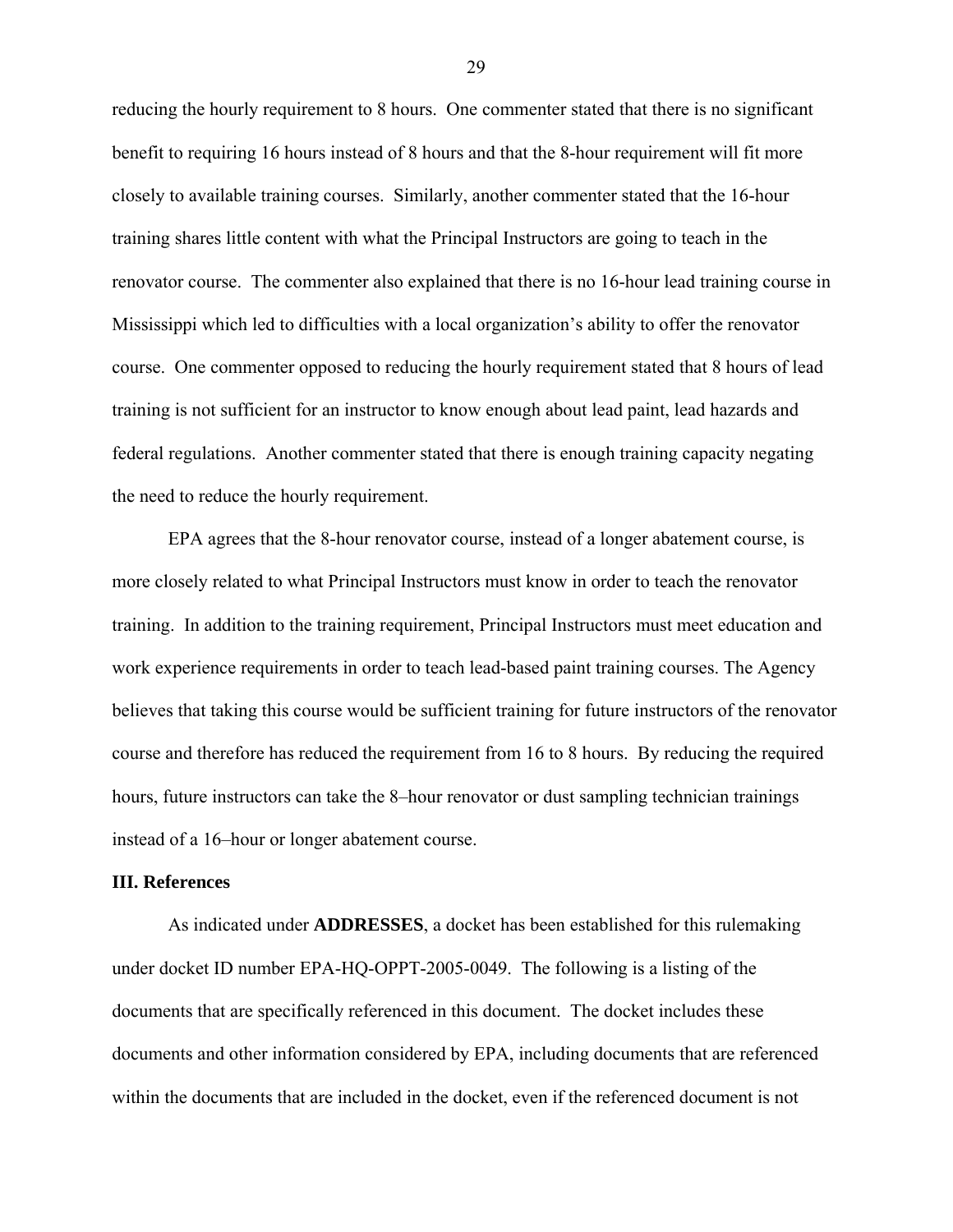reducing the hourly requirement to 8 hours. One commenter stated that there is no significant benefit to requiring 16 hours instead of 8 hours and that the 8-hour requirement will fit more closely to available training courses. Similarly, another commenter stated that the 16-hour training shares little content with what the Principal Instructors are going to teach in the renovator course. The commenter also explained that there is no 16-hour lead training course in Mississippi which led to difficulties with a local organization's ability to offer the renovator course. One commenter opposed to reducing the hourly requirement stated that 8 hours of lead training is not sufficient for an instructor to know enough about lead paint, lead hazards and federal regulations. Another commenter stated that there is enough training capacity negating the need to reduce the hourly requirement.

EPA agrees that the 8-hour renovator course, instead of a longer abatement course, is more closely related to what Principal Instructors must know in order to teach the renovator training. In addition to the training requirement, Principal Instructors must meet education and work experience requirements in order to teach lead-based paint training courses. The Agency believes that taking this course would be sufficient training for future instructors of the renovator course and therefore has reduced the requirement from 16 to 8 hours. By reducing the required hours, future instructors can take the 8–hour renovator or dust sampling technician trainings instead of a 16–hour or longer abatement course.

**III. References**

As indicated under **ADDRESSES**, a docket has been established for this rulemaking under docket ID number EPA-HQ-OPPT-2005-0049. The following is a listing of the documents that are specifically referenced in this document. The docket includes these documents and other information considered by EPA, including documents that are referenced within the documents that are included in the docket, even if the referenced document is not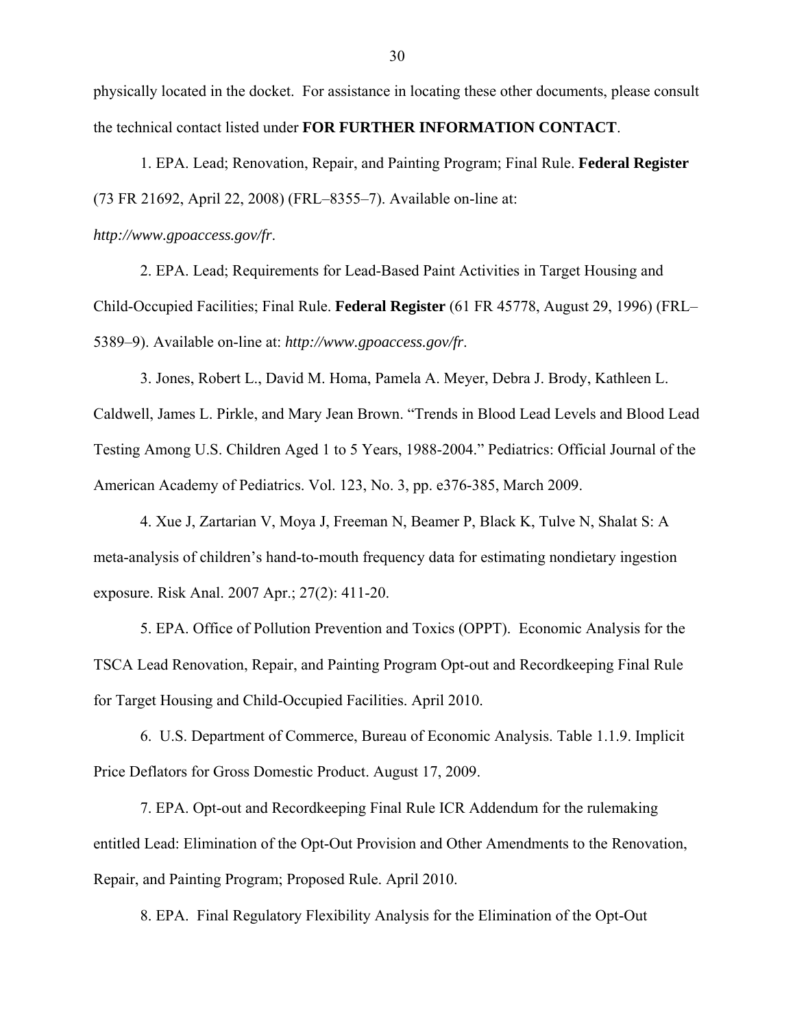physically located in the docket. For assistance in locating these other documents, please consult the technical contact listed under **FOR FURTHER INFORMATION CONTACT**.

1. EPA. Lead; Renovation, Repair, and Painting Program; Final Rule. **Federal Register** (73 FR 21692, April 22, 2008) (FRL–8355–7). Available on-line at: *http://www.gpoaccess.gov/fr*.

2. EPA. Lead; Requirements for Lead-Based Paint Activities in Target Housing and Child-Occupied Facilities; Final Rule. **Federal Register** (61 FR 45778, August 29, 1996) (FRL–5389–9). Available on-line at: *http://www.gpoaccess.gov/fr*.

3. Jones, Robert L., David M. Homa, Pamela A. Meyer, Debra J. Brody, Kathleen L. Caldwell, James L. Pirkle, and Mary Jean Brown. "Trends in Blood Lead Levels and Blood Lead Testing Among U.S. Children Aged 1 to 5 Years, 1988-2004." Pediatrics: Official Journal of the American Academy of Pediatrics. Vol. 123, No. 3, pp. e376-385, March 2009.

4. Xue J, Zartarian V, Moya J, Freeman N, Beamer P, Black K, Tulve N, Shalat S: A meta-analysis of children's hand-to-mouth frequency data for estimating nondietary ingestion exposure. Risk Anal. 2007 Apr.; 27(2): 411-20.

5. EPA. Office of Pollution Prevention and Toxics (OPPT). Economic Analysis for the TSCA Lead Renovation, Repair, and Painting Program Opt-out and Recordkeeping Final Rule for Target Housing and Child-Occupied Facilities. April 2010.

6. U.S. Department of Commerce, Bureau of Economic Analysis. Table 1.1.9. Implicit Price Deflators for Gross Domestic Product. August 17, 2009.

7. EPA. Opt-out and Recordkeeping Final Rule ICR Addendum for the rulemaking entitled Lead: Elimination of the Opt-Out Provision and Other Amendments to the Renovation, Repair, and Painting Program; Proposed Rule. April 2010.

8. EPA. Final Regulatory Flexibility Analysis for the Elimination of the Opt-Out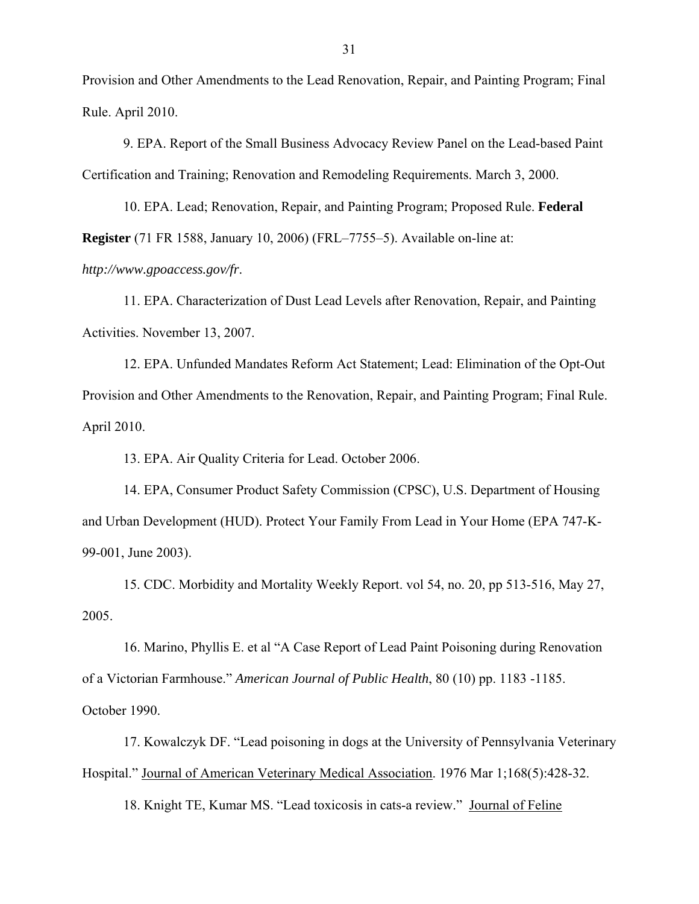Provision and Other Amendments to the Lead Renovation, Repair, and Painting Program; Final Rule. April 2010.

9. EPA. Report of the Small Business Advocacy Review Panel on the Lead-based Paint Certification and Training; Renovation and Remodeling Requirements. March 3, 2000.

10. EPA. Lead; Renovation, Repair, and Painting Program; Proposed Rule. **Federal Register** (71 FR 1588, January 10, 2006) (FRL–7755–5). Available on-line at: *http://www.gpoaccess.gov/fr*.

11. EPA. Characterization of Dust Lead Levels after Renovation, Repair, and Painting Activities. November 13, 2007.

12. EPA. Unfunded Mandates Reform Act Statement; Lead: Elimination of the Opt-Out Provision and Other Amendments to the Renovation, Repair, and Painting Program; Final Rule. April 2010.

13. EPA. Air Quality Criteria for Lead. October 2006.

14. EPA, Consumer Product Safety Commission (CPSC), U.S. Department of Housing and Urban Development (HUD). Protect Your Family From Lead in Your Home (EPA 747-K-99-001, June 2003).

15. CDC. Morbidity and Mortality Weekly Report. vol 54, no. 20, pp 513-516, May 27, 2005.

16. Marino, Phyllis E. et al "A Case Report of Lead Paint Poisoning during Renovation of a Victorian Farmhouse." *American Journal of Public Health*, 80 (10) pp. 1183 -1185. October 1990.

17. Kowalczyk DF. "Lead poisoning in dogs at the University of Pennsylvania Veterinary Hospital." Journal of American Veterinary Medical Association. 1976 Mar 1;168(5):428-32.

18. Knight TE, Kumar MS. "Lead toxicosis in cats-a review." Journal of Feline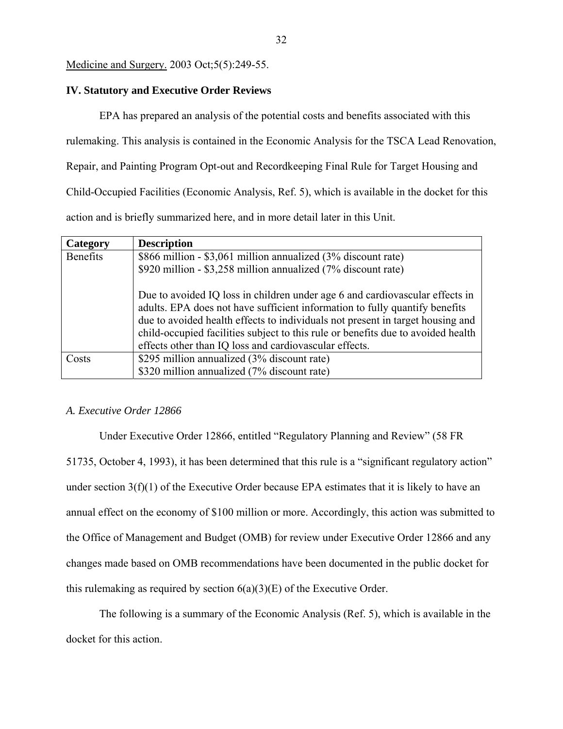Medicine and Surgery. 2003 Oct;5(5):249-55.

**IV. Statutory and Executive Order Reviews**

EPA has prepared an analysis of the potential costs and benefits associated with this rulemaking. This analysis is contained in the Economic Analysis for the TSCA Lead Renovation, Repair, and Painting Program Opt-out and Recordkeeping Final Rule for Target Housing and Child-Occupied Facilities (Economic Analysis, Ref. 5), which is available in the docket for this action and is briefly summarized here, and in more detail later in this Unit.

| **Category** | **Description** |
|---|---|
| Benefits | \$866 million - \$3,061 million annualized (3% discount rate)<br>\$920 million - \$3,258 million annualized (7% discount rate)<br><br>Due to avoided IQ loss in children under age 6 and cardiovascular effects in adults. EPA does not have sufficient information to fully quantify benefits due to avoided health effects to individuals not present in target housing and child-occupied facilities subject to this rule or benefits due to avoided health effects other than IQ loss and cardiovascular effects. |
| Costs | \$295 million annualized (3% discount rate)<br>\$320 million annualized (7% discount rate) |

*A. Executive Order 12866*

Under Executive Order 12866, entitled “Regulatory Planning and Review” (58 FR 51735, October 4, 1993), it has been determined that this rule is a “significant regulatory action” under section 3(f)(1) of the Executive Order because EPA estimates that it is likely to have an annual effect on the economy of \$100 million or more. Accordingly, this action was submitted to the Office of Management and Budget (OMB) for review under Executive Order 12866 and any changes made based on OMB recommendations have been documented in the public docket for this rulemaking as required by section 6(a)(3)(E) of the Executive Order.

The following is a summary of the Economic Analysis (Ref. 5), which is available in the docket for this action.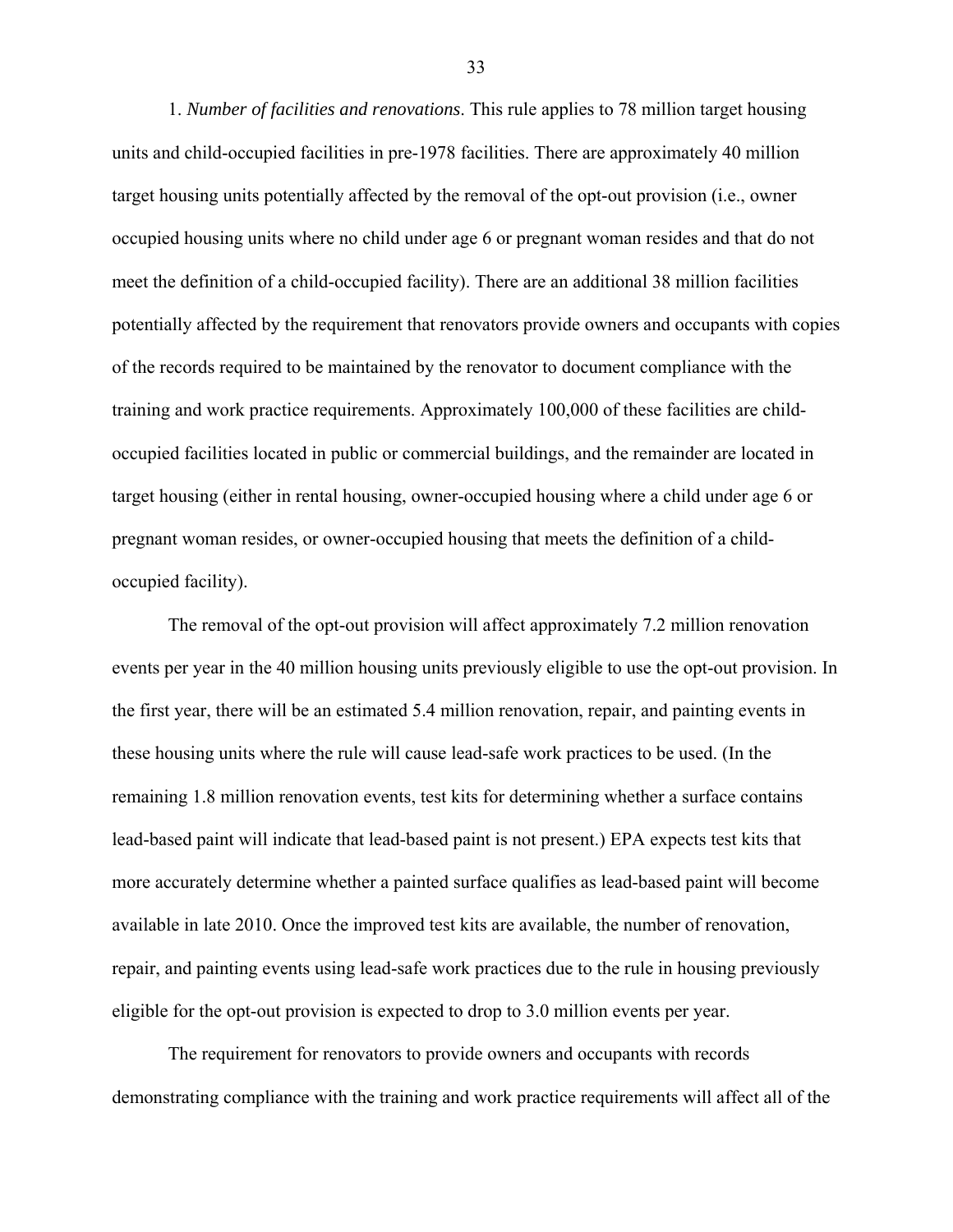1. *Number of facilities and renovations*. This rule applies to 78 million target housing units and child-occupied facilities in pre-1978 facilities. There are approximately 40 million target housing units potentially affected by the removal of the opt-out provision (i.e., owner occupied housing units where no child under age 6 or pregnant woman resides and that do not meet the definition of a child-occupied facility). There are an additional 38 million facilities potentially affected by the requirement that renovators provide owners and occupants with copies of the records required to be maintained by the renovator to document compliance with the training and work practice requirements. Approximately 100,000 of these facilities are child-occupied facilities located in public or commercial buildings, and the remainder are located in target housing (either in rental housing, owner-occupied housing where a child under age 6 or pregnant woman resides, or owner-occupied housing that meets the definition of a child-occupied facility).

The removal of the opt-out provision will affect approximately 7.2 million renovation events per year in the 40 million housing units previously eligible to use the opt-out provision. In the first year, there will be an estimated 5.4 million renovation, repair, and painting events in these housing units where the rule will cause lead-safe work practices to be used. (In the remaining 1.8 million renovation events, test kits for determining whether a surface contains lead-based paint will indicate that lead-based paint is not present.) EPA expects test kits that more accurately determine whether a painted surface qualifies as lead-based paint will become available in late 2010. Once the improved test kits are available, the number of renovation, repair, and painting events using lead-safe work practices due to the rule in housing previously eligible for the opt-out provision is expected to drop to 3.0 million events per year.

The requirement for renovators to provide owners and occupants with records demonstrating compliance with the training and work practice requirements will affect all of the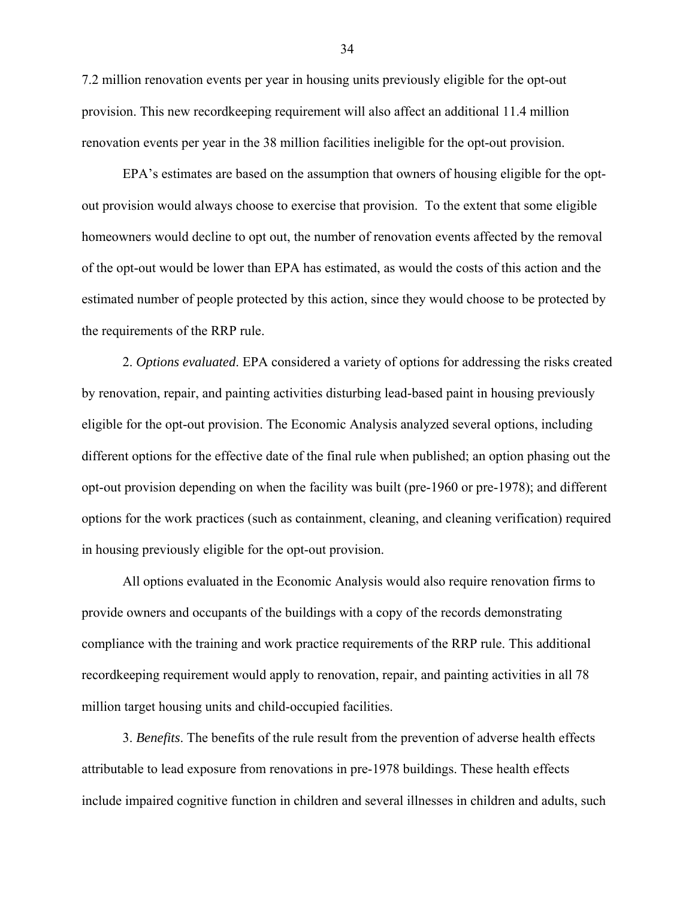7.2 million renovation events per year in housing units previously eligible for the opt-out provision. This new recordkeeping requirement will also affect an additional 11.4 million renovation events per year in the 38 million facilities ineligible for the opt-out provision.

EPA's estimates are based on the assumption that owners of housing eligible for the opt-out provision would always choose to exercise that provision. To the extent that some eligible homeowners would decline to opt out, the number of renovation events affected by the removal of the opt-out would be lower than EPA has estimated, as would the costs of this action and the estimated number of people protected by this action, since they would choose to be protected by the requirements of the RRP rule.

2. *Options evaluated*. EPA considered a variety of options for addressing the risks created by renovation, repair, and painting activities disturbing lead-based paint in housing previously eligible for the opt-out provision. The Economic Analysis analyzed several options, including different options for the effective date of the final rule when published; an option phasing out the opt-out provision depending on when the facility was built (pre-1960 or pre-1978); and different options for the work practices (such as containment, cleaning, and cleaning verification) required in housing previously eligible for the opt-out provision.

All options evaluated in the Economic Analysis would also require renovation firms to provide owners and occupants of the buildings with a copy of the records demonstrating compliance with the training and work practice requirements of the RRP rule. This additional recordkeeping requirement would apply to renovation, repair, and painting activities in all 78 million target housing units and child-occupied facilities.

3. *Benefits*. The benefits of the rule result from the prevention of adverse health effects attributable to lead exposure from renovations in pre-1978 buildings. These health effects include impaired cognitive function in children and several illnesses in children and adults, such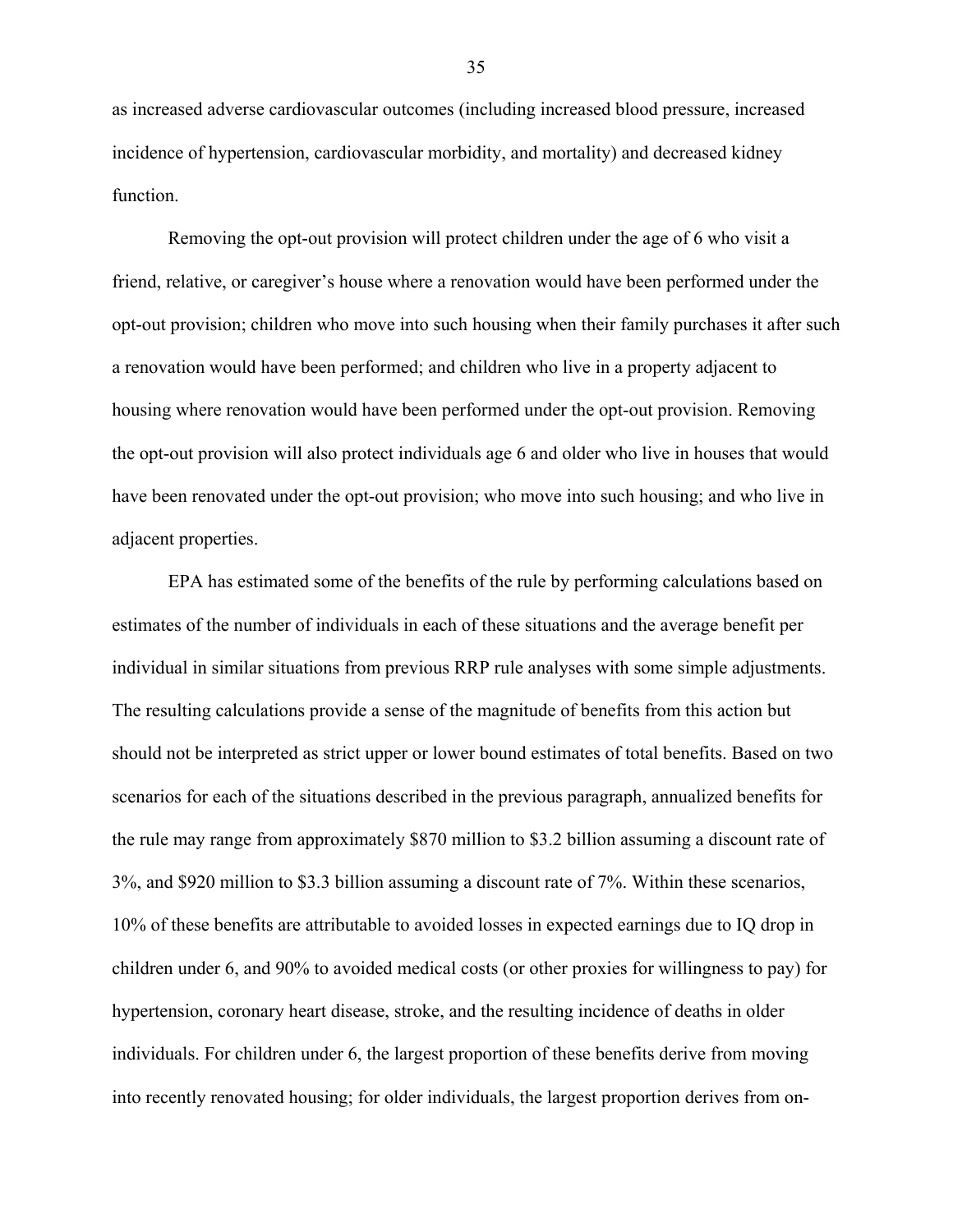as increased adverse cardiovascular outcomes (including increased blood pressure, increased incidence of hypertension, cardiovascular morbidity, and mortality) and decreased kidney function.

Removing the opt-out provision will protect children under the age of 6 who visit a friend, relative, or caregiver's house where a renovation would have been performed under the opt-out provision; children who move into such housing when their family purchases it after such a renovation would have been performed; and children who live in a property adjacent to housing where renovation would have been performed under the opt-out provision. Removing the opt-out provision will also protect individuals age 6 and older who live in houses that would have been renovated under the opt-out provision; who move into such housing; and who live in adjacent properties.

EPA has estimated some of the benefits of the rule by performing calculations based on estimates of the number of individuals in each of these situations and the average benefit per individual in similar situations from previous RRP rule analyses with some simple adjustments. The resulting calculations provide a sense of the magnitude of benefits from this action but should not be interpreted as strict upper or lower bound estimates of total benefits. Based on two scenarios for each of the situations described in the previous paragraph, annualized benefits for the rule may range from approximately $870 million to $3.2 billion assuming a discount rate of 3%, and $920 million to $3.3 billion assuming a discount rate of 7%. Within these scenarios, 10% of these benefits are attributable to avoided losses in expected earnings due to IQ drop in children under 6, and 90% to avoided medical costs (or other proxies for willingness to pay) for hypertension, coronary heart disease, stroke, and the resulting incidence of deaths in older individuals. For children under 6, the largest proportion of these benefits derive from moving into recently renovated housing; for older individuals, the largest proportion derives from on-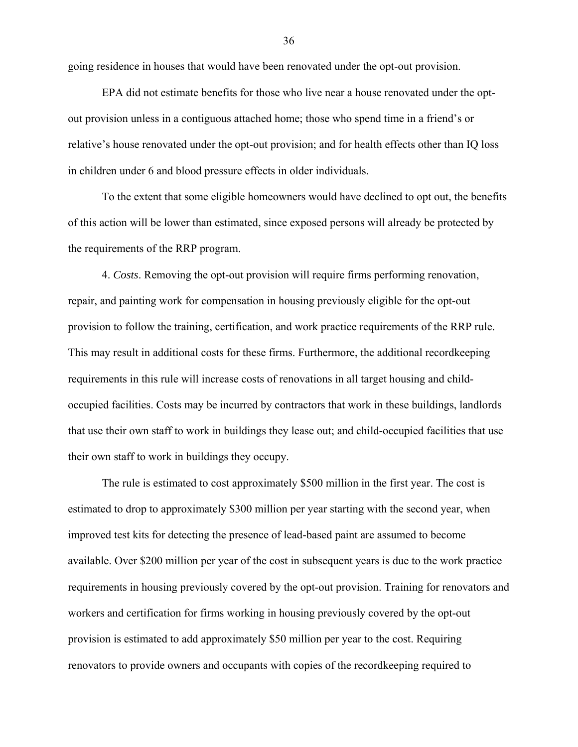going residence in houses that would have been renovated under the opt-out provision.

EPA did not estimate benefits for those who live near a house renovated under the opt-out provision unless in a contiguous attached home; those who spend time in a friend's or relative's house renovated under the opt-out provision; and for health effects other than IQ loss in children under 6 and blood pressure effects in older individuals.

To the extent that some eligible homeowners would have declined to opt out, the benefits of this action will be lower than estimated, since exposed persons will already be protected by the requirements of the RRP program.

4. *Costs*. Removing the opt-out provision will require firms performing renovation, repair, and painting work for compensation in housing previously eligible for the opt-out provision to follow the training, certification, and work practice requirements of the RRP rule. This may result in additional costs for these firms. Furthermore, the additional recordkeeping requirements in this rule will increase costs of renovations in all target housing and child-occupied facilities. Costs may be incurred by contractors that work in these buildings, landlords that use their own staff to work in buildings they lease out; and child-occupied facilities that use their own staff to work in buildings they occupy.

The rule is estimated to cost approximately $500 million in the first year. The cost is estimated to drop to approximately $300 million per year starting with the second year, when improved test kits for detecting the presence of lead-based paint are assumed to become available. Over $200 million per year of the cost in subsequent years is due to the work practice requirements in housing previously covered by the opt-out provision. Training for renovators and workers and certification for firms working in housing previously covered by the opt-out provision is estimated to add approximately $50 million per year to the cost. Requiring renovators to provide owners and occupants with copies of the recordkeeping required to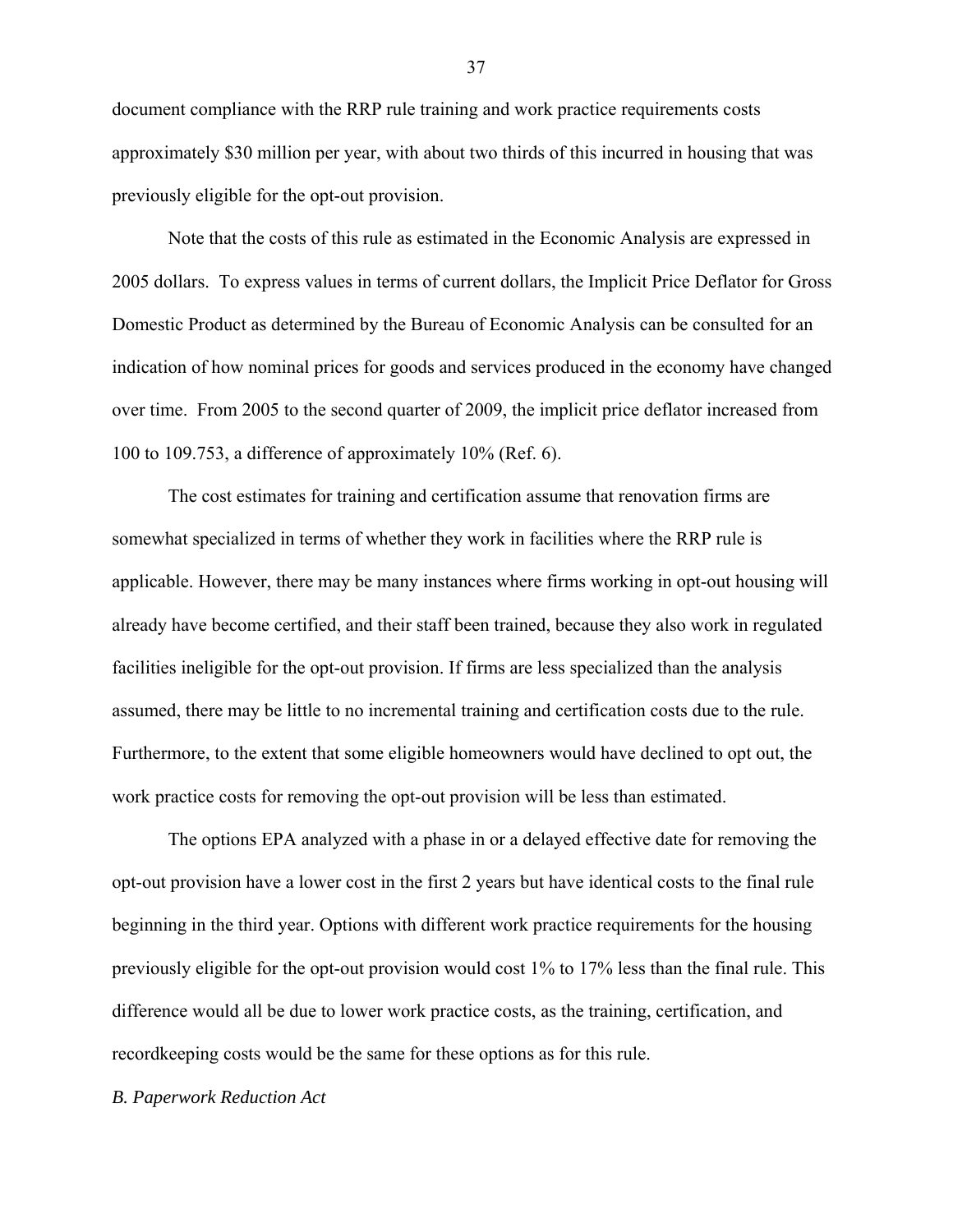document compliance with the RRP rule training and work practice requirements costs approximately $30 million per year, with about two thirds of this incurred in housing that was previously eligible for the opt-out provision.

Note that the costs of this rule as estimated in the Economic Analysis are expressed in 2005 dollars. To express values in terms of current dollars, the Implicit Price Deflator for Gross Domestic Product as determined by the Bureau of Economic Analysis can be consulted for an indication of how nominal prices for goods and services produced in the economy have changed over time. From 2005 to the second quarter of 2009, the implicit price deflator increased from 100 to 109.753, a difference of approximately 10% (Ref. 6).

The cost estimates for training and certification assume that renovation firms are somewhat specialized in terms of whether they work in facilities where the RRP rule is applicable. However, there may be many instances where firms working in opt-out housing will already have become certified, and their staff been trained, because they also work in regulated facilities ineligible for the opt-out provision. If firms are less specialized than the analysis assumed, there may be little to no incremental training and certification costs due to the rule. Furthermore, to the extent that some eligible homeowners would have declined to opt out, the work practice costs for removing the opt-out provision will be less than estimated.

The options EPA analyzed with a phase in or a delayed effective date for removing the opt-out provision have a lower cost in the first 2 years but have identical costs to the final rule beginning in the third year. Options with different work practice requirements for the housing previously eligible for the opt-out provision would cost 1% to 17% less than the final rule. This difference would all be due to lower work practice costs, as the training, certification, and recordkeeping costs would be the same for these options as for this rule.

*B. Paperwork Reduction Act*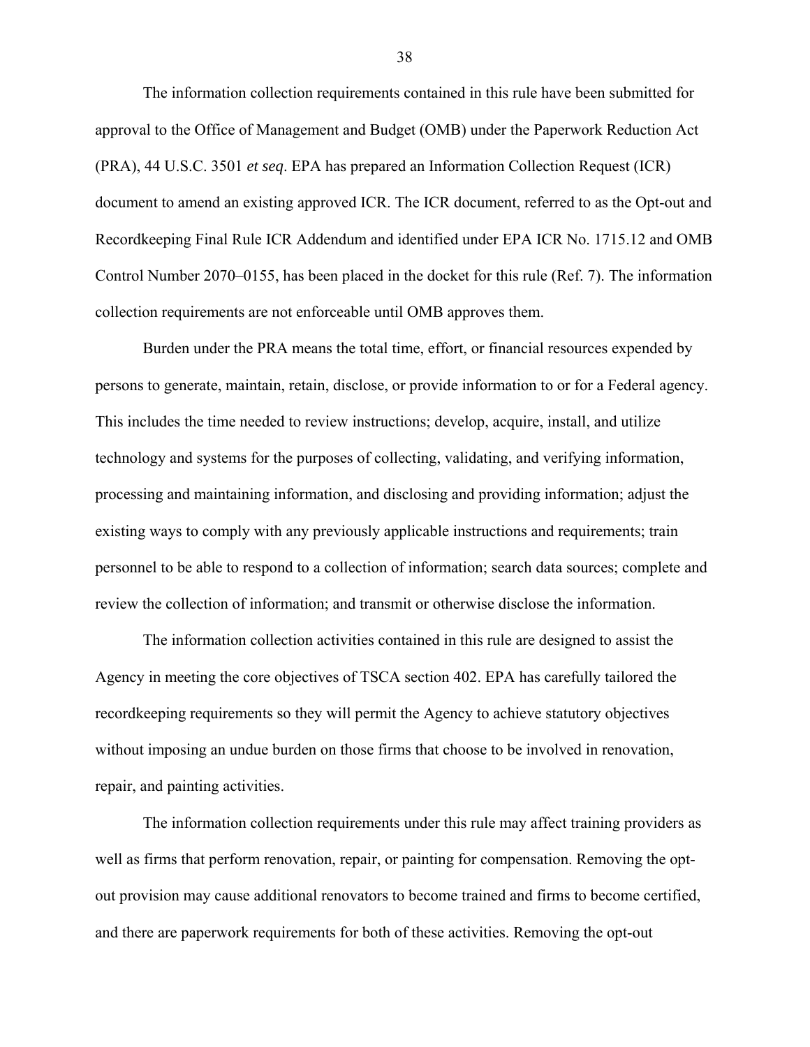The information collection requirements contained in this rule have been submitted for approval to the Office of Management and Budget (OMB) under the Paperwork Reduction Act (PRA), 44 U.S.C. 3501 *et seq*. EPA has prepared an Information Collection Request (ICR) document to amend an existing approved ICR. The ICR document, referred to as the Opt-out and Recordkeeping Final Rule ICR Addendum and identified under EPA ICR No. 1715.12 and OMB Control Number 2070–0155, has been placed in the docket for this rule (Ref. 7). The information collection requirements are not enforceable until OMB approves them.

Burden under the PRA means the total time, effort, or financial resources expended by persons to generate, maintain, retain, disclose, or provide information to or for a Federal agency. This includes the time needed to review instructions; develop, acquire, install, and utilize technology and systems for the purposes of collecting, validating, and verifying information, processing and maintaining information, and disclosing and providing information; adjust the existing ways to comply with any previously applicable instructions and requirements; train personnel to be able to respond to a collection of information; search data sources; complete and review the collection of information; and transmit or otherwise disclose the information.

The information collection activities contained in this rule are designed to assist the Agency in meeting the core objectives of TSCA section 402. EPA has carefully tailored the recordkeeping requirements so they will permit the Agency to achieve statutory objectives without imposing an undue burden on those firms that choose to be involved in renovation, repair, and painting activities.

The information collection requirements under this rule may affect training providers as well as firms that perform renovation, repair, or painting for compensation. Removing the opt-out provision may cause additional renovators to become trained and firms to become certified, and there are paperwork requirements for both of these activities. Removing the opt-out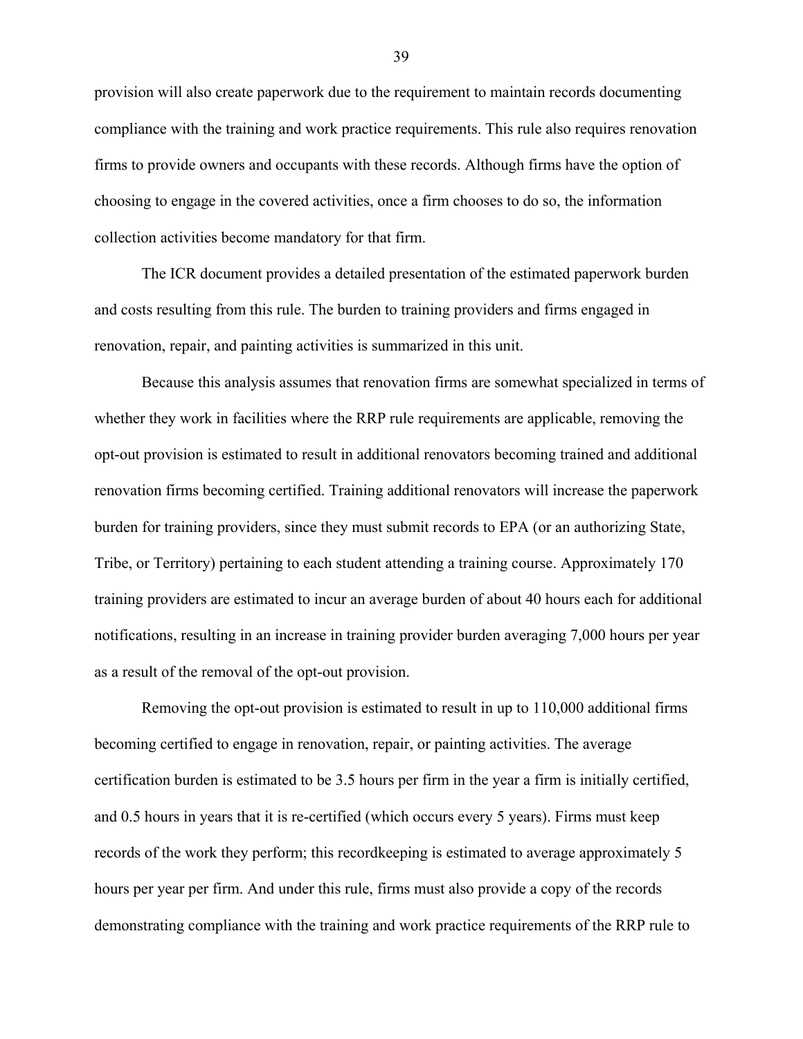provision will also create paperwork due to the requirement to maintain records documenting compliance with the training and work practice requirements. This rule also requires renovation firms to provide owners and occupants with these records. Although firms have the option of choosing to engage in the covered activities, once a firm chooses to do so, the information collection activities become mandatory for that firm.

The ICR document provides a detailed presentation of the estimated paperwork burden and costs resulting from this rule. The burden to training providers and firms engaged in renovation, repair, and painting activities is summarized in this unit.

Because this analysis assumes that renovation firms are somewhat specialized in terms of whether they work in facilities where the RRP rule requirements are applicable, removing the opt-out provision is estimated to result in additional renovators becoming trained and additional renovation firms becoming certified. Training additional renovators will increase the paperwork burden for training providers, since they must submit records to EPA (or an authorizing State, Tribe, or Territory) pertaining to each student attending a training course. Approximately 170 training providers are estimated to incur an average burden of about 40 hours each for additional notifications, resulting in an increase in training provider burden averaging 7,000 hours per year as a result of the removal of the opt-out provision.

Removing the opt-out provision is estimated to result in up to 110,000 additional firms becoming certified to engage in renovation, repair, or painting activities. The average certification burden is estimated to be 3.5 hours per firm in the year a firm is initially certified, and 0.5 hours in years that it is re-certified (which occurs every 5 years). Firms must keep records of the work they perform; this recordkeeping is estimated to average approximately 5 hours per year per firm. And under this rule, firms must also provide a copy of the records demonstrating compliance with the training and work practice requirements of the RRP rule to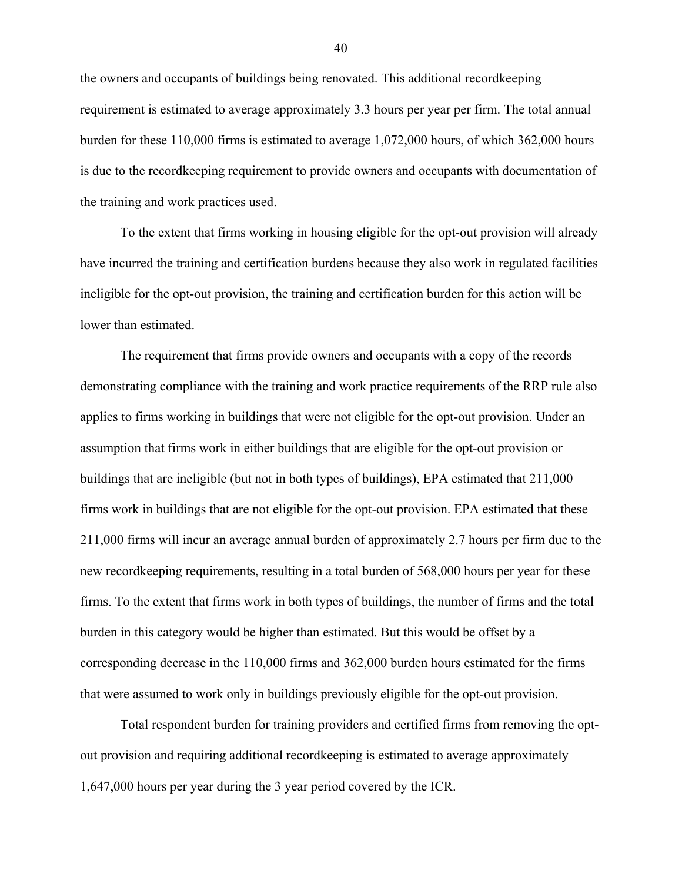the owners and occupants of buildings being renovated. This additional recordkeeping requirement is estimated to average approximately 3.3 hours per year per firm. The total annual burden for these 110,000 firms is estimated to average 1,072,000 hours, of which 362,000 hours is due to the recordkeeping requirement to provide owners and occupants with documentation of the training and work practices used.

To the extent that firms working in housing eligible for the opt-out provision will already have incurred the training and certification burdens because they also work in regulated facilities ineligible for the opt-out provision, the training and certification burden for this action will be lower than estimated.

The requirement that firms provide owners and occupants with a copy of the records demonstrating compliance with the training and work practice requirements of the RRP rule also applies to firms working in buildings that were not eligible for the opt-out provision. Under an assumption that firms work in either buildings that are eligible for the opt-out provision or buildings that are ineligible (but not in both types of buildings), EPA estimated that 211,000 firms work in buildings that are not eligible for the opt-out provision. EPA estimated that these 211,000 firms will incur an average annual burden of approximately 2.7 hours per firm due to the new recordkeeping requirements, resulting in a total burden of 568,000 hours per year for these firms. To the extent that firms work in both types of buildings, the number of firms and the total burden in this category would be higher than estimated. But this would be offset by a corresponding decrease in the 110,000 firms and 362,000 burden hours estimated for the firms that were assumed to work only in buildings previously eligible for the opt-out provision.

Total respondent burden for training providers and certified firms from removing the opt-out provision and requiring additional recordkeeping is estimated to average approximately 1,647,000 hours per year during the 3 year period covered by the ICR.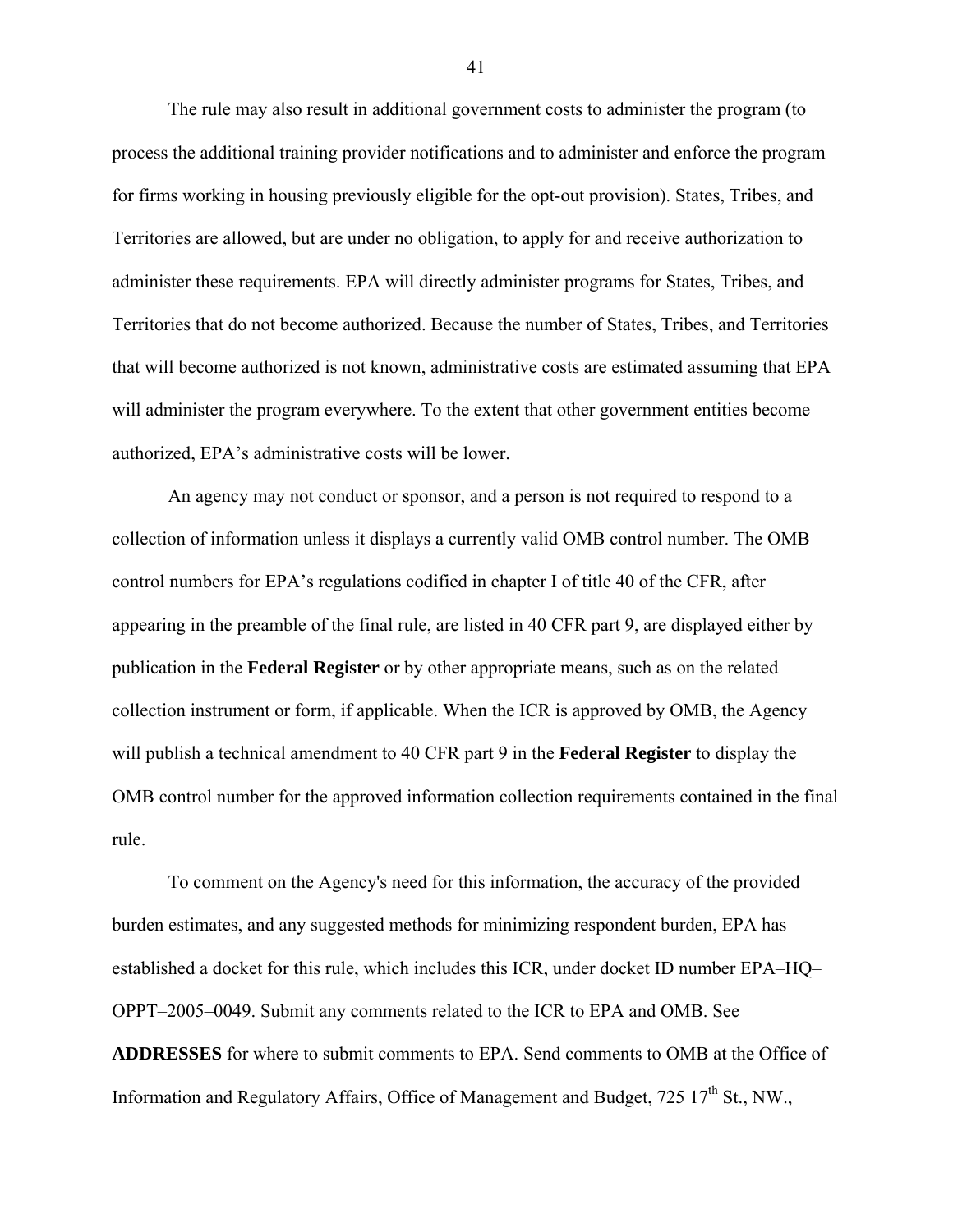The rule may also result in additional government costs to administer the program (to process the additional training provider notifications and to administer and enforce the program for firms working in housing previously eligible for the opt-out provision). States, Tribes, and Territories are allowed, but are under no obligation, to apply for and receive authorization to administer these requirements. EPA will directly administer programs for States, Tribes, and Territories that do not become authorized. Because the number of States, Tribes, and Territories that will become authorized is not known, administrative costs are estimated assuming that EPA will administer the program everywhere. To the extent that other government entities become authorized, EPA's administrative costs will be lower.

An agency may not conduct or sponsor, and a person is not required to respond to a collection of information unless it displays a currently valid OMB control number. The OMB control numbers for EPA's regulations codified in chapter I of title 40 of the CFR, after appearing in the preamble of the final rule, are listed in 40 CFR part 9, are displayed either by publication in the **Federal Register** or by other appropriate means, such as on the related collection instrument or form, if applicable. When the ICR is approved by OMB, the Agency will publish a technical amendment to 40 CFR part 9 in the **Federal Register** to display the OMB control number for the approved information collection requirements contained in the final rule.

To comment on the Agency's need for this information, the accuracy of the provided burden estimates, and any suggested methods for minimizing respondent burden, EPA has established a docket for this rule, which includes this ICR, under docket ID number EPA–HQ–OPPT–2005–0049. Submit any comments related to the ICR to EPA and OMB. See **ADDRESSES** for where to submit comments to EPA. Send comments to OMB at the Office of Information and Regulatory Affairs, Office of Management and Budget, 725 17th St., NW.,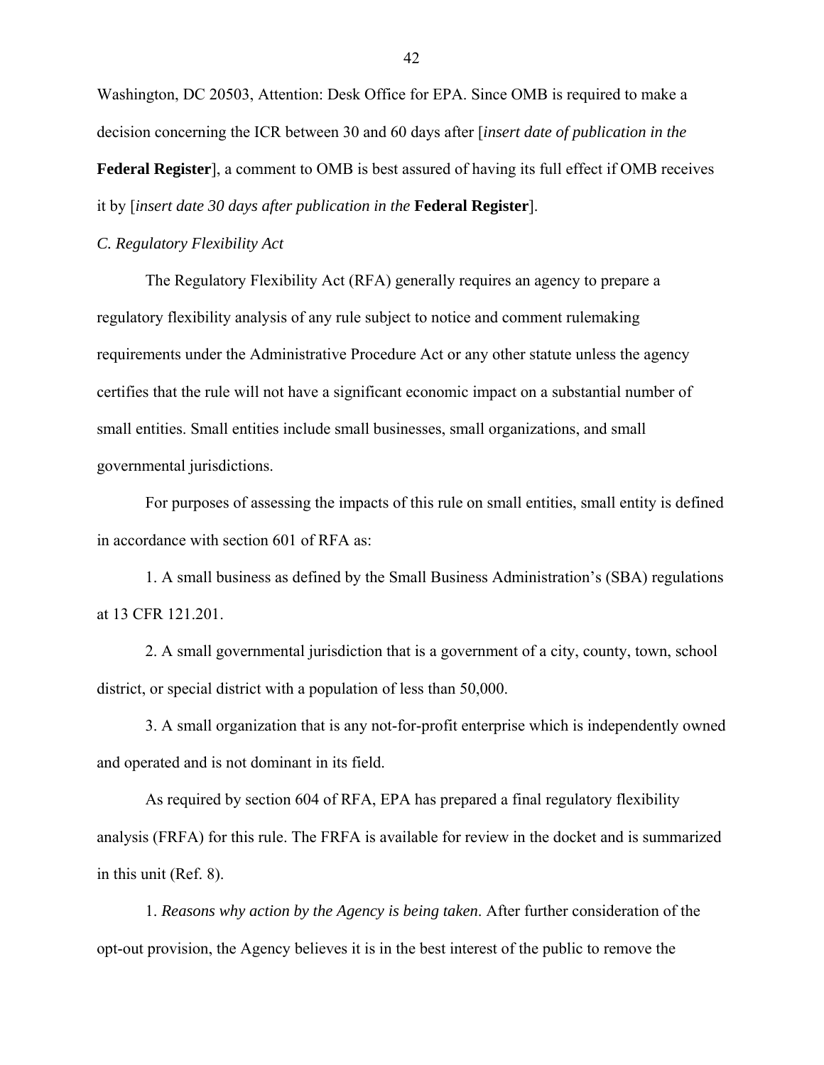Washington, DC 20503, Attention: Desk Office for EPA. Since OMB is required to make a decision concerning the ICR between 30 and 60 days after [*insert date of publication in the* **Federal Register**], a comment to OMB is best assured of having its full effect if OMB receives it by [*insert date 30 days after publication in the* **Federal Register**].

*C. Regulatory Flexibility Act*

The Regulatory Flexibility Act (RFA) generally requires an agency to prepare a regulatory flexibility analysis of any rule subject to notice and comment rulemaking requirements under the Administrative Procedure Act or any other statute unless the agency certifies that the rule will not have a significant economic impact on a substantial number of small entities. Small entities include small businesses, small organizations, and small governmental jurisdictions.

For purposes of assessing the impacts of this rule on small entities, small entity is defined in accordance with section 601 of RFA as:

1. A small business as defined by the Small Business Administration's (SBA) regulations at 13 CFR 121.201.

2. A small governmental jurisdiction that is a government of a city, county, town, school district, or special district with a population of less than 50,000.

3. A small organization that is any not-for-profit enterprise which is independently owned and operated and is not dominant in its field.

As required by section 604 of RFA, EPA has prepared a final regulatory flexibility analysis (FRFA) for this rule. The FRFA is available for review in the docket and is summarized in this unit (Ref. 8).

1. *Reasons why action by the Agency is being taken*. After further consideration of the opt-out provision, the Agency believes it is in the best interest of the public to remove the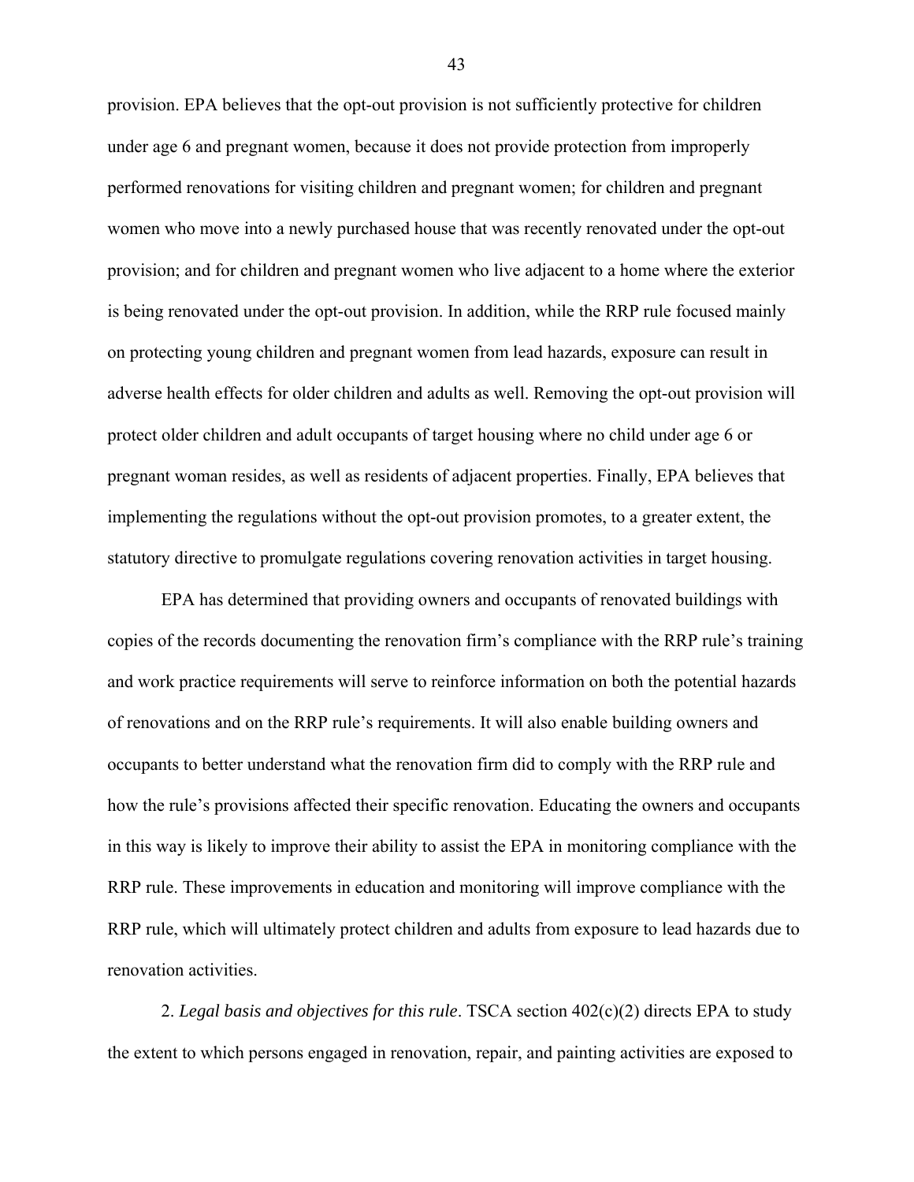provision. EPA believes that the opt-out provision is not sufficiently protective for children under age 6 and pregnant women, because it does not provide protection from improperly performed renovations for visiting children and pregnant women; for children and pregnant women who move into a newly purchased house that was recently renovated under the opt-out provision; and for children and pregnant women who live adjacent to a home where the exterior is being renovated under the opt-out provision. In addition, while the RRP rule focused mainly on protecting young children and pregnant women from lead hazards, exposure can result in adverse health effects for older children and adults as well. Removing the opt-out provision will protect older children and adult occupants of target housing where no child under age 6 or pregnant woman resides, as well as residents of adjacent properties. Finally, EPA believes that implementing the regulations without the opt-out provision promotes, to a greater extent, the statutory directive to promulgate regulations covering renovation activities in target housing.

EPA has determined that providing owners and occupants of renovated buildings with copies of the records documenting the renovation firm's compliance with the RRP rule's training and work practice requirements will serve to reinforce information on both the potential hazards of renovations and on the RRP rule's requirements. It will also enable building owners and occupants to better understand what the renovation firm did to comply with the RRP rule and how the rule's provisions affected their specific renovation. Educating the owners and occupants in this way is likely to improve their ability to assist the EPA in monitoring compliance with the RRP rule. These improvements in education and monitoring will improve compliance with the RRP rule, which will ultimately protect children and adults from exposure to lead hazards due to renovation activities.

2. *Legal basis and objectives for this rule*. TSCA section 402(c)(2) directs EPA to study the extent to which persons engaged in renovation, repair, and painting activities are exposed to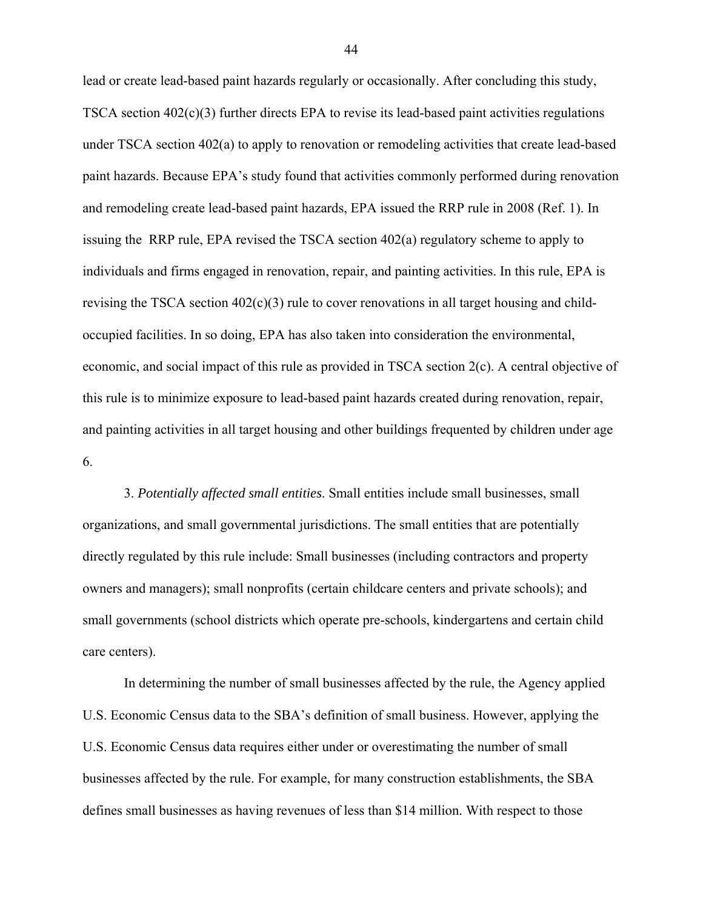lead or create lead-based paint hazards regularly or occasionally. After concluding this study, TSCA section 402(c)(3) further directs EPA to revise its lead-based paint activities regulations under TSCA section 402(a) to apply to renovation or remodeling activities that create lead-based paint hazards. Because EPA's study found that activities commonly performed during renovation and remodeling create lead-based paint hazards, EPA issued the RRP rule in 2008 (Ref. 1). In issuing the RRP rule, EPA revised the TSCA section 402(a) regulatory scheme to apply to individuals and firms engaged in renovation, repair, and painting activities. In this rule, EPA is revising the TSCA section 402(c)(3) rule to cover renovations in all target housing and child-occupied facilities. In so doing, EPA has also taken into consideration the environmental, economic, and social impact of this rule as provided in TSCA section 2(c). A central objective of this rule is to minimize exposure to lead-based paint hazards created during renovation, repair, and painting activities in all target housing and other buildings frequented by children under age 6.

3. *Potentially affected small entities.* Small entities include small businesses, small organizations, and small governmental jurisdictions. The small entities that are potentially directly regulated by this rule include: Small businesses (including contractors and property owners and managers); small nonprofits (certain childcare centers and private schools); and small governments (school districts which operate pre-schools, kindergartens and certain child care centers).

In determining the number of small businesses affected by the rule, the Agency applied U.S. Economic Census data to the SBA's definition of small business. However, applying the U.S. Economic Census data requires either under or overestimating the number of small businesses affected by the rule. For example, for many construction establishments, the SBA defines small businesses as having revenues of less than $14 million. With respect to those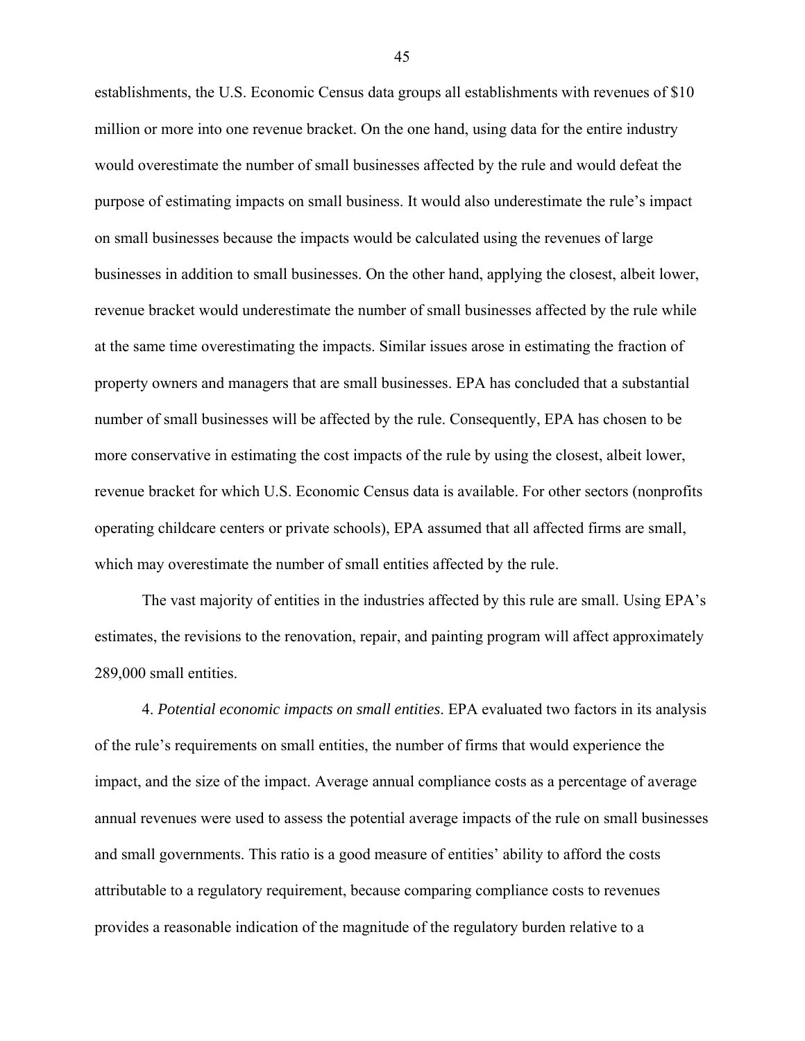establishments, the U.S. Economic Census data groups all establishments with revenues of $10 million or more into one revenue bracket. On the one hand, using data for the entire industry would overestimate the number of small businesses affected by the rule and would defeat the purpose of estimating impacts on small business. It would also underestimate the rule's impact on small businesses because the impacts would be calculated using the revenues of large businesses in addition to small businesses. On the other hand, applying the closest, albeit lower, revenue bracket would underestimate the number of small businesses affected by the rule while at the same time overestimating the impacts. Similar issues arose in estimating the fraction of property owners and managers that are small businesses. EPA has concluded that a substantial number of small businesses will be affected by the rule. Consequently, EPA has chosen to be more conservative in estimating the cost impacts of the rule by using the closest, albeit lower, revenue bracket for which U.S. Economic Census data is available. For other sectors (nonprofits operating childcare centers or private schools), EPA assumed that all affected firms are small, which may overestimate the number of small entities affected by the rule.

The vast majority of entities in the industries affected by this rule are small. Using EPA's estimates, the revisions to the renovation, repair, and painting program will affect approximately 289,000 small entities.

4. *Potential economic impacts on small entities*. EPA evaluated two factors in its analysis of the rule's requirements on small entities, the number of firms that would experience the impact, and the size of the impact. Average annual compliance costs as a percentage of average annual revenues were used to assess the potential average impacts of the rule on small businesses and small governments. This ratio is a good measure of entities' ability to afford the costs attributable to a regulatory requirement, because comparing compliance costs to revenues provides a reasonable indication of the magnitude of the regulatory burden relative to a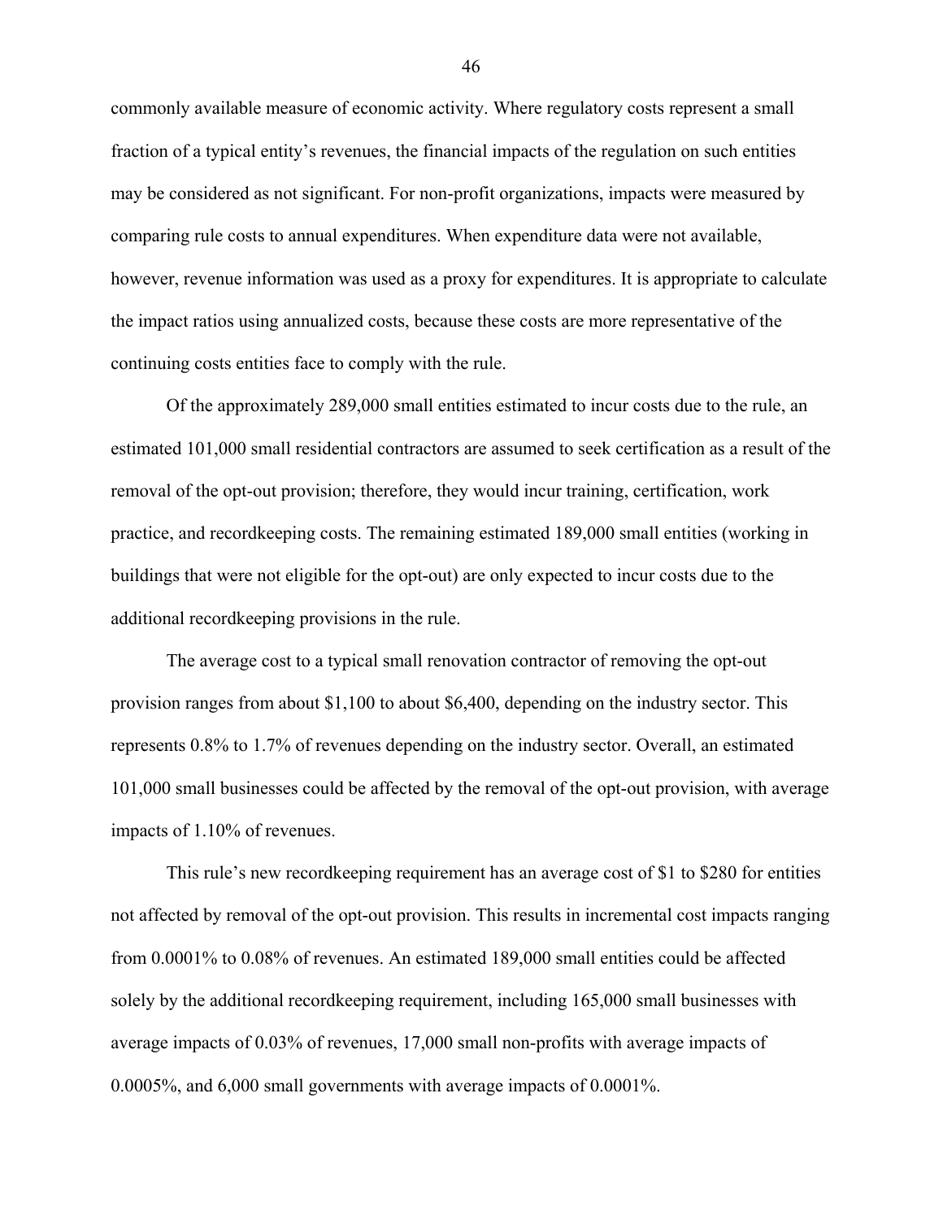commonly available measure of economic activity. Where regulatory costs represent a small fraction of a typical entity's revenues, the financial impacts of the regulation on such entities may be considered as not significant. For non-profit organizations, impacts were measured by comparing rule costs to annual expenditures. When expenditure data were not available, however, revenue information was used as a proxy for expenditures. It is appropriate to calculate the impact ratios using annualized costs, because these costs are more representative of the continuing costs entities face to comply with the rule.

Of the approximately 289,000 small entities estimated to incur costs due to the rule, an estimated 101,000 small residential contractors are assumed to seek certification as a result of the removal of the opt-out provision; therefore, they would incur training, certification, work practice, and recordkeeping costs. The remaining estimated 189,000 small entities (working in buildings that were not eligible for the opt-out) are only expected to incur costs due to the additional recordkeeping provisions in the rule.

The average cost to a typical small renovation contractor of removing the opt-out provision ranges from about \$1,100 to about \$6,400, depending on the industry sector. This represents 0.8% to 1.7% of revenues depending on the industry sector. Overall, an estimated 101,000 small businesses could be affected by the removal of the opt-out provision, with average impacts of 1.10% of revenues.

This rule's new recordkeeping requirement has an average cost of \$1 to \$280 for entities not affected by removal of the opt-out provision. This results in incremental cost impacts ranging from 0.0001% to 0.08% of revenues. An estimated 189,000 small entities could be affected solely by the additional recordkeeping requirement, including 165,000 small businesses with average impacts of 0.03% of revenues, 17,000 small non-profits with average impacts of 0.0005%, and 6,000 small governments with average impacts of 0.0001%.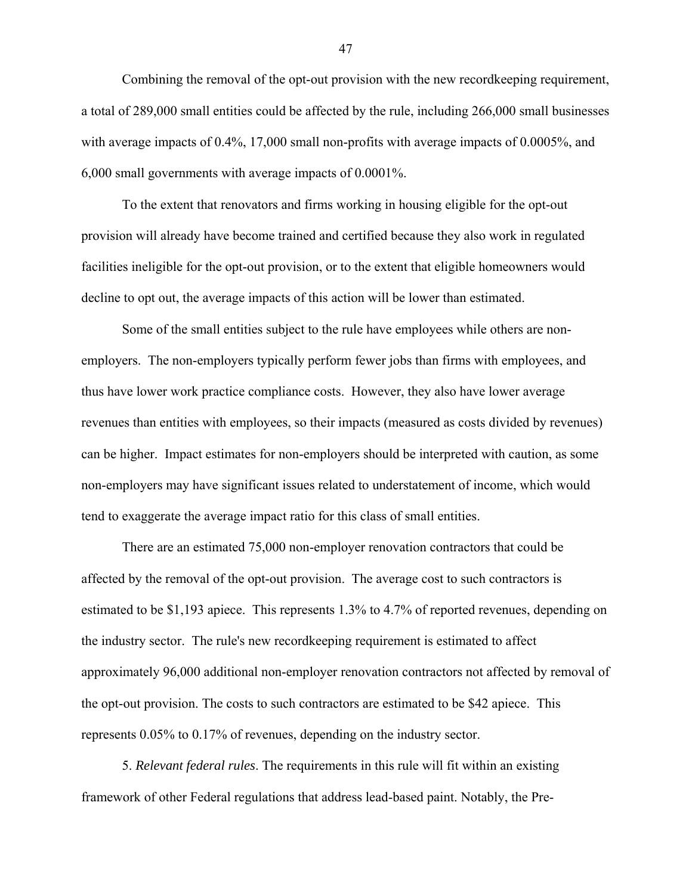Combining the removal of the opt-out provision with the new recordkeeping requirement, a total of 289,000 small entities could be affected by the rule, including 266,000 small businesses with average impacts of 0.4%, 17,000 small non-profits with average impacts of 0.0005%, and 6,000 small governments with average impacts of 0.0001%.

To the extent that renovators and firms working in housing eligible for the opt-out provision will already have become trained and certified because they also work in regulated facilities ineligible for the opt-out provision, or to the extent that eligible homeowners would decline to opt out, the average impacts of this action will be lower than estimated.

Some of the small entities subject to the rule have employees while others are non-employers. The non-employers typically perform fewer jobs than firms with employees, and thus have lower work practice compliance costs. However, they also have lower average revenues than entities with employees, so their impacts (measured as costs divided by revenues) can be higher. Impact estimates for non-employers should be interpreted with caution, as some non-employers may have significant issues related to understatement of income, which would tend to exaggerate the average impact ratio for this class of small entities.

There are an estimated 75,000 non-employer renovation contractors that could be affected by the removal of the opt-out provision. The average cost to such contractors is estimated to be $1,193 apiece. This represents 1.3% to 4.7% of reported revenues, depending on the industry sector. The rule's new recordkeeping requirement is estimated to affect approximately 96,000 additional non-employer renovation contractors not affected by removal of the opt-out provision. The costs to such contractors are estimated to be $42 apiece. This represents 0.05% to 0.17% of revenues, depending on the industry sector.

5. *Relevant federal rules*. The requirements in this rule will fit within an existing framework of other Federal regulations that address lead-based paint. Notably, the Pre-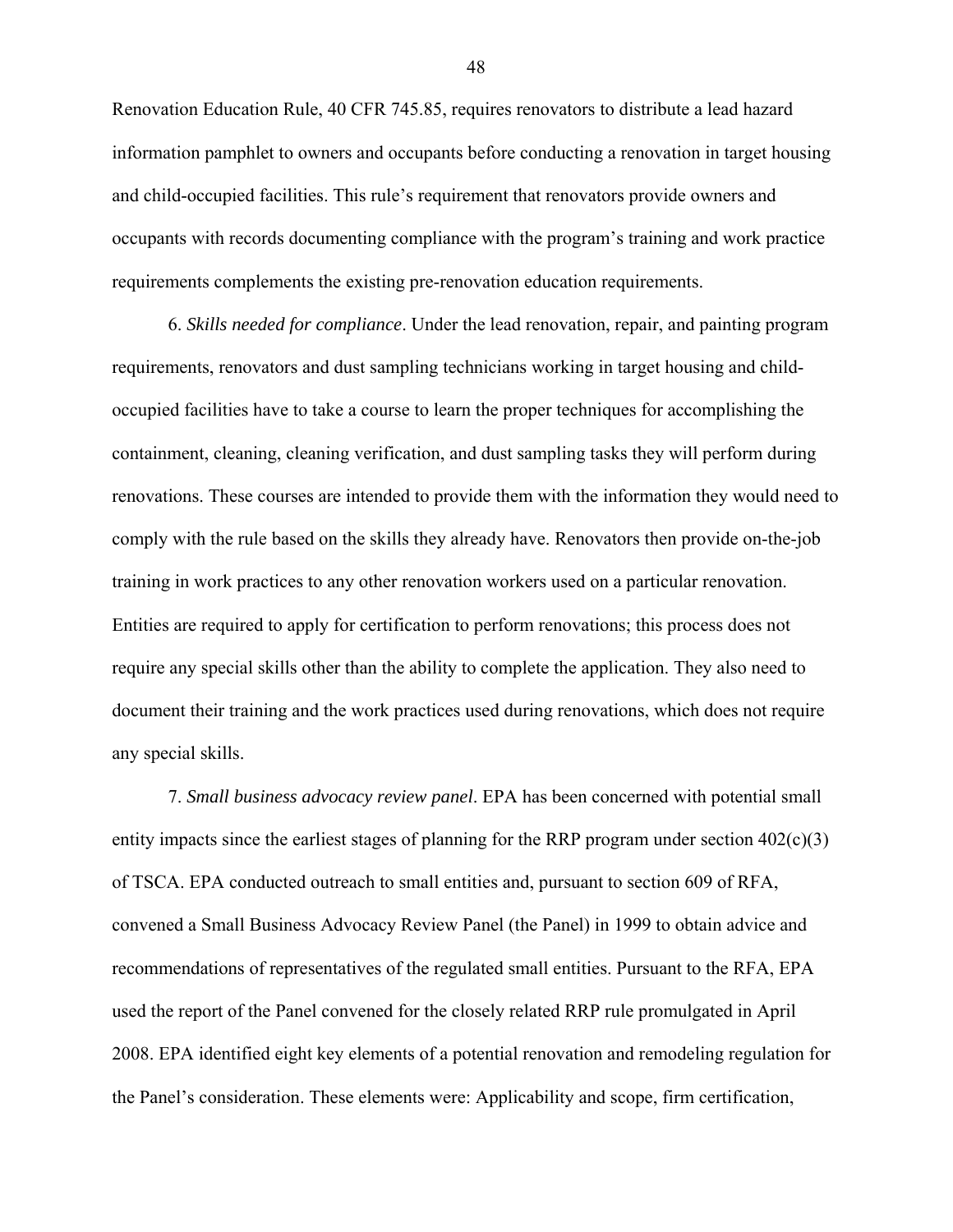Renovation Education Rule, 40 CFR 745.85, requires renovators to distribute a lead hazard information pamphlet to owners and occupants before conducting a renovation in target housing and child-occupied facilities. This rule's requirement that renovators provide owners and occupants with records documenting compliance with the program's training and work practice requirements complements the existing pre-renovation education requirements.

6. *Skills needed for compliance*. Under the lead renovation, repair, and painting program requirements, renovators and dust sampling technicians working in target housing and child-occupied facilities have to take a course to learn the proper techniques for accomplishing the containment, cleaning, cleaning verification, and dust sampling tasks they will perform during renovations. These courses are intended to provide them with the information they would need to comply with the rule based on the skills they already have. Renovators then provide on-the-job training in work practices to any other renovation workers used on a particular renovation. Entities are required to apply for certification to perform renovations; this process does not require any special skills other than the ability to complete the application. They also need to document their training and the work practices used during renovations, which does not require any special skills.

7. *Small business advocacy review panel*. EPA has been concerned with potential small entity impacts since the earliest stages of planning for the RRP program under section 402(c)(3) of TSCA. EPA conducted outreach to small entities and, pursuant to section 609 of RFA, convened a Small Business Advocacy Review Panel (the Panel) in 1999 to obtain advice and recommendations of representatives of the regulated small entities. Pursuant to the RFA, EPA used the report of the Panel convened for the closely related RRP rule promulgated in April 2008. EPA identified eight key elements of a potential renovation and remodeling regulation for the Panel's consideration. These elements were: Applicability and scope, firm certification,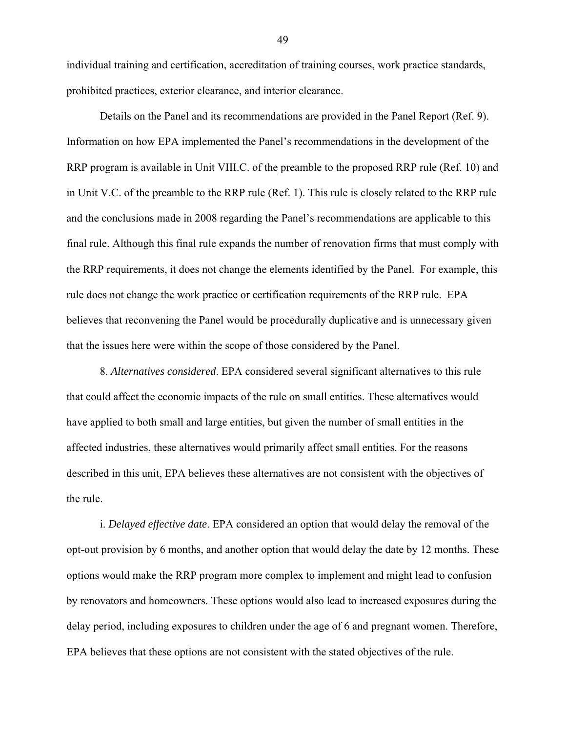individual training and certification, accreditation of training courses, work practice standards, prohibited practices, exterior clearance, and interior clearance.

Details on the Panel and its recommendations are provided in the Panel Report (Ref. 9). Information on how EPA implemented the Panel's recommendations in the development of the RRP program is available in Unit VIII.C. of the preamble to the proposed RRP rule (Ref. 10) and in Unit V.C. of the preamble to the RRP rule (Ref. 1). This rule is closely related to the RRP rule and the conclusions made in 2008 regarding the Panel's recommendations are applicable to this final rule. Although this final rule expands the number of renovation firms that must comply with the RRP requirements, it does not change the elements identified by the Panel. For example, this rule does not change the work practice or certification requirements of the RRP rule. EPA believes that reconvening the Panel would be procedurally duplicative and is unnecessary given that the issues here were within the scope of those considered by the Panel.

8. *Alternatives considered*. EPA considered several significant alternatives to this rule that could affect the economic impacts of the rule on small entities. These alternatives would have applied to both small and large entities, but given the number of small entities in the affected industries, these alternatives would primarily affect small entities. For the reasons described in this unit, EPA believes these alternatives are not consistent with the objectives of the rule.

i. *Delayed effective date*. EPA considered an option that would delay the removal of the opt-out provision by 6 months, and another option that would delay the date by 12 months. These options would make the RRP program more complex to implement and might lead to confusion by renovators and homeowners. These options would also lead to increased exposures during the delay period, including exposures to children under the age of 6 and pregnant women. Therefore, EPA believes that these options are not consistent with the stated objectives of the rule.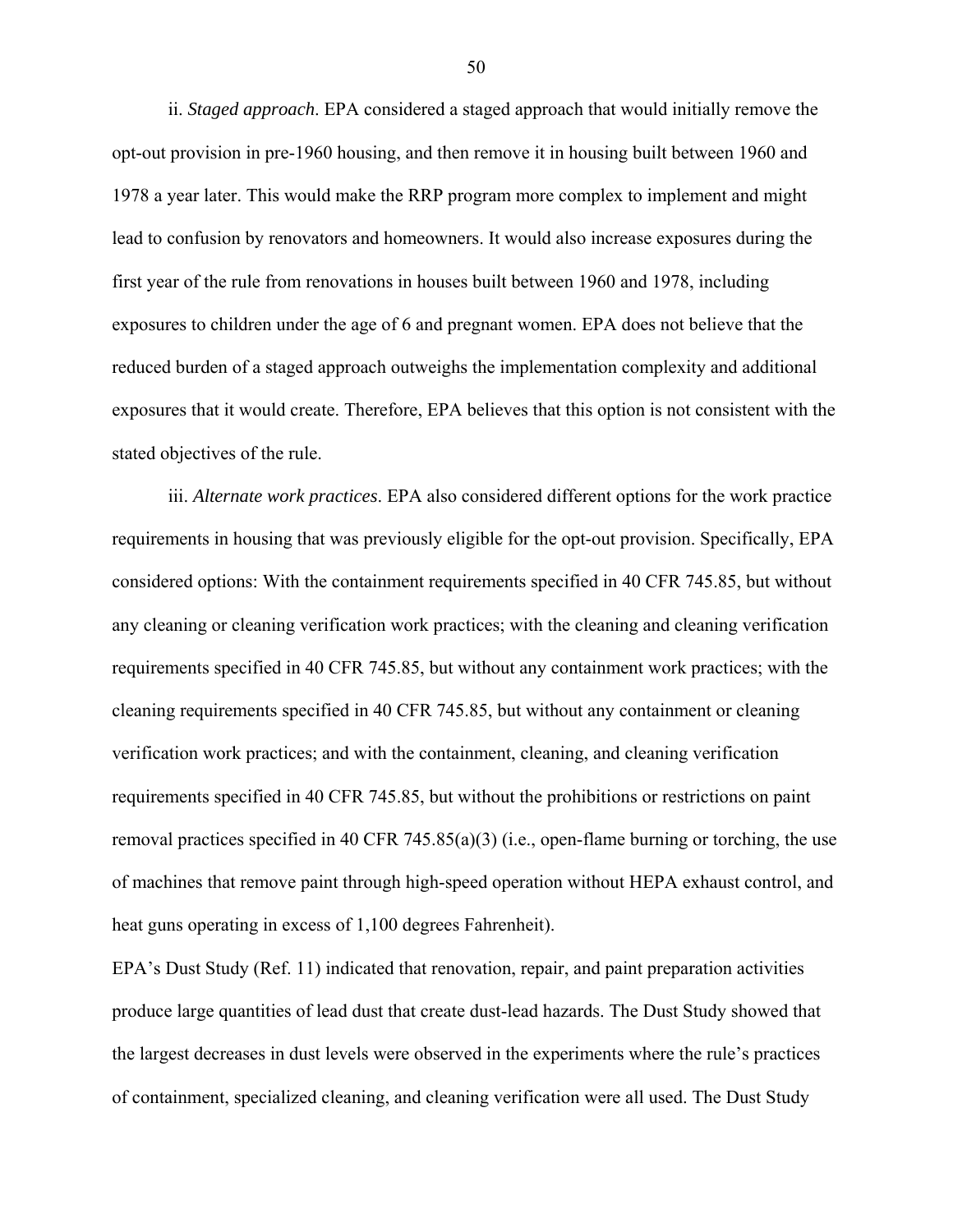ii. *Staged approach*. EPA considered a staged approach that would initially remove the opt-out provision in pre-1960 housing, and then remove it in housing built between 1960 and 1978 a year later. This would make the RRP program more complex to implement and might lead to confusion by renovators and homeowners. It would also increase exposures during the first year of the rule from renovations in houses built between 1960 and 1978, including exposures to children under the age of 6 and pregnant women. EPA does not believe that the reduced burden of a staged approach outweighs the implementation complexity and additional exposures that it would create. Therefore, EPA believes that this option is not consistent with the stated objectives of the rule.

iii. *Alternate work practices*. EPA also considered different options for the work practice requirements in housing that was previously eligible for the opt-out provision. Specifically, EPA considered options: With the containment requirements specified in 40 CFR 745.85, but without any cleaning or cleaning verification work practices; with the cleaning and cleaning verification requirements specified in 40 CFR 745.85, but without any containment work practices; with the cleaning requirements specified in 40 CFR 745.85, but without any containment or cleaning verification work practices; and with the containment, cleaning, and cleaning verification requirements specified in 40 CFR 745.85, but without the prohibitions or restrictions on paint removal practices specified in 40 CFR 745.85(a)(3) (i.e., open-flame burning or torching, the use of machines that remove paint through high-speed operation without HEPA exhaust control, and heat guns operating in excess of 1,100 degrees Fahrenheit).

EPA's Dust Study (Ref. 11) indicated that renovation, repair, and paint preparation activities produce large quantities of lead dust that create dust-lead hazards. The Dust Study showed that the largest decreases in dust levels were observed in the experiments where the rule's practices of containment, specialized cleaning, and cleaning verification were all used. The Dust Study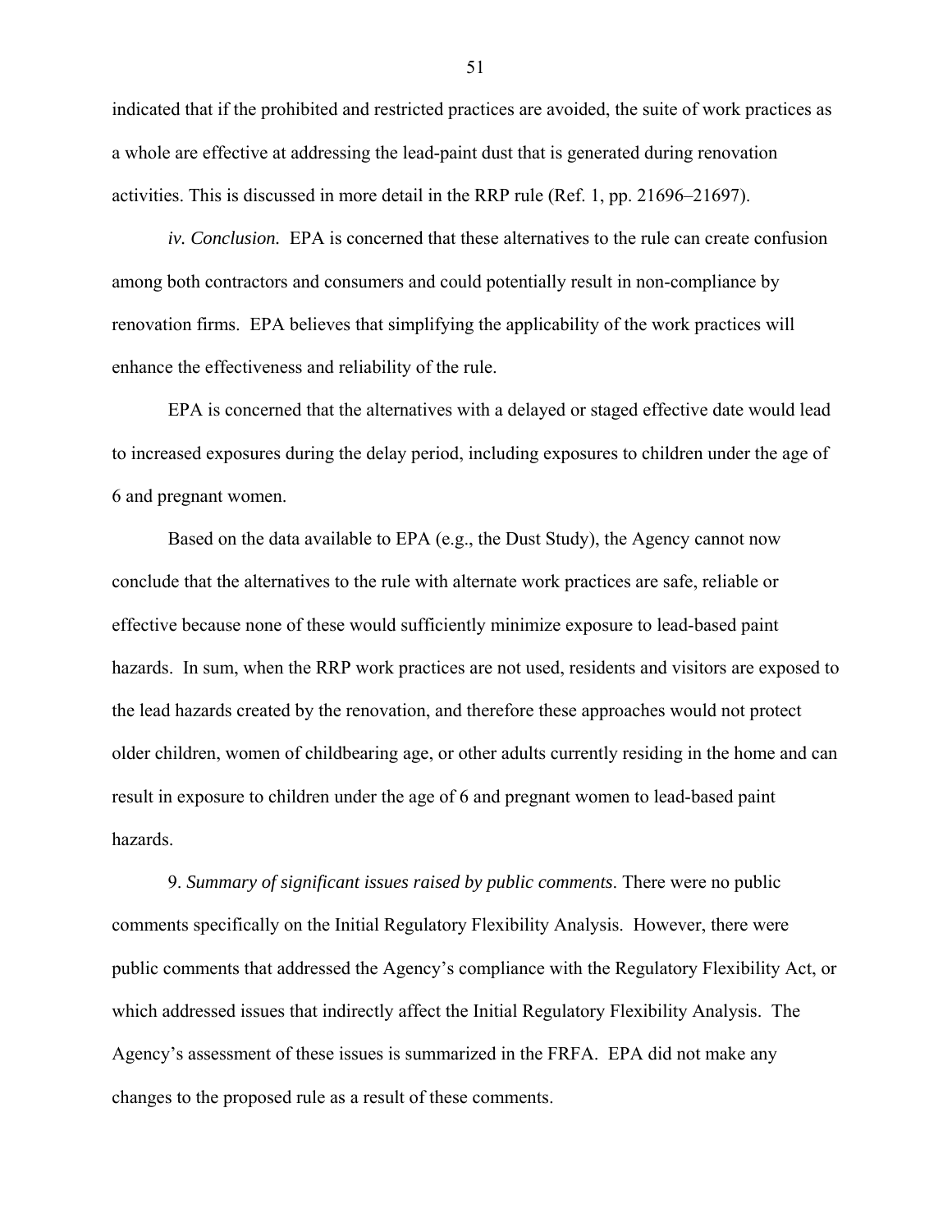indicated that if the prohibited and restricted practices are avoided, the suite of work practices as a whole are effective at addressing the lead-paint dust that is generated during renovation activities. This is discussed in more detail in the RRP rule (Ref. 1, pp. 21696–21697).

*iv. Conclusion.* EPA is concerned that these alternatives to the rule can create confusion among both contractors and consumers and could potentially result in non-compliance by renovation firms. EPA believes that simplifying the applicability of the work practices will enhance the effectiveness and reliability of the rule.

EPA is concerned that the alternatives with a delayed or staged effective date would lead to increased exposures during the delay period, including exposures to children under the age of 6 and pregnant women.

Based on the data available to EPA (e.g., the Dust Study), the Agency cannot now conclude that the alternatives to the rule with alternate work practices are safe, reliable or effective because none of these would sufficiently minimize exposure to lead-based paint hazards. In sum, when the RRP work practices are not used, residents and visitors are exposed to the lead hazards created by the renovation, and therefore these approaches would not protect older children, women of childbearing age, or other adults currently residing in the home and can result in exposure to children under the age of 6 and pregnant women to lead-based paint hazards.

9. *Summary of significant issues raised by public comments*. There were no public comments specifically on the Initial Regulatory Flexibility Analysis. However, there were public comments that addressed the Agency's compliance with the Regulatory Flexibility Act, or which addressed issues that indirectly affect the Initial Regulatory Flexibility Analysis. The Agency's assessment of these issues is summarized in the FRFA. EPA did not make any changes to the proposed rule as a result of these comments.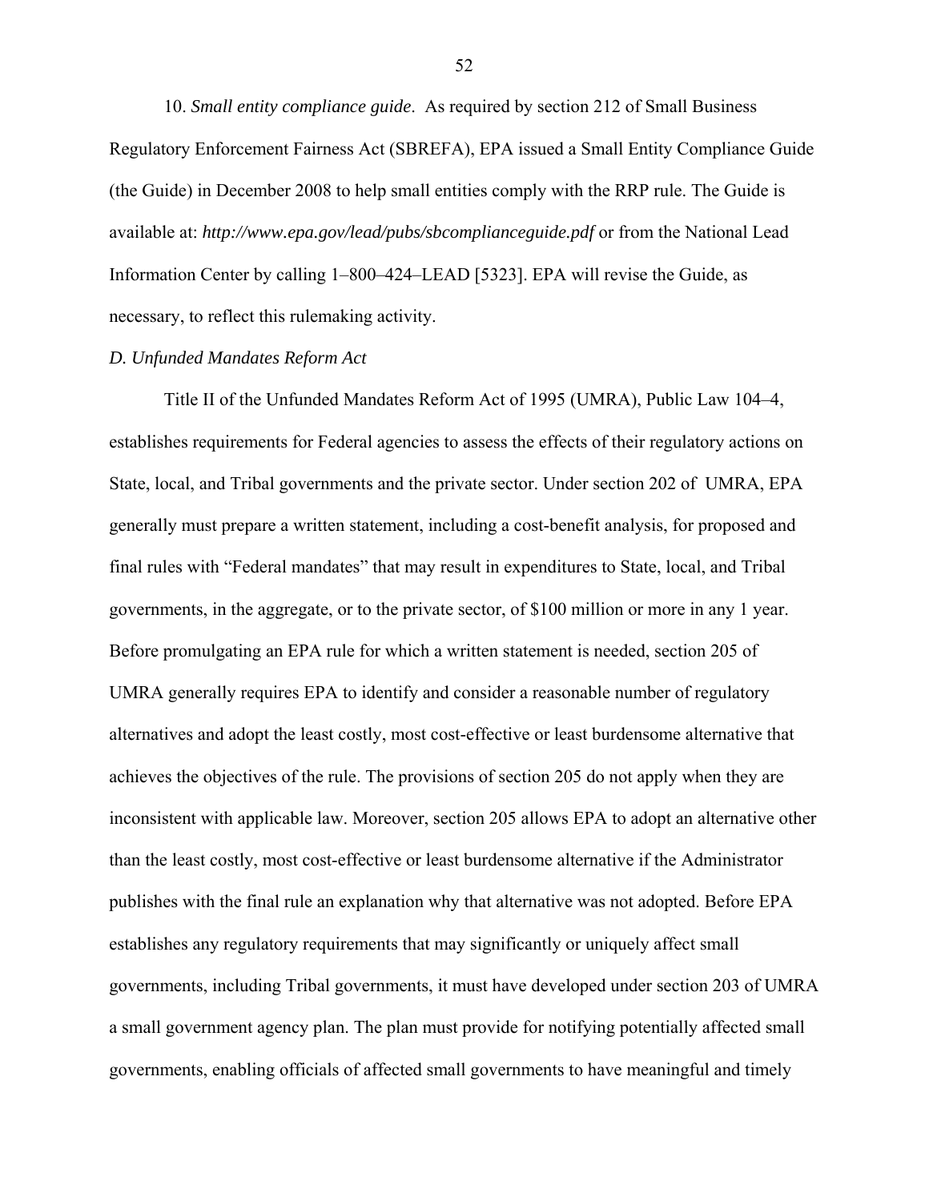10. *Small entity compliance guide*. As required by section 212 of Small Business Regulatory Enforcement Fairness Act (SBREFA), EPA issued a Small Entity Compliance Guide (the Guide) in December 2008 to help small entities comply with the RRP rule. The Guide is available at: ***http://www.epa.gov/lead/pubs/sbcomplianceguide.pdf*** or from the National Lead Information Center by calling 1–800–424–LEAD [5323]. EPA will revise the Guide, as necessary, to reflect this rulemaking activity.

*D. Unfunded Mandates Reform Act*

Title II of the Unfunded Mandates Reform Act of 1995 (UMRA), Public Law 104–4, establishes requirements for Federal agencies to assess the effects of their regulatory actions on State, local, and Tribal governments and the private sector. Under section 202 of UMRA, EPA generally must prepare a written statement, including a cost-benefit analysis, for proposed and final rules with "Federal mandates" that may result in expenditures to State, local, and Tribal governments, in the aggregate, or to the private sector, of $100 million or more in any 1 year. Before promulgating an EPA rule for which a written statement is needed, section 205 of UMRA generally requires EPA to identify and consider a reasonable number of regulatory alternatives and adopt the least costly, most cost-effective or least burdensome alternative that achieves the objectives of the rule. The provisions of section 205 do not apply when they are inconsistent with applicable law. Moreover, section 205 allows EPA to adopt an alternative other than the least costly, most cost-effective or least burdensome alternative if the Administrator publishes with the final rule an explanation why that alternative was not adopted. Before EPA establishes any regulatory requirements that may significantly or uniquely affect small governments, including Tribal governments, it must have developed under section 203 of UMRA a small government agency plan. The plan must provide for notifying potentially affected small governments, enabling officials of affected small governments to have meaningful and timely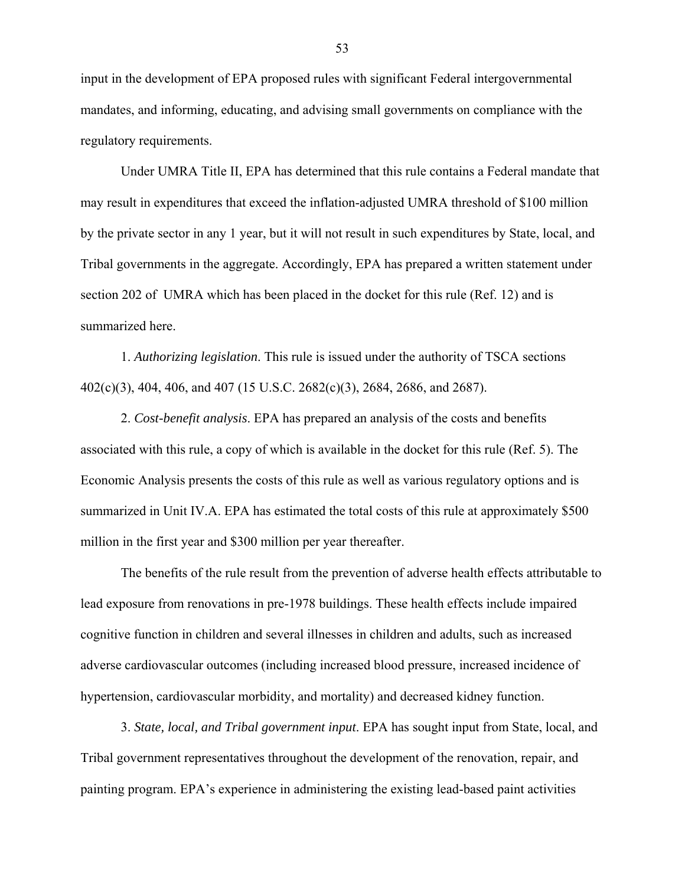input in the development of EPA proposed rules with significant Federal intergovernmental mandates, and informing, educating, and advising small governments on compliance with the regulatory requirements.

Under UMRA Title II, EPA has determined that this rule contains a Federal mandate that may result in expenditures that exceed the inflation-adjusted UMRA threshold of $100 million by the private sector in any 1 year, but it will not result in such expenditures by State, local, and Tribal governments in the aggregate. Accordingly, EPA has prepared a written statement under section 202 of UMRA which has been placed in the docket for this rule (Ref. 12) and is summarized here.

1. *Authorizing legislation*. This rule is issued under the authority of TSCA sections 402(c)(3), 404, 406, and 407 (15 U.S.C. 2682(c)(3), 2684, 2686, and 2687).

2. *Cost-benefit analysis*. EPA has prepared an analysis of the costs and benefits associated with this rule, a copy of which is available in the docket for this rule (Ref. 5). The Economic Analysis presents the costs of this rule as well as various regulatory options and is summarized in Unit IV.A. EPA has estimated the total costs of this rule at approximately $500 million in the first year and $300 million per year thereafter.

The benefits of the rule result from the prevention of adverse health effects attributable to lead exposure from renovations in pre-1978 buildings. These health effects include impaired cognitive function in children and several illnesses in children and adults, such as increased adverse cardiovascular outcomes (including increased blood pressure, increased incidence of hypertension, cardiovascular morbidity, and mortality) and decreased kidney function.

3. *State, local, and Tribal government input*. EPA has sought input from State, local, and Tribal government representatives throughout the development of the renovation, repair, and painting program. EPA's experience in administering the existing lead-based paint activities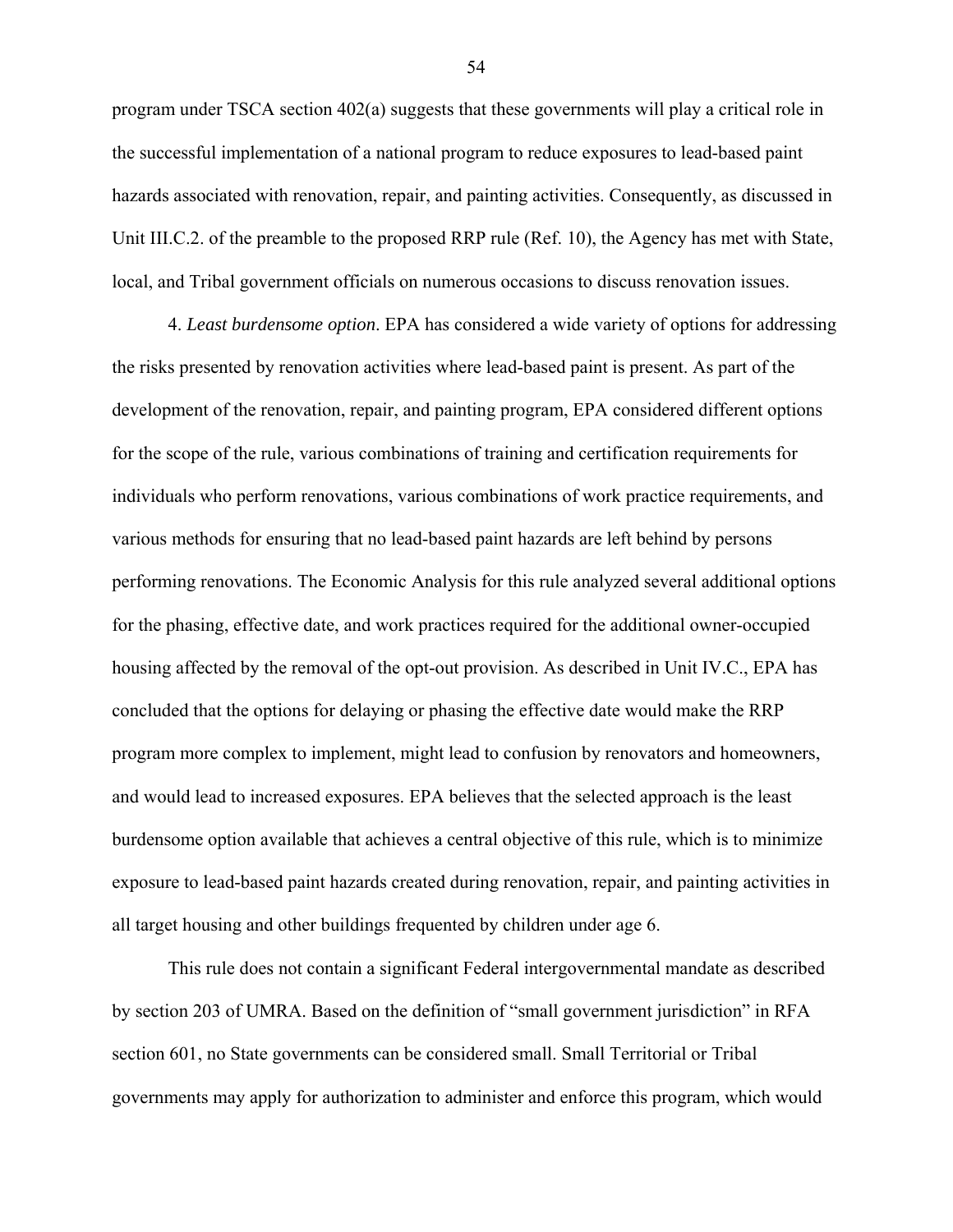program under TSCA section 402(a) suggests that these governments will play a critical role in the successful implementation of a national program to reduce exposures to lead-based paint hazards associated with renovation, repair, and painting activities. Consequently, as discussed in Unit III.C.2. of the preamble to the proposed RRP rule (Ref. 10), the Agency has met with State, local, and Tribal government officials on numerous occasions to discuss renovation issues.

4. *Least burdensome option*. EPA has considered a wide variety of options for addressing the risks presented by renovation activities where lead-based paint is present. As part of the development of the renovation, repair, and painting program, EPA considered different options for the scope of the rule, various combinations of training and certification requirements for individuals who perform renovations, various combinations of work practice requirements, and various methods for ensuring that no lead-based paint hazards are left behind by persons performing renovations. The Economic Analysis for this rule analyzed several additional options for the phasing, effective date, and work practices required for the additional owner-occupied housing affected by the removal of the opt-out provision. As described in Unit IV.C., EPA has concluded that the options for delaying or phasing the effective date would make the RRP program more complex to implement, might lead to confusion by renovators and homeowners, and would lead to increased exposures. EPA believes that the selected approach is the least burdensome option available that achieves a central objective of this rule, which is to minimize exposure to lead-based paint hazards created during renovation, repair, and painting activities in all target housing and other buildings frequented by children under age 6.

This rule does not contain a significant Federal intergovernmental mandate as described by section 203 of UMRA. Based on the definition of "small government jurisdiction" in RFA section 601, no State governments can be considered small. Small Territorial or Tribal governments may apply for authorization to administer and enforce this program, which would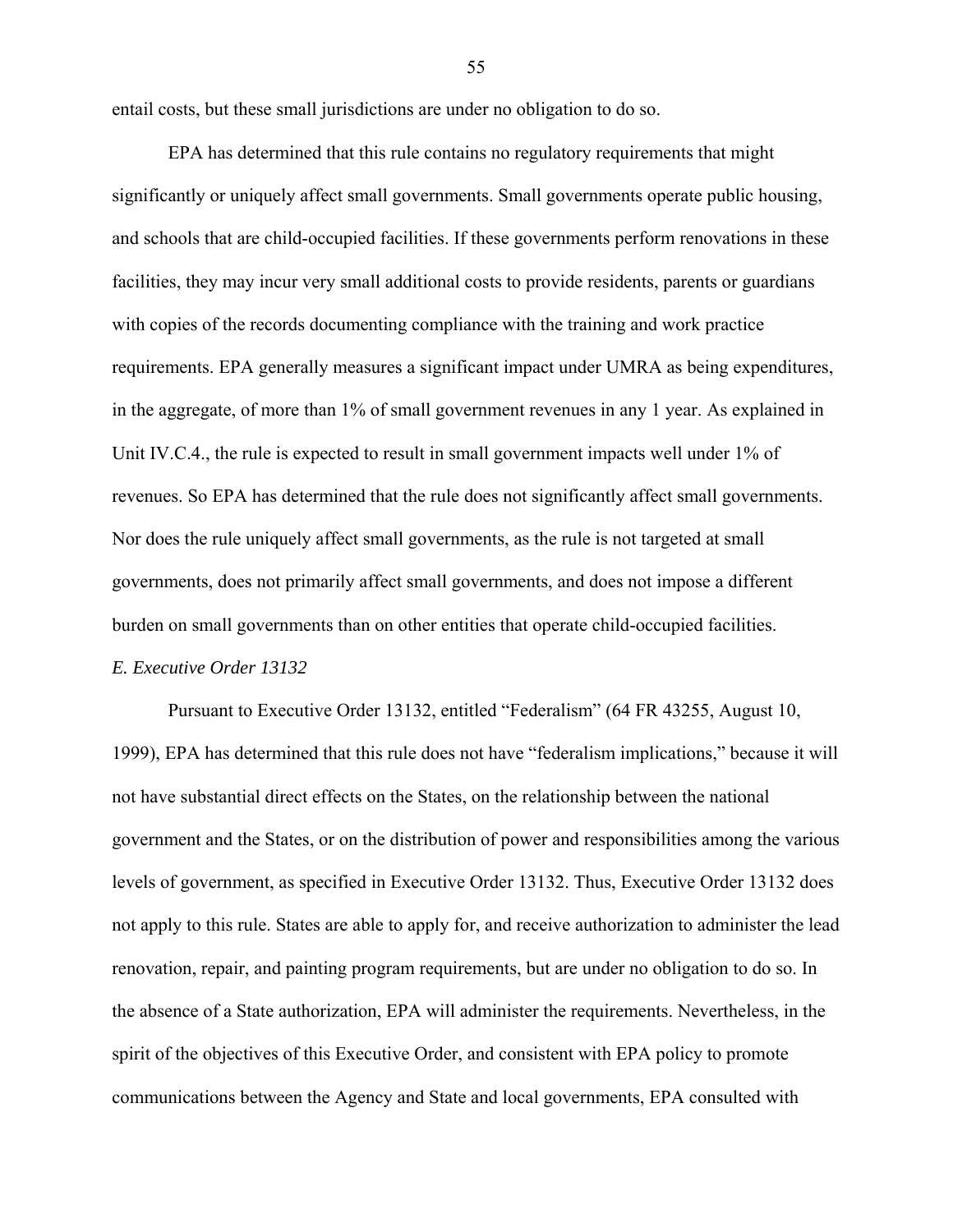entail costs, but these small jurisdictions are under no obligation to do so.

EPA has determined that this rule contains no regulatory requirements that might significantly or uniquely affect small governments. Small governments operate public housing, and schools that are child-occupied facilities. If these governments perform renovations in these facilities, they may incur very small additional costs to provide residents, parents or guardians with copies of the records documenting compliance with the training and work practice requirements. EPA generally measures a significant impact under UMRA as being expenditures, in the aggregate, of more than 1% of small government revenues in any 1 year. As explained in Unit IV.C.4., the rule is expected to result in small government impacts well under 1% of revenues. So EPA has determined that the rule does not significantly affect small governments. Nor does the rule uniquely affect small governments, as the rule is not targeted at small governments, does not primarily affect small governments, and does not impose a different burden on small governments than on other entities that operate child-occupied facilities.

*E. Executive Order 13132*

Pursuant to Executive Order 13132, entitled "Federalism" (64 FR 43255, August 10, 1999), EPA has determined that this rule does not have "federalism implications," because it will not have substantial direct effects on the States, on the relationship between the national government and the States, or on the distribution of power and responsibilities among the various levels of government, as specified in Executive Order 13132. Thus, Executive Order 13132 does not apply to this rule. States are able to apply for, and receive authorization to administer the lead renovation, repair, and painting program requirements, but are under no obligation to do so. In the absence of a State authorization, EPA will administer the requirements. Nevertheless, in the spirit of the objectives of this Executive Order, and consistent with EPA policy to promote communications between the Agency and State and local governments, EPA consulted with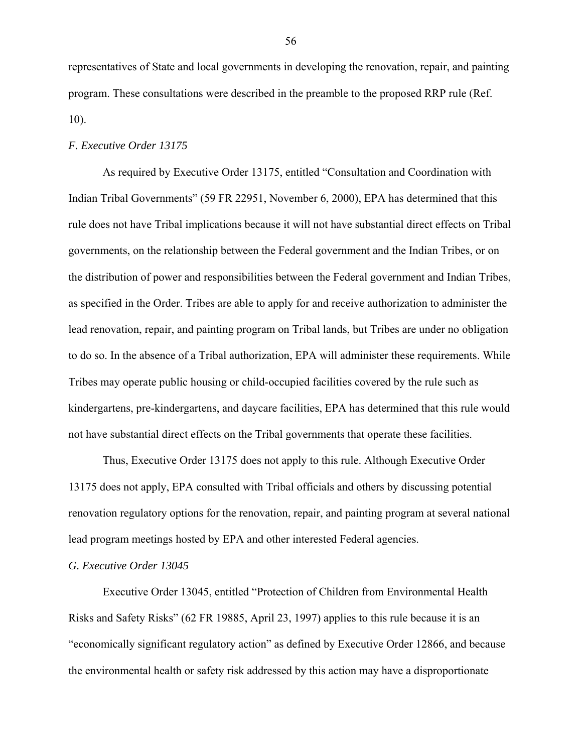representatives of State and local governments in developing the renovation, repair, and painting program. These consultations were described in the preamble to the proposed RRP rule (Ref. 10).

### *F. Executive Order 13175*

As required by Executive Order 13175, entitled "Consultation and Coordination with Indian Tribal Governments" (59 FR 22951, November 6, 2000), EPA has determined that this rule does not have Tribal implications because it will not have substantial direct effects on Tribal governments, on the relationship between the Federal government and the Indian Tribes, or on the distribution of power and responsibilities between the Federal government and Indian Tribes, as specified in the Order. Tribes are able to apply for and receive authorization to administer the lead renovation, repair, and painting program on Tribal lands, but Tribes are under no obligation to do so. In the absence of a Tribal authorization, EPA will administer these requirements. While Tribes may operate public housing or child-occupied facilities covered by the rule such as kindergartens, pre-kindergartens, and daycare facilities, EPA has determined that this rule would not have substantial direct effects on the Tribal governments that operate these facilities.

Thus, Executive Order 13175 does not apply to this rule. Although Executive Order 13175 does not apply, EPA consulted with Tribal officials and others by discussing potential renovation regulatory options for the renovation, repair, and painting program at several national lead program meetings hosted by EPA and other interested Federal agencies.

### *G. Executive Order 13045*

Executive Order 13045, entitled "Protection of Children from Environmental Health Risks and Safety Risks" (62 FR 19885, April 23, 1997) applies to this rule because it is an "economically significant regulatory action" as defined by Executive Order 12866, and because the environmental health or safety risk addressed by this action may have a disproportionate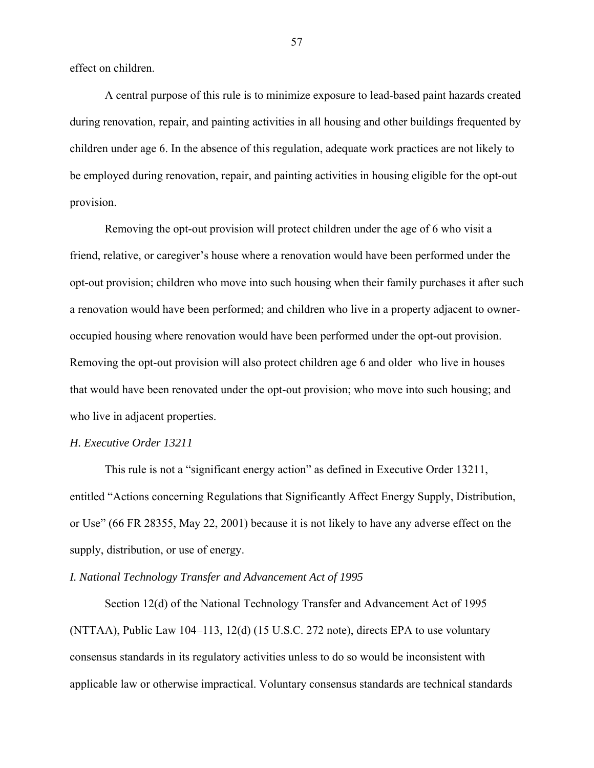effect on children.

A central purpose of this rule is to minimize exposure to lead-based paint hazards created during renovation, repair, and painting activities in all housing and other buildings frequented by children under age 6. In the absence of this regulation, adequate work practices are not likely to be employed during renovation, repair, and painting activities in housing eligible for the opt-out provision.

Removing the opt-out provision will protect children under the age of 6 who visit a friend, relative, or caregiver's house where a renovation would have been performed under the opt-out provision; children who move into such housing when their family purchases it after such a renovation would have been performed; and children who live in a property adjacent to owner-occupied housing where renovation would have been performed under the opt-out provision. Removing the opt-out provision will also protect children age 6 and older who live in houses that would have been renovated under the opt-out provision; who move into such housing; and who live in adjacent properties.

*H. Executive Order 13211*

This rule is not a "significant energy action" as defined in Executive Order 13211, entitled "Actions concerning Regulations that Significantly Affect Energy Supply, Distribution, or Use" (66 FR 28355, May 22, 2001) because it is not likely to have any adverse effect on the supply, distribution, or use of energy.

*I. National Technology Transfer and Advancement Act of 1995*

Section 12(d) of the National Technology Transfer and Advancement Act of 1995 (NTTAA), Public Law 104–113, 12(d) (15 U.S.C. 272 note), directs EPA to use voluntary consensus standards in its regulatory activities unless to do so would be inconsistent with applicable law or otherwise impractical. Voluntary consensus standards are technical standards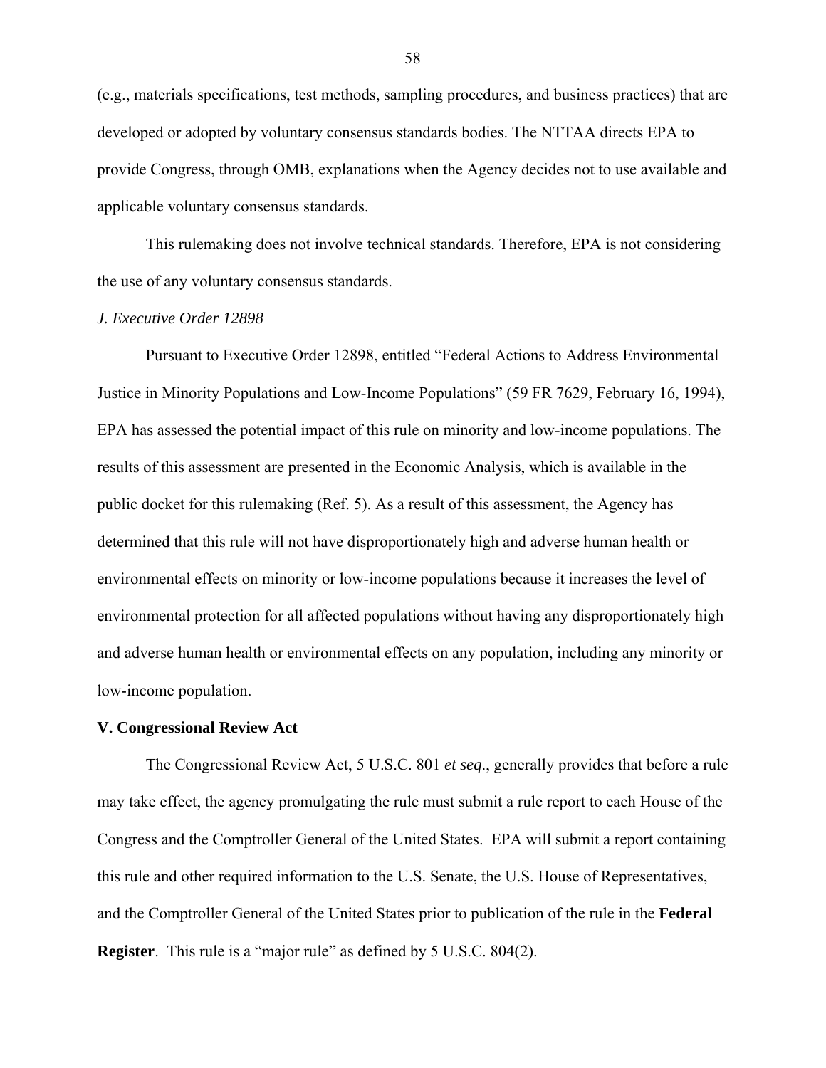(e.g., materials specifications, test methods, sampling procedures, and business practices) that are developed or adopted by voluntary consensus standards bodies. The NTTAA directs EPA to provide Congress, through OMB, explanations when the Agency decides not to use available and applicable voluntary consensus standards.

This rulemaking does not involve technical standards. Therefore, EPA is not considering the use of any voluntary consensus standards.

### *J. Executive Order 12898*

Pursuant to Executive Order 12898, entitled "Federal Actions to Address Environmental Justice in Minority Populations and Low-Income Populations" (59 FR 7629, February 16, 1994), EPA has assessed the potential impact of this rule on minority and low-income populations. The results of this assessment are presented in the Economic Analysis, which is available in the public docket for this rulemaking (Ref. 5). As a result of this assessment, the Agency has determined that this rule will not have disproportionately high and adverse human health or environmental effects on minority or low-income populations because it increases the level of environmental protection for all affected populations without having any disproportionately high and adverse human health or environmental effects on any population, including any minority or low-income population.

## **V. Congressional Review Act**

The Congressional Review Act, 5 U.S.C. 801 *et seq*., generally provides that before a rule may take effect, the agency promulgating the rule must submit a rule report to each House of the Congress and the Comptroller General of the United States. EPA will submit a report containing this rule and other required information to the U.S. Senate, the U.S. House of Representatives, and the Comptroller General of the United States prior to publication of the rule in the **Federal Register**. This rule is a "major rule" as defined by 5 U.S.C. 804(2).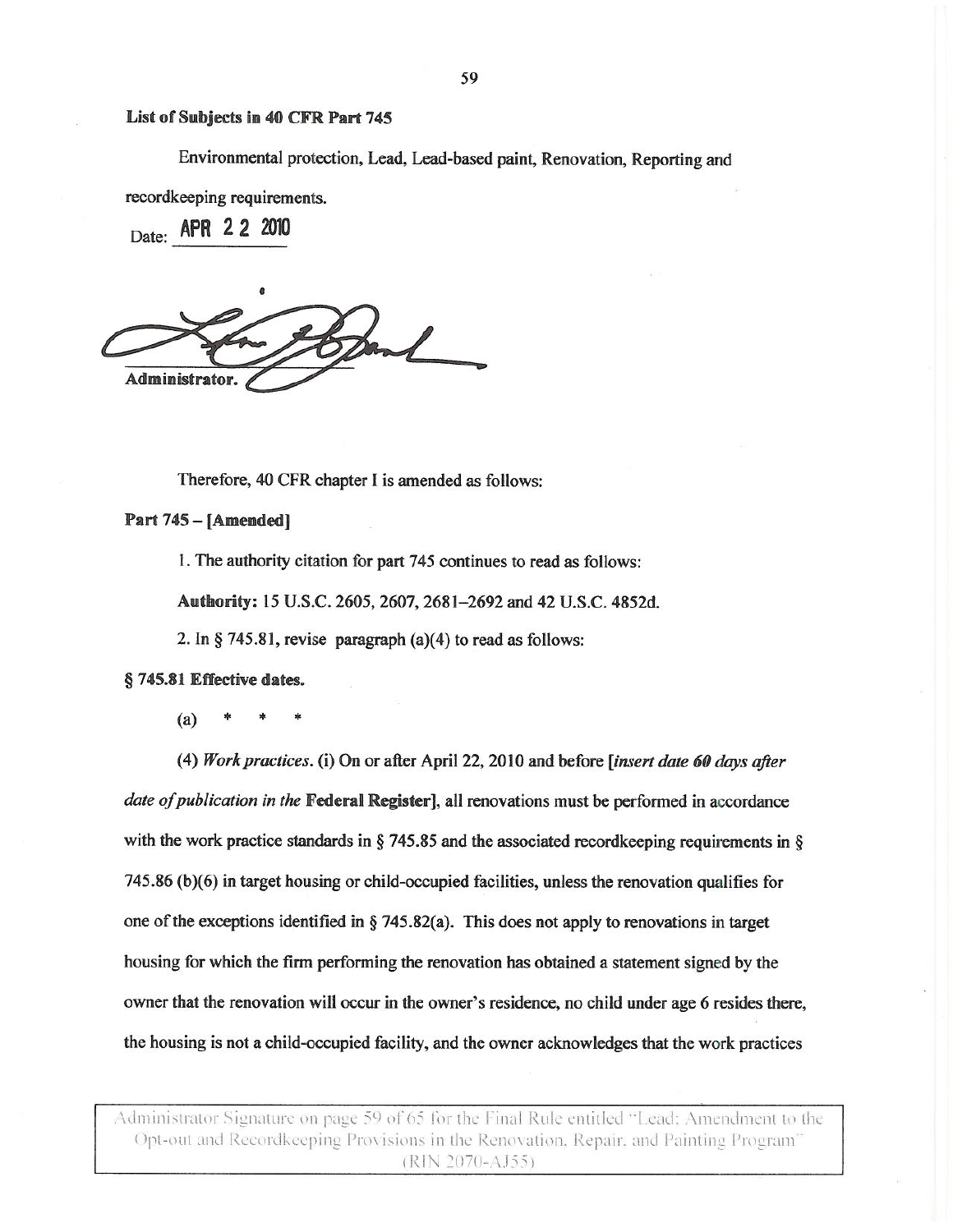**List of Subjects in 40 CFR Part 745**

Environmental protection, Lead, Lead-based paint, Renovation, Reporting and recordkeeping requirements.

Date: APR 2 2 2010

Administrator.

Therefore, 40 CFR chapter I is amended as follows:

**Part 745 – [Amended]**

1. The authority citation for part 745 continues to read as follows:

**Authority:** 15 U.S.C. 2605, 2607, 2681–2692 and 42 U.S.C. 4852d.

2. In § 745.81, revise paragraph (a)(4) to read as follows:

**§ 745.81 Effective dates.**

(a) * * *

(4) *Work practices*. (i) On or after April 22, 2010 and before [*insert date 60 days after date of publication in the* **Federal Register**], all renovations must be performed in accordance with the work practice standards in § 745.85 and the associated recordkeeping requirements in § 745.86 (b)(6) in target housing or child-occupied facilities, unless the renovation qualifies for one of the exceptions identified in § 745.82(a). This does not apply to renovations in target housing for which the firm performing the renovation has obtained a statement signed by the owner that the renovation will occur in the owner's residence, no child under age 6 resides there, the housing is not a child-occupied facility, and the owner acknowledges that the work practices

Administrator Signature on page 59 of 65 for the Final Rule entitled "Lead; Amendment to the Opt-out and Recordkeeping Provisions in the Renovation, Repair, and Painting Program" (RIN 2070-AJ55)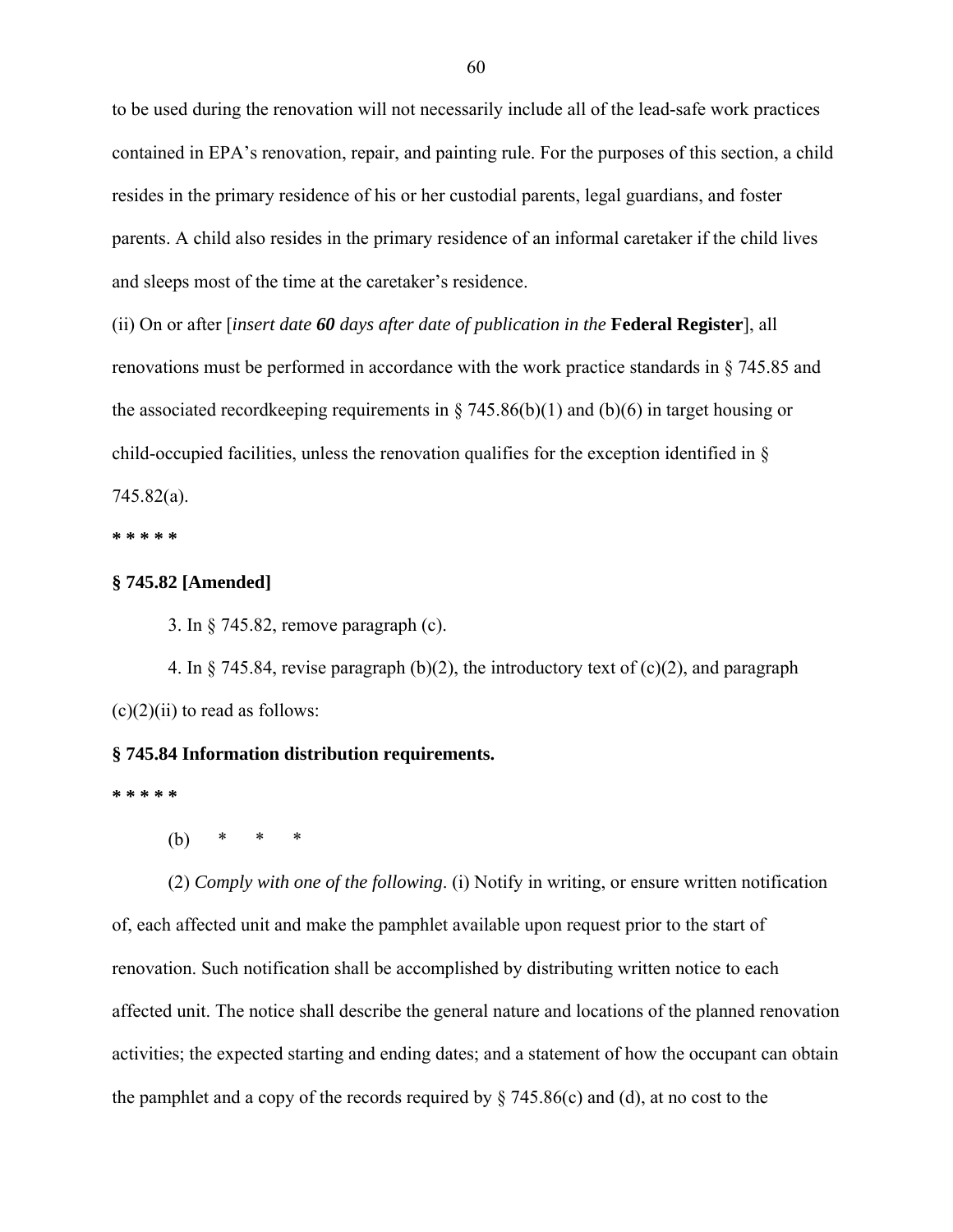to be used during the renovation will not necessarily include all of the lead-safe work practices contained in EPA's renovation, repair, and painting rule. For the purposes of this section, a child resides in the primary residence of his or her custodial parents, legal guardians, and foster parents. A child also resides in the primary residence of an informal caretaker if the child lives and sleeps most of the time at the caretaker's residence.

(ii) On or after [*insert date **60** days after date of publication in the* **Federal Register**], all renovations must be performed in accordance with the work practice standards in § 745.85 and the associated recordkeeping requirements in § 745.86(b)(1) and (b)(6) in target housing or child-occupied facilities, unless the renovation qualifies for the exception identified in § 745.82(a).

**\* \* \* \* \***

**§ 745.82 [Amended]**

3. In § 745.82, remove paragraph (c).

4. In § 745.84, revise paragraph (b)(2), the introductory text of (c)(2), and paragraph (c)(2)(ii) to read as follows:

**§ 745.84 Information distribution requirements.**

**\* \* \* \* \***

(b) \* \* \*

(2) *Comply with one of the following*. (i) Notify in writing, or ensure written notification of, each affected unit and make the pamphlet available upon request prior to the start of renovation. Such notification shall be accomplished by distributing written notice to each affected unit. The notice shall describe the general nature and locations of the planned renovation activities; the expected starting and ending dates; and a statement of how the occupant can obtain the pamphlet and a copy of the records required by § 745.86(c) and (d), at no cost to the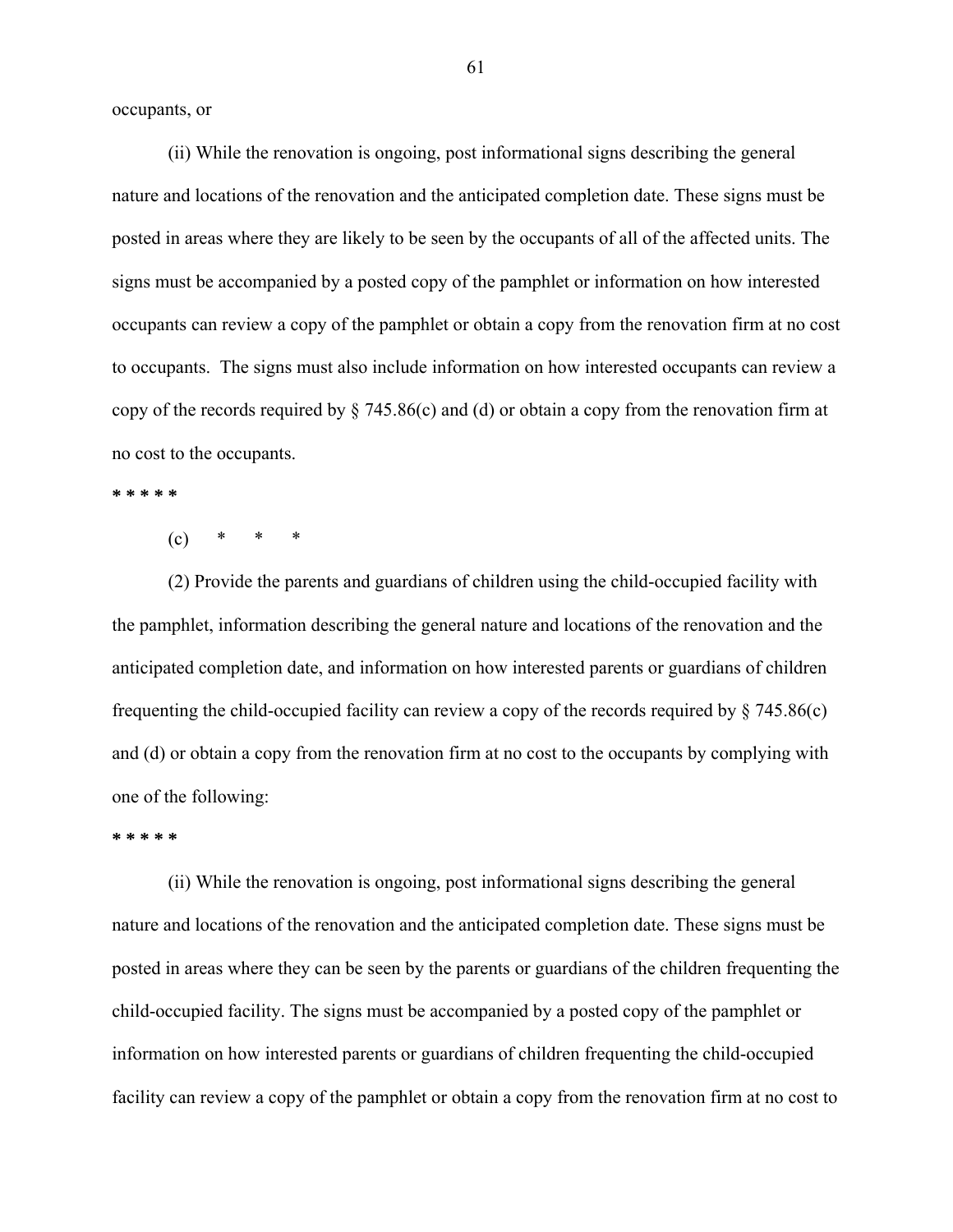occupants, or

(ii) While the renovation is ongoing, post informational signs describing the general nature and locations of the renovation and the anticipated completion date. These signs must be posted in areas where they are likely to be seen by the occupants of all of the affected units. The signs must be accompanied by a posted copy of the pamphlet or information on how interested occupants can review a copy of the pamphlet or obtain a copy from the renovation firm at no cost to occupants. The signs must also include information on how interested occupants can review a copy of the records required by § 745.86(c) and (d) or obtain a copy from the renovation firm at no cost to the occupants.

**\* \* \* \* \***

(c) \* \* \*

(2) Provide the parents and guardians of children using the child-occupied facility with the pamphlet, information describing the general nature and locations of the renovation and the anticipated completion date, and information on how interested parents or guardians of children frequenting the child-occupied facility can review a copy of the records required by § 745.86(c) and (d) or obtain a copy from the renovation firm at no cost to the occupants by complying with one of the following:

**\* \* \* \* \***

(ii) While the renovation is ongoing, post informational signs describing the general nature and locations of the renovation and the anticipated completion date. These signs must be posted in areas where they can be seen by the parents or guardians of the children frequenting the child-occupied facility. The signs must be accompanied by a posted copy of the pamphlet or information on how interested parents or guardians of children frequenting the child-occupied facility can review a copy of the pamphlet or obtain a copy from the renovation firm at no cost to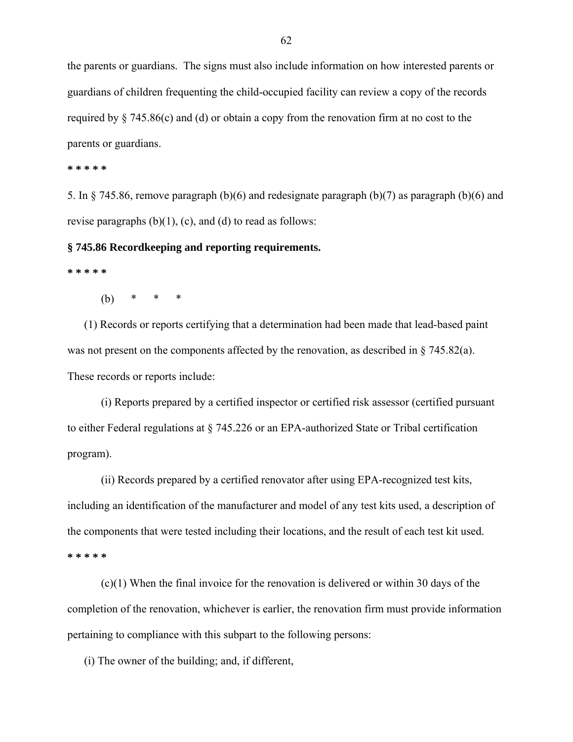the parents or guardians. The signs must also include information on how interested parents or guardians of children frequenting the child-occupied facility can review a copy of the records required by § 745.86(c) and (d) or obtain a copy from the renovation firm at no cost to the parents or guardians.

**\* \* \* \* \***

5. In § 745.86, remove paragraph (b)(6) and redesignate paragraph (b)(7) as paragraph (b)(6) and revise paragraphs (b)(1), (c), and (d) to read as follows:

**§ 745.86 Recordkeeping and reporting requirements.**

**\* \* \* \* \***

(b) \* \* \*

(1) Records or reports certifying that a determination had been made that lead-based paint was not present on the components affected by the renovation, as described in § 745.82(a). These records or reports include:

(i) Reports prepared by a certified inspector or certified risk assessor (certified pursuant to either Federal regulations at § 745.226 or an EPA-authorized State or Tribal certification program).

(ii) Records prepared by a certified renovator after using EPA-recognized test kits, including an identification of the manufacturer and model of any test kits used, a description of the components that were tested including their locations, and the result of each test kit used.

**\* \* \* \* \***

(c)(1) When the final invoice for the renovation is delivered or within 30 days of the completion of the renovation, whichever is earlier, the renovation firm must provide information pertaining to compliance with this subpart to the following persons:

(i) The owner of the building; and, if different,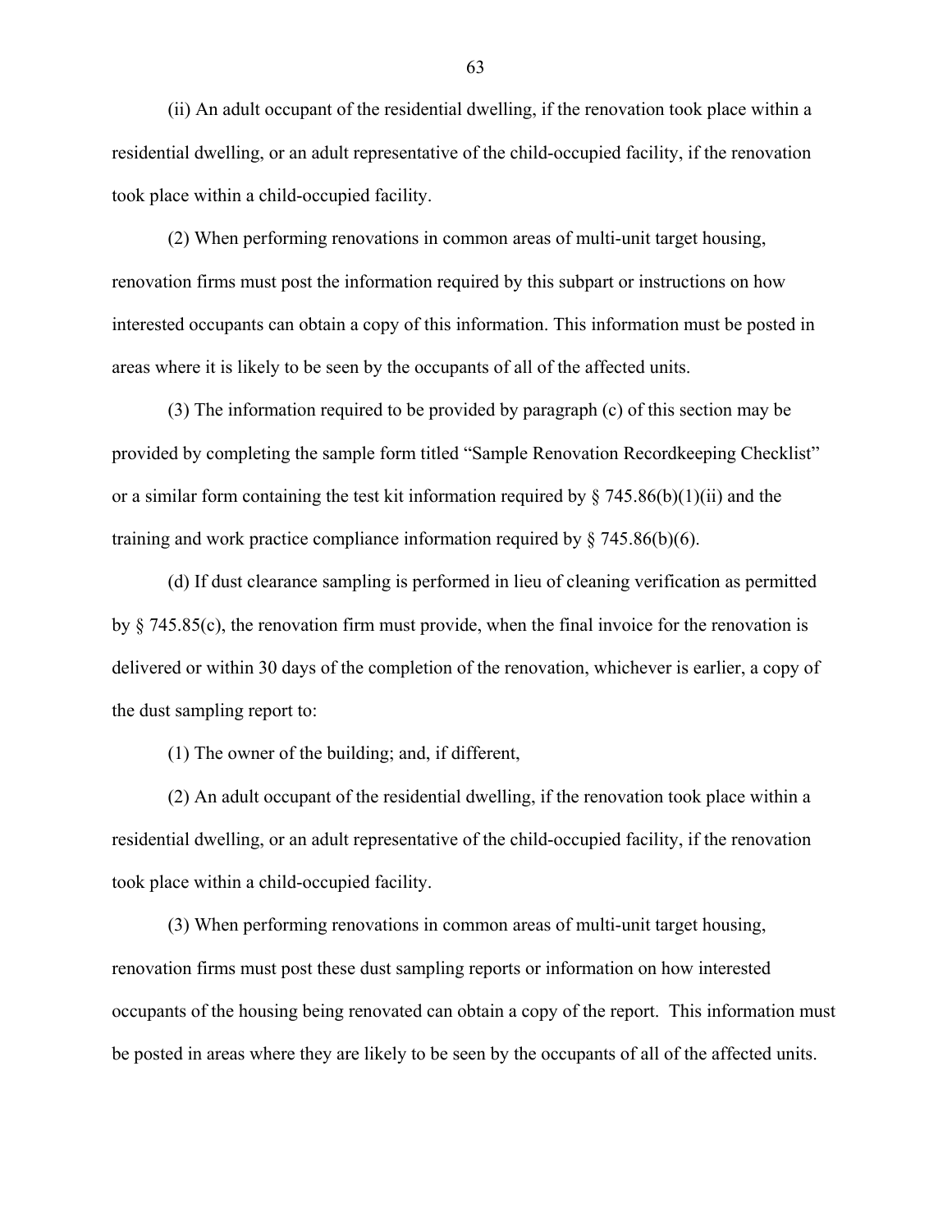(ii) An adult occupant of the residential dwelling, if the renovation took place within a residential dwelling, or an adult representative of the child-occupied facility, if the renovation took place within a child-occupied facility.

(2) When performing renovations in common areas of multi-unit target housing, renovation firms must post the information required by this subpart or instructions on how interested occupants can obtain a copy of this information. This information must be posted in areas where it is likely to be seen by the occupants of all of the affected units.

(3) The information required to be provided by paragraph (c) of this section may be provided by completing the sample form titled "Sample Renovation Recordkeeping Checklist" or a similar form containing the test kit information required by § 745.86(b)(1)(ii) and the training and work practice compliance information required by § 745.86(b)(6).

(d) If dust clearance sampling is performed in lieu of cleaning verification as permitted by § 745.85(c), the renovation firm must provide, when the final invoice for the renovation is delivered or within 30 days of the completion of the renovation, whichever is earlier, a copy of the dust sampling report to:

(1) The owner of the building; and, if different,

(2) An adult occupant of the residential dwelling, if the renovation took place within a residential dwelling, or an adult representative of the child-occupied facility, if the renovation took place within a child-occupied facility.

(3) When performing renovations in common areas of multi-unit target housing, renovation firms must post these dust sampling reports or information on how interested occupants of the housing being renovated can obtain a copy of the report. This information must be posted in areas where they are likely to be seen by the occupants of all of the affected units.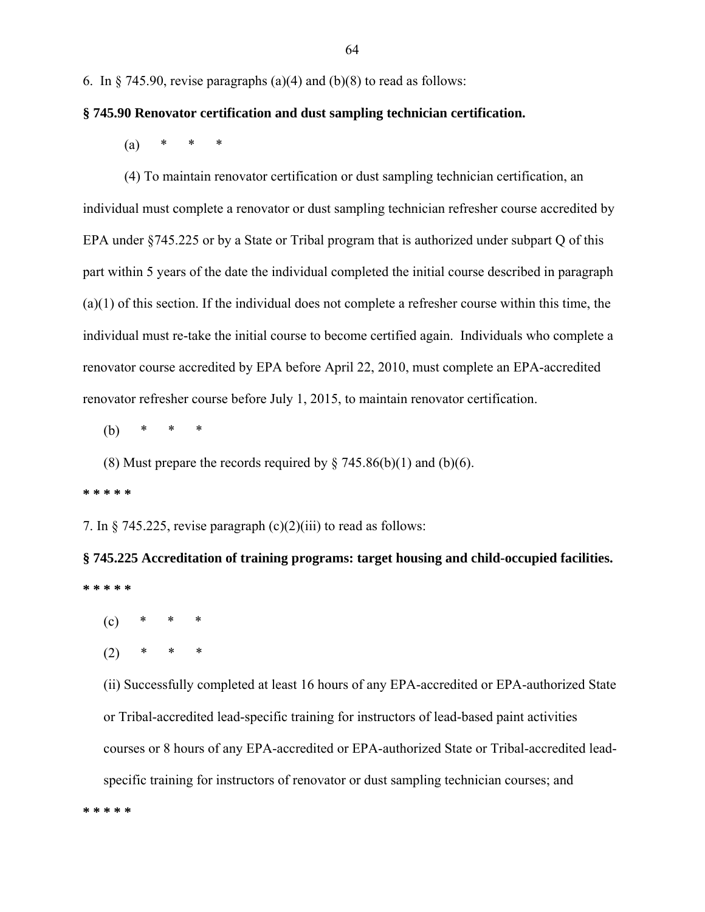6. In § 745.90, revise paragraphs (a)(4) and (b)(8) to read as follows:

**§ 745.90 Renovator certification and dust sampling technician certification.**

(a) * * *

(4) To maintain renovator certification or dust sampling technician certification, an individual must complete a renovator or dust sampling technician refresher course accredited by EPA under §745.225 or by a State or Tribal program that is authorized under subpart Q of this part within 5 years of the date the individual completed the initial course described in paragraph (a)(1) of this section. If the individual does not complete a refresher course within this time, the individual must re-take the initial course to become certified again. Individuals who complete a renovator course accredited by EPA before April 22, 2010, must complete an EPA-accredited renovator refresher course before July 1, 2015, to maintain renovator certification.

(b) * * *

(8) Must prepare the records required by § 745.86(b)(1) and (b)(6).

**\* \* \* \* \***

7. In § 745.225, revise paragraph (c)(2)(iii) to read as follows:

**§ 745.225 Accreditation of training programs: target housing and child-occupied facilities.**

**\* \* \* \* \***

(c) * * *

(2) * * *

(ii) Successfully completed at least 16 hours of any EPA-accredited or EPA-authorized State or Tribal-accredited lead-specific training for instructors of lead-based paint activities courses or 8 hours of any EPA-accredited or EPA-authorized State or Tribal-accredited lead-specific training for instructors of renovator or dust sampling technician courses; and

**\* \* \* \* \***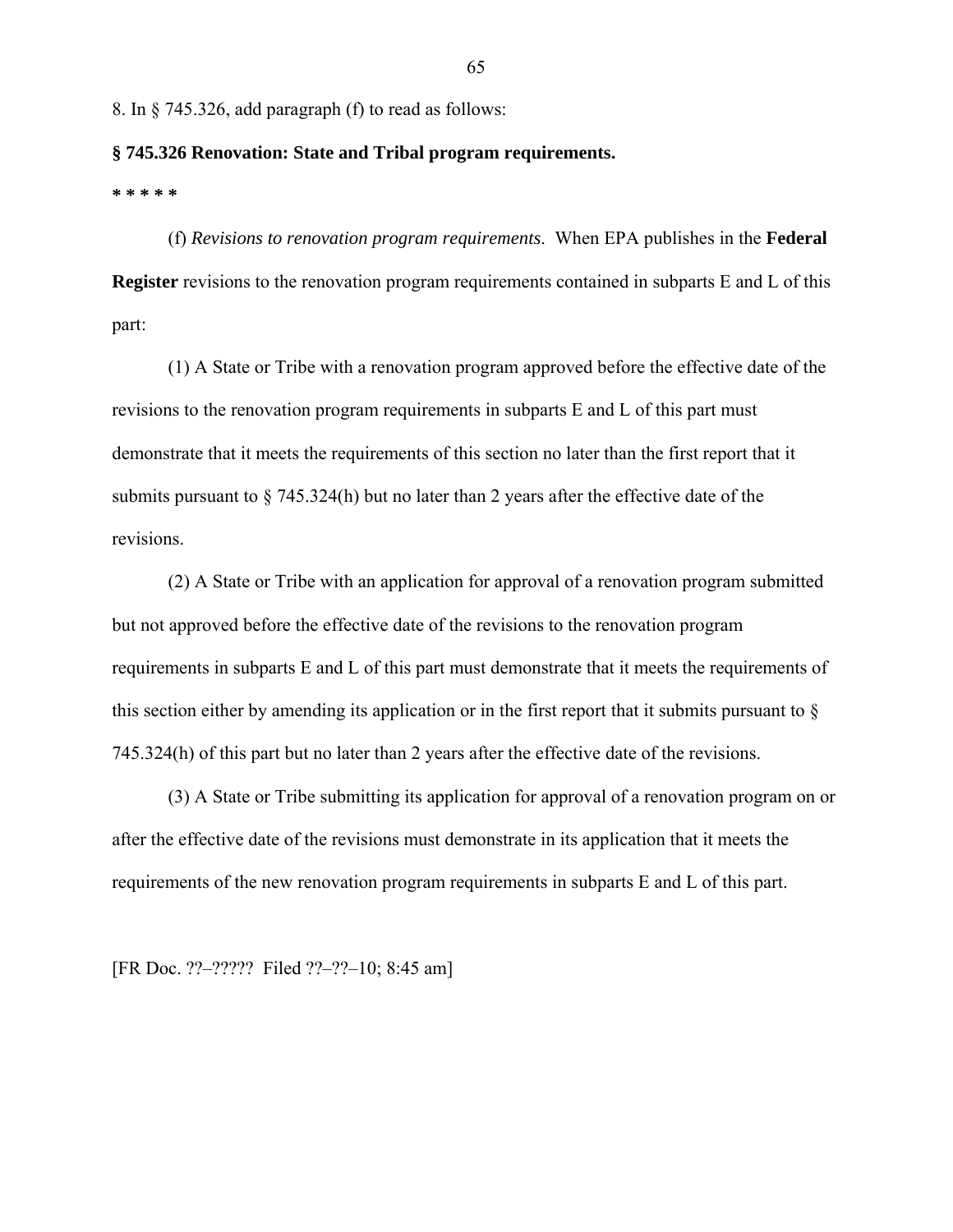8. In § 745.326, add paragraph (f) to read as follows:

**§ 745.326 Renovation: State and Tribal program requirements.**

**\* \* \* \* \***

(f) *Revisions to renovation program requirements*. When EPA publishes in the **Federal Register** revisions to the renovation program requirements contained in subparts E and L of this part:

(1) A State or Tribe with a renovation program approved before the effective date of the revisions to the renovation program requirements in subparts E and L of this part must demonstrate that it meets the requirements of this section no later than the first report that it submits pursuant to § 745.324(h) but no later than 2 years after the effective date of the revisions.

(2) A State or Tribe with an application for approval of a renovation program submitted but not approved before the effective date of the revisions to the renovation program requirements in subparts E and L of this part must demonstrate that it meets the requirements of this section either by amending its application or in the first report that it submits pursuant to § 745.324(h) of this part but no later than 2 years after the effective date of the revisions.

(3) A State or Tribe submitting its application for approval of a renovation program on or after the effective date of the revisions must demonstrate in its application that it meets the requirements of the new renovation program requirements in subparts E and L of this part.

[FR Doc. ??–????? Filed ??–??–10; 8:45 am]